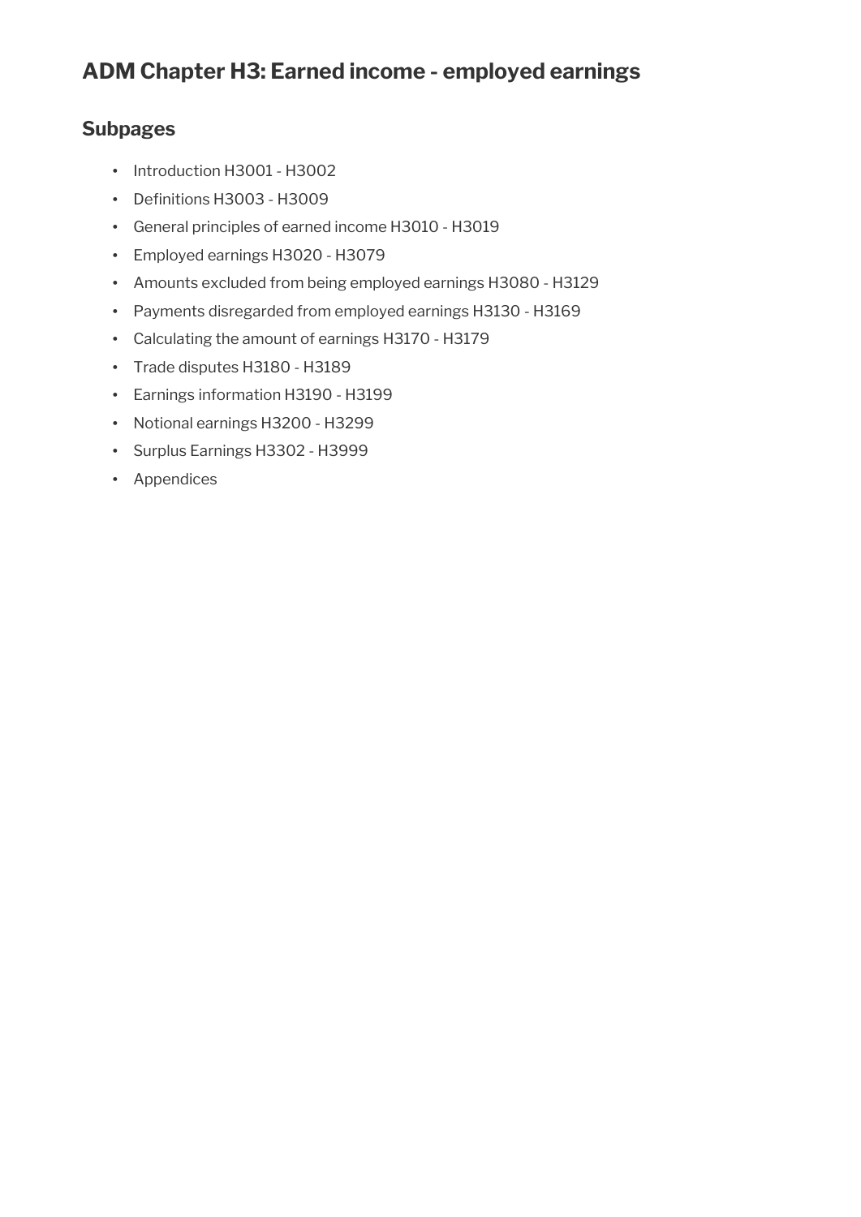# ADM Chapter H3: Earned income - employed earnings

## Subpages

- Introduction H3001 - H3002
- Definitions H3003 - H3009
- General principles of earned income H3010 - H3019
- Employed earnings H3020 - H3079
- Amounts excluded from being employed earnings H3080 - H3129
- Payments disregarded from employed earnings H3130 - H3169
- Calculating the amount of earnings H3170 - H3179
- Trade disputes H3180 - H3189
- Earnings information H3190 - H3199
- Notional earnings H3200 - H3299
- Surplus Earnings H3302 - H3999
- Appendices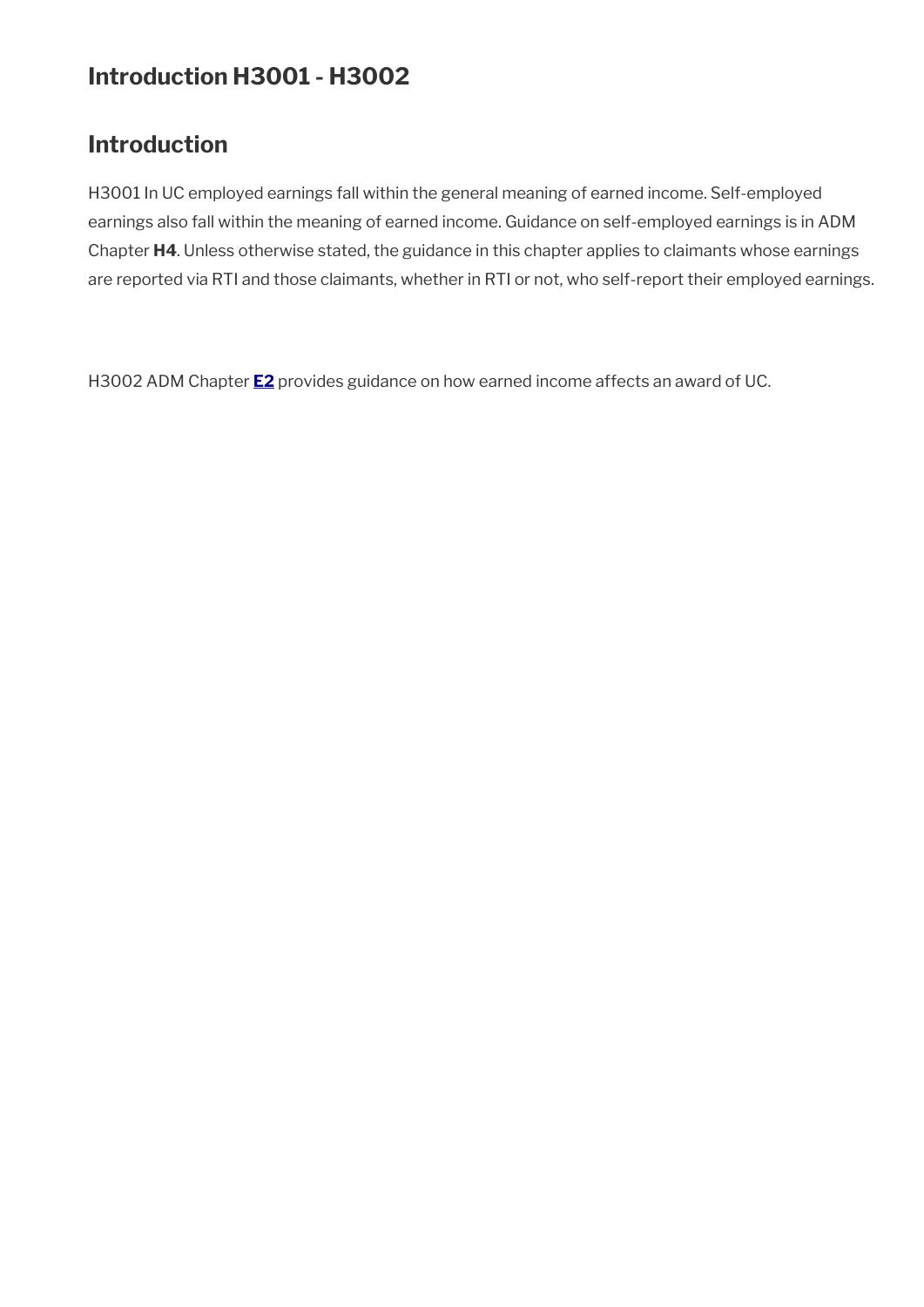# Introduction H3001 - H3002

## Introduction

H3001 In UC employed earnings fall within the general meaning of earned income. Self-employed earnings also fall within the meaning of earned income. Guidance on self-employed earnings is in ADM Chapter **H4**. Unless otherwise stated, the guidance in this chapter applies to claimants whose earnings are reported via RTI and those claimants, whether in RTI or not, who self-report their employed earnings.

H3002 ADM Chapter **E2** provides guidance on how earned income affects an award of UC.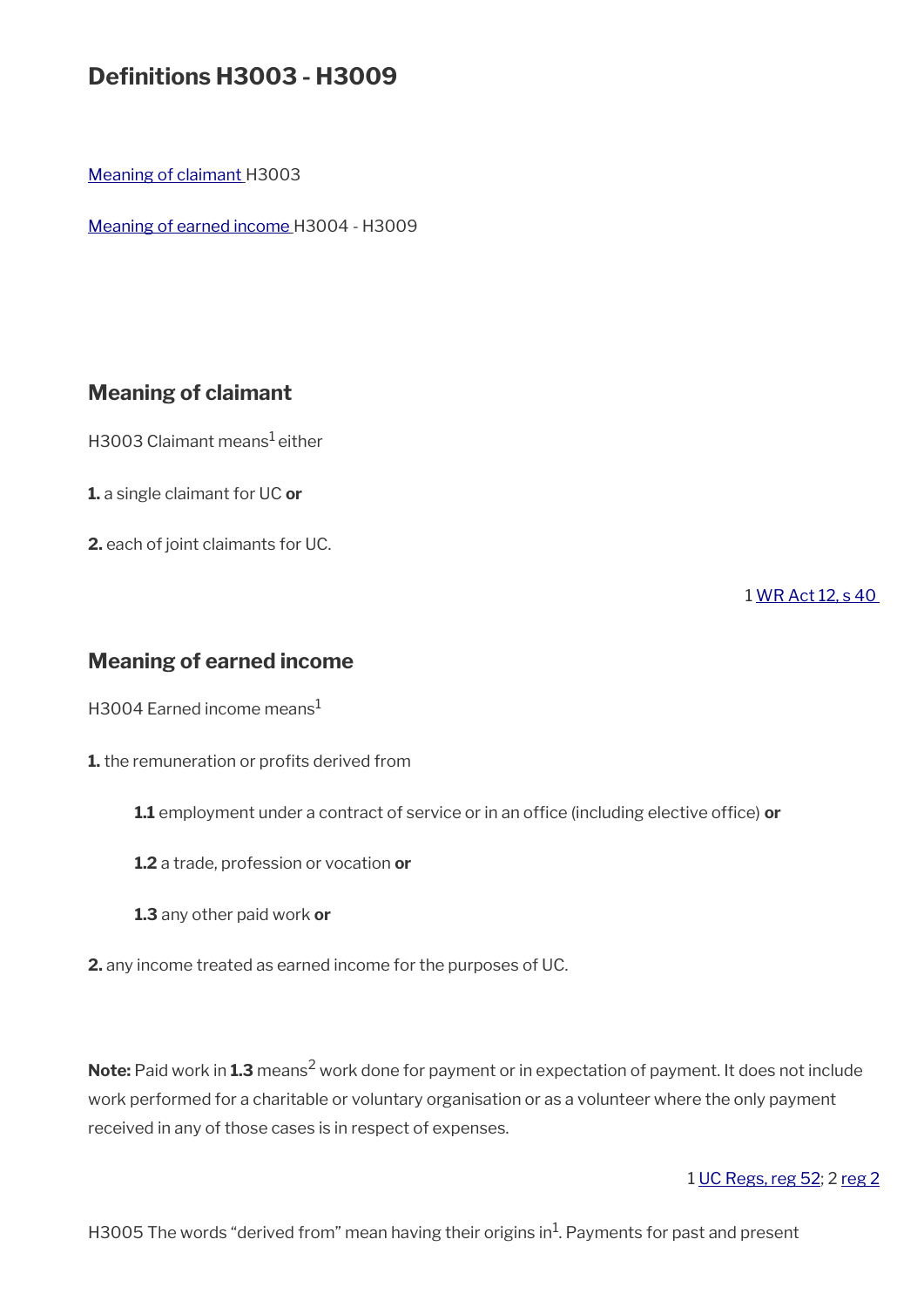# Definitions H3003 - H3009

[Meaning of claimant](#) H3003

[Meaning of earned income](#) H3004 - H3009

## Meaning of claimant

H3003 Claimant means[1] either

**1.** a single claimant for UC **or**

**2.** each of joint claimants for UC.

1 [WR Act 12, s 40](#)

## Meaning of earned income

H3004 Earned income means[1]

**1.** the remuneration or profits derived from

> **1.1** employment under a contract of service or in an office (including elective office) **or**
>
> **1.2** a trade, profession or vocation **or**
>
> **1.3** any other paid work **or**

**2.** any income treated as earned income for the purposes of UC.

**Note:** Paid work in **1.3** means[2] work done for payment or in expectation of payment. It does not include work performed for a charitable or voluntary organisation or as a volunteer where the only payment received in any of those cases is in respect of expenses.

1 [UC Regs, reg 52](#); 2 [reg 2](#)

H3005 The words "derived from" mean having their origins in[1]. Payments for past and present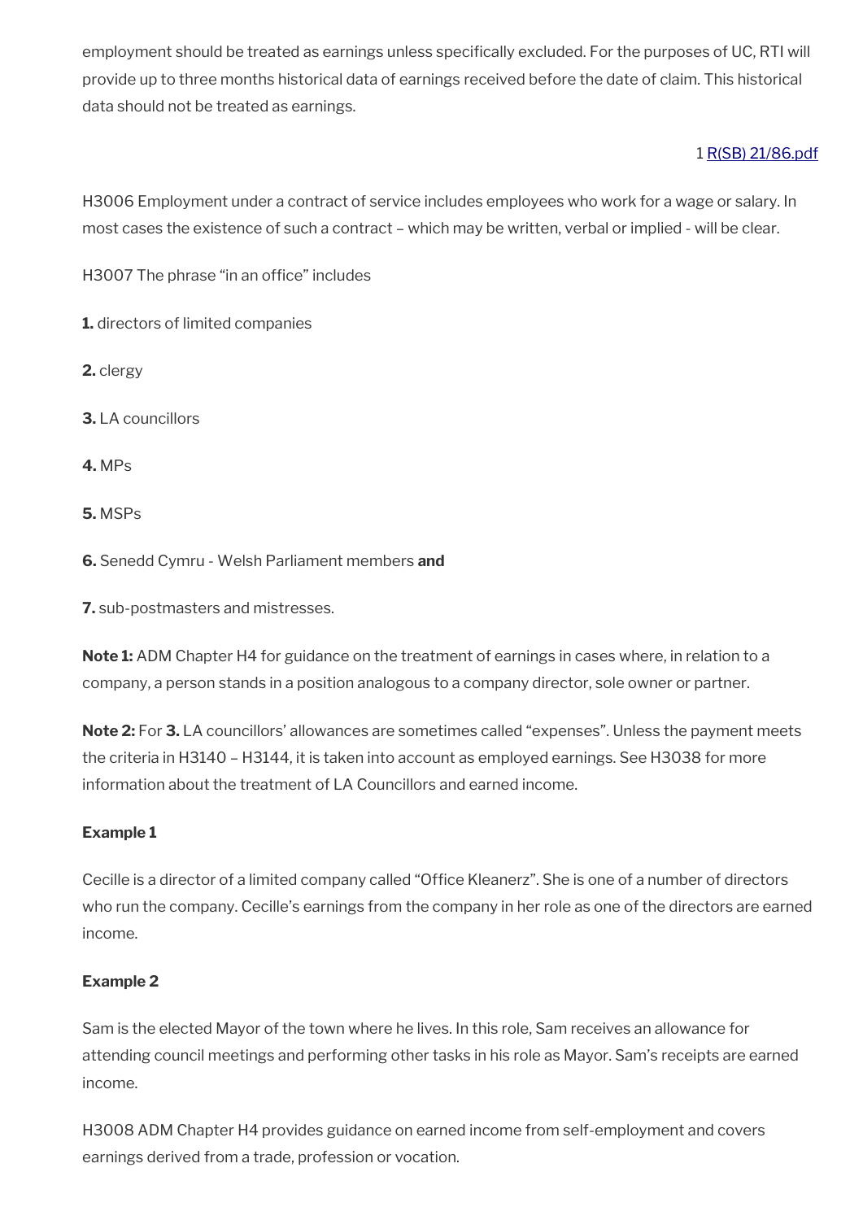employment should be treated as earnings unless specifically excluded. For the purposes of UC, RTI will provide up to three months historical data of earnings received before the date of claim. This historical data should not be treated as earnings.

1 [R(SB) 21/86.pdf]

H3006 Employment under a contract of service includes employees who work for a wage or salary. In most cases the existence of such a contract – which may be written, verbal or implied - will be clear.

H3007 The phrase "in an office" includes

**1.** directors of limited companies

**2.** clergy

**3.** LA councillors

**4.** MPs

**5.** MSPs

**6.** Senedd Cymru - Welsh Parliament members **and**

**7.** sub-postmasters and mistresses.

**Note 1:** ADM Chapter H4 for guidance on the treatment of earnings in cases where, in relation to a company, a person stands in a position analogous to a company director, sole owner or partner.

**Note 2:** For **3.** LA councillors' allowances are sometimes called "expenses". Unless the payment meets the criteria in H3140 – H3144, it is taken into account as employed earnings. See H3038 for more information about the treatment of LA Councillors and earned income.

**Example 1**

Cecille is a director of a limited company called "Office Kleanerz". She is one of a number of directors who run the company. Cecille's earnings from the company in her role as one of the directors are earned income.

**Example 2**

Sam is the elected Mayor of the town where he lives. In this role, Sam receives an allowance for attending council meetings and performing other tasks in his role as Mayor. Sam's receipts are earned income.

H3008 ADM Chapter H4 provides guidance on earned income from self-employment and covers earnings derived from a trade, profession or vocation.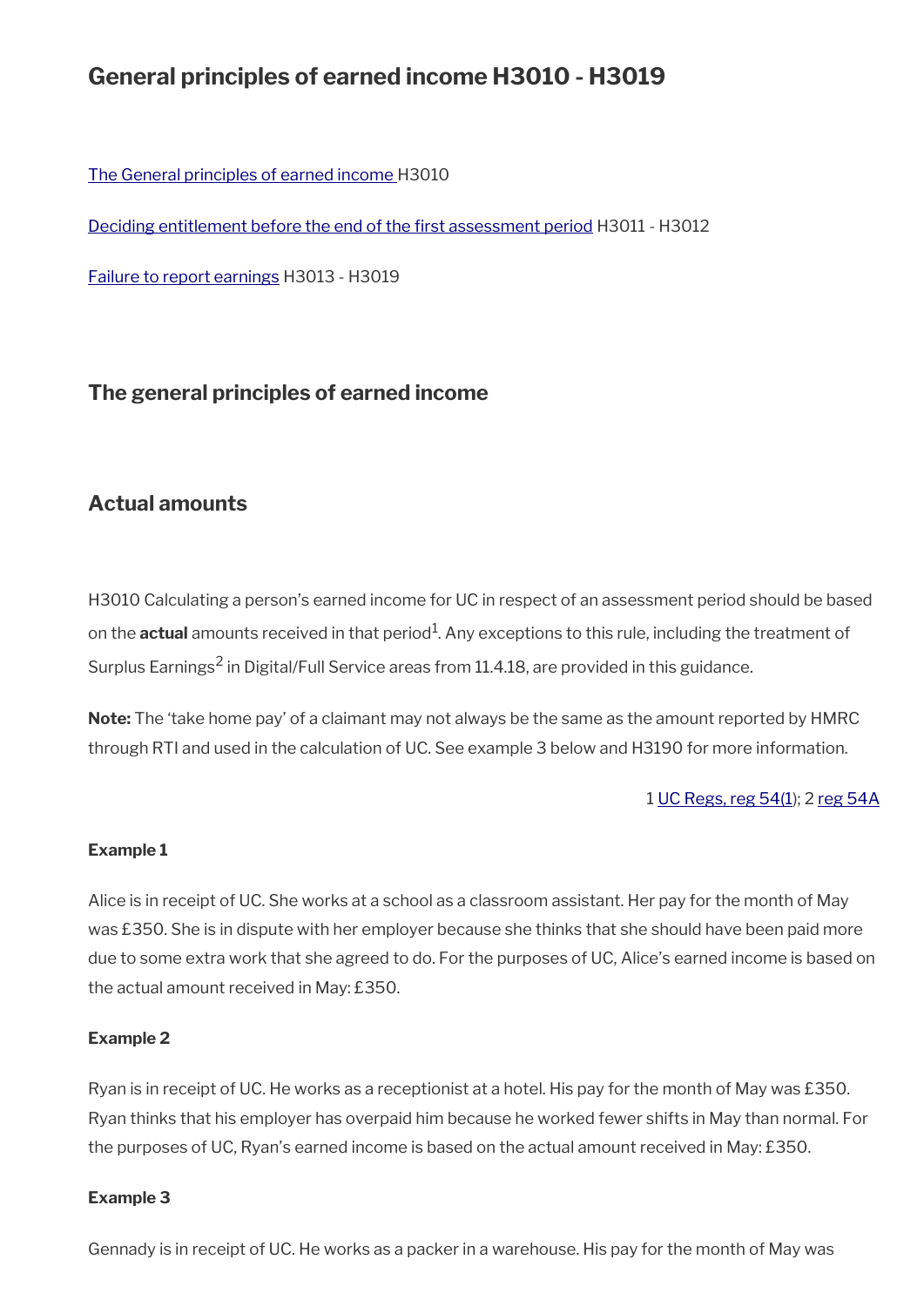# General principles of earned income H3010 - H3019

[The General principles of earned income](#) H3010

[Deciding entitlement before the end of the first assessment period](#) H3011 - H3012

[Failure to report earnings](#) H3013 - H3019

## The general principles of earned income

## Actual amounts

H3010 Calculating a person's earned income for UC in respect of an assessment period should be based on the **actual** amounts received in that period[1]. Any exceptions to this rule, including the treatment of Surplus Earnings[2] in Digital/Full Service areas from 11.4.18, are provided in this guidance.

**Note:** The 'take home pay' of a claimant may not always be the same as the amount reported by HMRC through RTI and used in the calculation of UC. See example 3 below and H3190 for more information.

1 [UC Regs, reg 54(1)](#); 2 [reg 54A](#)

**Example 1**

Alice is in receipt of UC. She works at a school as a classroom assistant. Her pay for the month of May was £350. She is in dispute with her employer because she thinks that she should have been paid more due to some extra work that she agreed to do. For the purposes of UC, Alice's earned income is based on the actual amount received in May: £350.

**Example 2**

Ryan is in receipt of UC. He works as a receptionist at a hotel. His pay for the month of May was £350. Ryan thinks that his employer has overpaid him because he worked fewer shifts in May than normal. For the purposes of UC, Ryan's earned income is based on the actual amount received in May: £350.

**Example 3**

Gennady is in receipt of UC. He works as a packer in a warehouse. His pay for the month of May was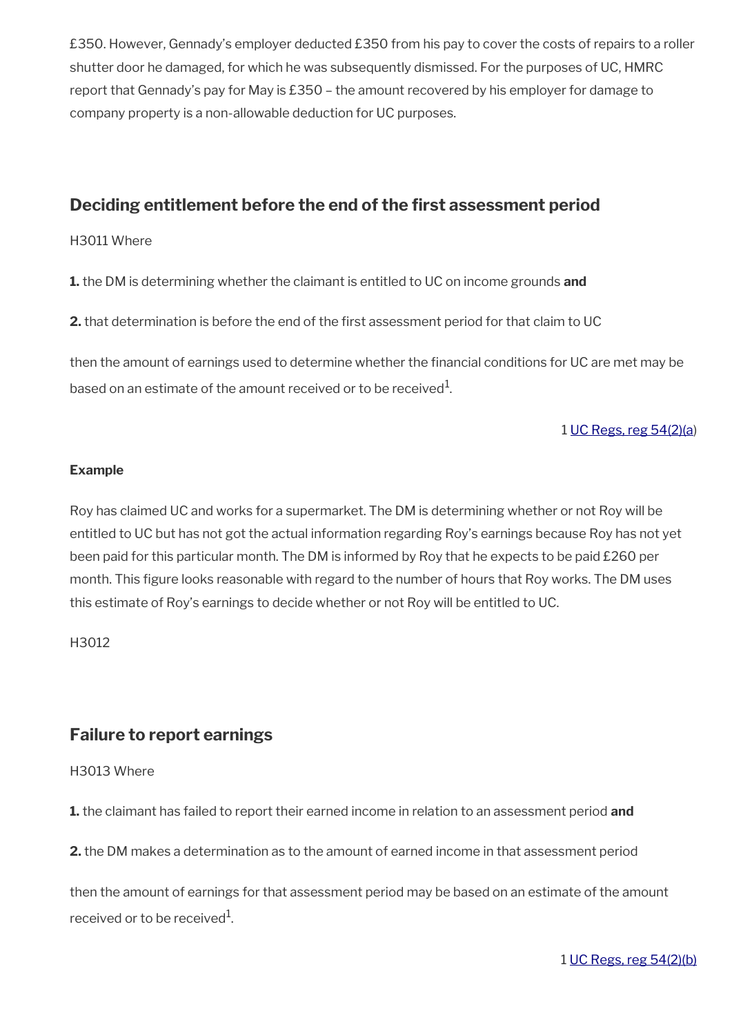£350. However, Gennady's employer deducted £350 from his pay to cover the costs of repairs to a roller shutter door he damaged, for which he was subsequently dismissed. For the purposes of UC, HMRC report that Gennady's pay for May is £350 – the amount recovered by his employer for damage to company property is a non-allowable deduction for UC purposes.

## Deciding entitlement before the end of the first assessment period

H3011 Where

**1.** the DM is determining whether the claimant is entitled to UC on income grounds **and**

**2.** that determination is before the end of the first assessment period for that claim to UC

then the amount of earnings used to determine whether the financial conditions for UC are met may be based on an estimate of the amount received or to be received[1].

1 UC Regs, reg 54(2)(a)

**Example**

Roy has claimed UC and works for a supermarket. The DM is determining whether or not Roy will be entitled to UC but has not got the actual information regarding Roy's earnings because Roy has not yet been paid for this particular month. The DM is informed by Roy that he expects to be paid £260 per month. This figure looks reasonable with regard to the number of hours that Roy works. The DM uses this estimate of Roy's earnings to decide whether or not Roy will be entitled to UC.

H3012

## Failure to report earnings

H3013 Where

**1.** the claimant has failed to report their earned income in relation to an assessment period **and**

**2.** the DM makes a determination as to the amount of earned income in that assessment period

then the amount of earnings for that assessment period may be based on an estimate of the amount received or to be received[1].

1 UC Regs, reg 54(2)(b)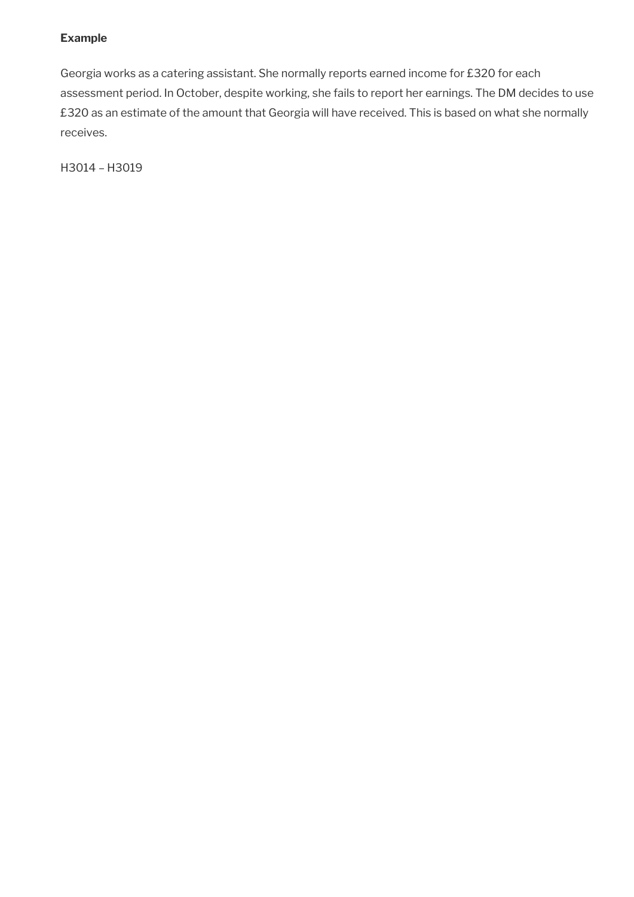**Example**

Georgia works as a catering assistant. She normally reports earned income for £320 for each assessment period. In October, despite working, she fails to report her earnings. The DM decides to use £320 as an estimate of the amount that Georgia will have received. This is based on what she normally receives.

H3014 – H3019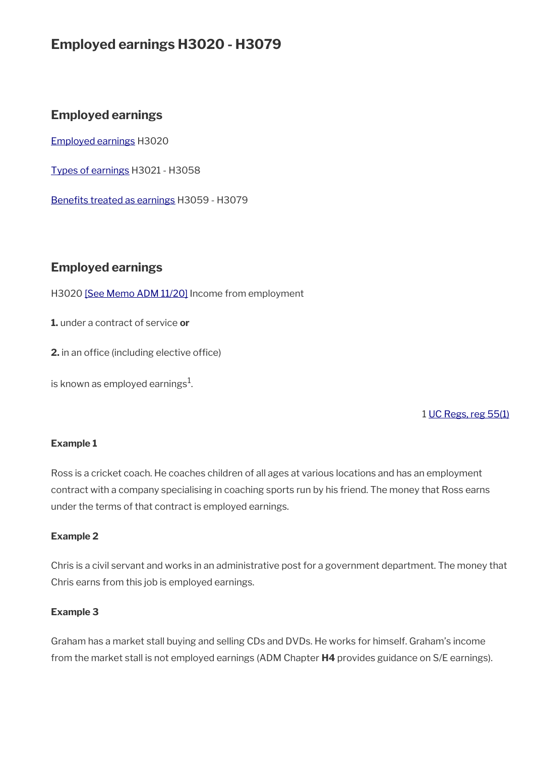# Employed earnings H3020 - H3079

## Employed earnings

[Employed earnings](#) H3020

[Types of earnings](#) H3021 - H3058

[Benefits treated as earnings](#) H3059 - H3079

## Employed earnings

H3020 [See Memo ADM 11/20] Income from employment

**1.** under a contract of service **or**

**2.** in an office (including elective office)

is known as employed earnings[1].

1 UC Regs, reg 55(1)

**Example 1**

Ross is a cricket coach. He coaches children of all ages at various locations and has an employment contract with a company specialising in coaching sports run by his friend. The money that Ross earns under the terms of that contract is employed earnings.

**Example 2**

Chris is a civil servant and works in an administrative post for a government department. The money that Chris earns from this job is employed earnings.

**Example 3**

Graham has a market stall buying and selling CDs and DVDs. He works for himself. Graham's income from the market stall is not employed earnings (ADM Chapter **H4** provides guidance on S/E earnings).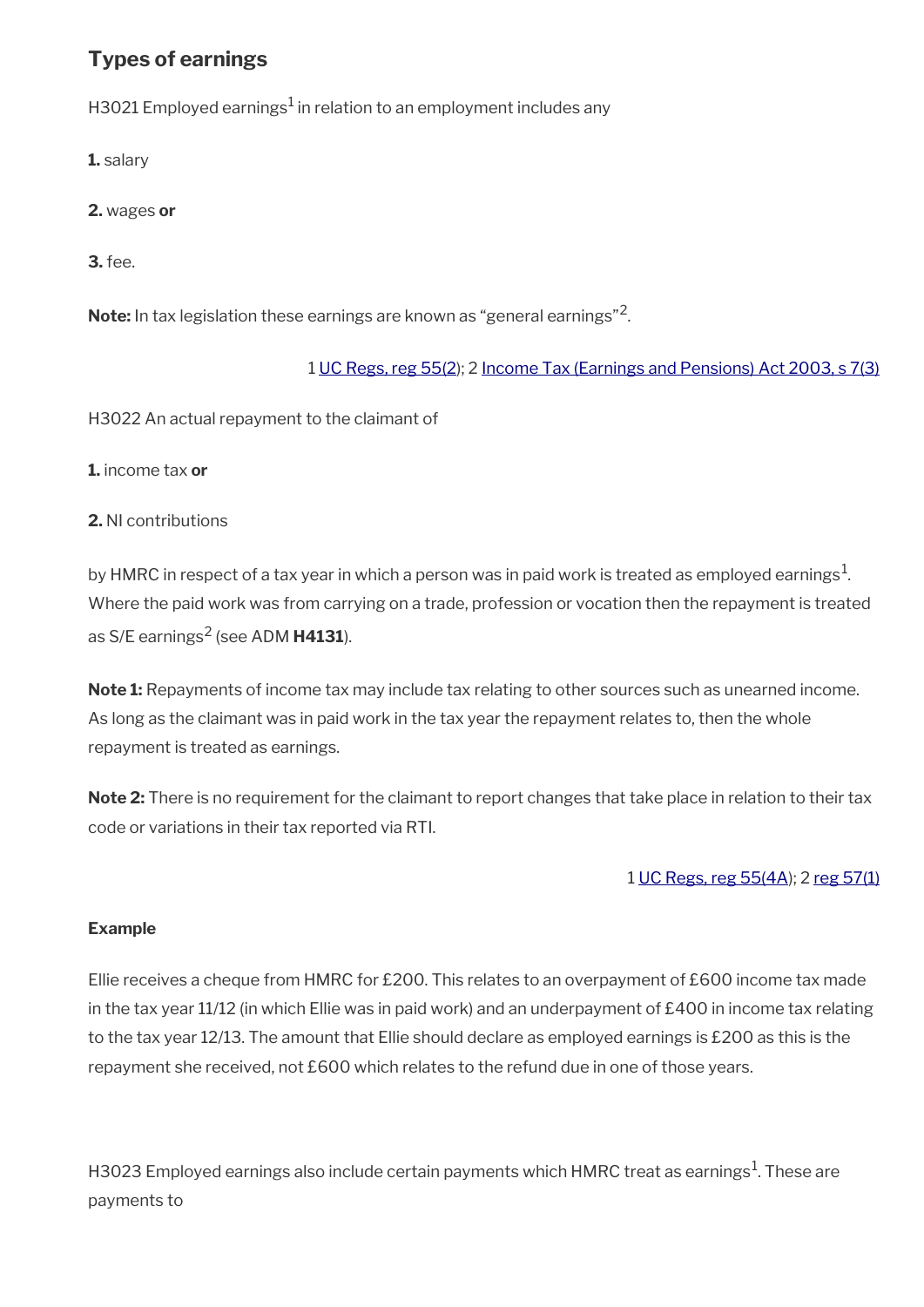## Types of earnings

H3021 Employed earnings[1] in relation to an employment includes any

**1.** salary

**2.** wages **or**

**3.** fee.

**Note:** In tax legislation these earnings are known as "general earnings"[2].

1 UC Regs, reg 55(2); 2 Income Tax (Earnings and Pensions) Act 2003, s 7(3)

H3022 An actual repayment to the claimant of

**1.** income tax **or**

**2.** NI contributions

by HMRC in respect of a tax year in which a person was in paid work is treated as employed earnings[1]. Where the paid work was from carrying on a trade, profession or vocation then the repayment is treated as S/E earnings[2] (see ADM **H4131**).

**Note 1:** Repayments of income tax may include tax relating to other sources such as unearned income. As long as the claimant was in paid work in the tax year the repayment relates to, then the whole repayment is treated as earnings.

**Note 2:** There is no requirement for the claimant to report changes that take place in relation to their tax code or variations in their tax reported via RTI.

1 UC Regs, reg 55(4A); 2 reg 57(1)

**Example**

Ellie receives a cheque from HMRC for £200. This relates to an overpayment of £600 income tax made in the tax year 11/12 (in which Ellie was in paid work) and an underpayment of £400 in income tax relating to the tax year 12/13. The amount that Ellie should declare as employed earnings is £200 as this is the repayment she received, not £600 which relates to the refund due in one of those years.

H3023 Employed earnings also include certain payments which HMRC treat as earnings[1]. These are payments to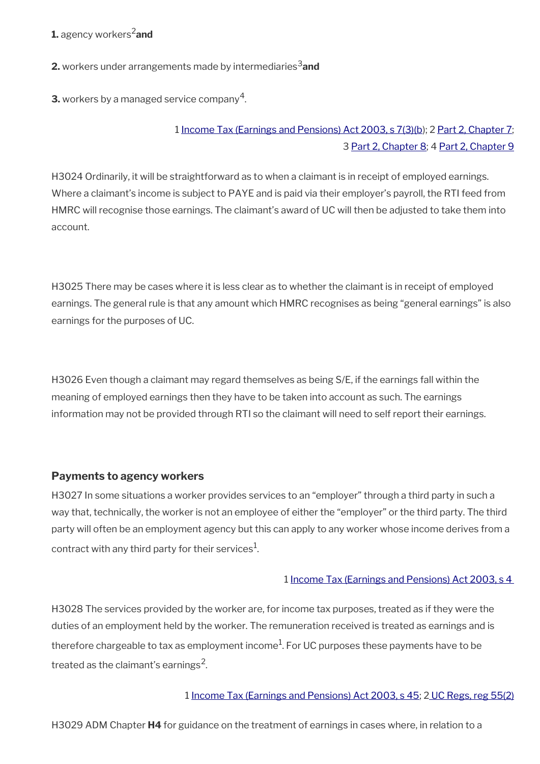**1.** agency workers[2] **and**

**2.** workers under arrangements made by intermediaries[3] **and**

**3.** workers by a managed service company[4].

1 Income Tax (Earnings and Pensions) Act 2003, s 7(3)(b); 2 Part 2, Chapter 7; 3 Part 2, Chapter 8; 4 Part 2, Chapter 9

H3024 Ordinarily, it will be straightforward as to when a claimant is in receipt of employed earnings. Where a claimant's income is subject to PAYE and is paid via their employer's payroll, the RTI feed from HMRC will recognise those earnings. The claimant's award of UC will then be adjusted to take them into account.

H3025 There may be cases where it is less clear as to whether the claimant is in receipt of employed earnings. The general rule is that any amount which HMRC recognises as being "general earnings" is also earnings for the purposes of UC.

H3026 Even though a claimant may regard themselves as being S/E, if the earnings fall within the meaning of employed earnings then they have to be taken into account as such. The earnings information may not be provided through RTI so the claimant will need to self report their earnings.

### Payments to agency workers

H3027 In some situations a worker provides services to an "employer" through a third party in such a way that, technically, the worker is not an employee of either the "employer" or the third party. The third party will often be an employment agency but this can apply to any worker whose income derives from a contract with any third party for their services[1].

1 Income Tax (Earnings and Pensions) Act 2003, s 4

H3028 The services provided by the worker are, for income tax purposes, treated as if they were the duties of an employment held by the worker. The remuneration received is treated as earnings and is therefore chargeable to tax as employment income[1]. For UC purposes these payments have to be treated as the claimant's earnings[2].

1 Income Tax (Earnings and Pensions) Act 2003, s 45; 2 UC Regs, reg 55(2)

H3029 ADM Chapter **H4** for guidance on the treatment of earnings in cases where, in relation to a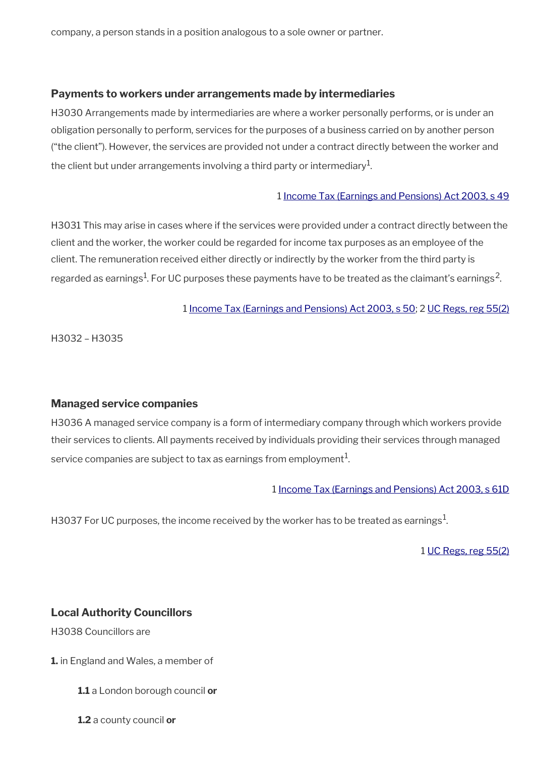company, a person stands in a position analogous to a sole owner or partner.

### Payments to workers under arrangements made by intermediaries

H3030 Arrangements made by intermediaries are where a worker personally performs, or is under an obligation personally to perform, services for the purposes of a business carried on by another person ("the client"). However, the services are provided not under a contract directly between the worker and the client but under arrangements involving a third party or intermediary[1].

1 Income Tax (Earnings and Pensions) Act 2003, s 49

H3031 This may arise in cases where if the services were provided under a contract directly between the client and the worker, the worker could be regarded for income tax purposes as an employee of the client. The remuneration received either directly or indirectly by the worker from the third party is regarded as earnings[1]. For UC purposes these payments have to be treated as the claimant's earnings[2].

1 Income Tax (Earnings and Pensions) Act 2003, s 50; 2 UC Regs, reg 55(2)

H3032 – H3035

### Managed service companies

H3036 A managed service company is a form of intermediary company through which workers provide their services to clients. All payments received by individuals providing their services through managed service companies are subject to tax as earnings from employment[1].

1 Income Tax (Earnings and Pensions) Act 2003, s 61D

H3037 For UC purposes, the income received by the worker has to be treated as earnings[1].

1 UC Regs, reg 55(2)

### Local Authority Councillors

H3038 Councillors are

**1.** in England and Wales, a member of

**1.1** a London borough council **or**

**1.2** a county council **or**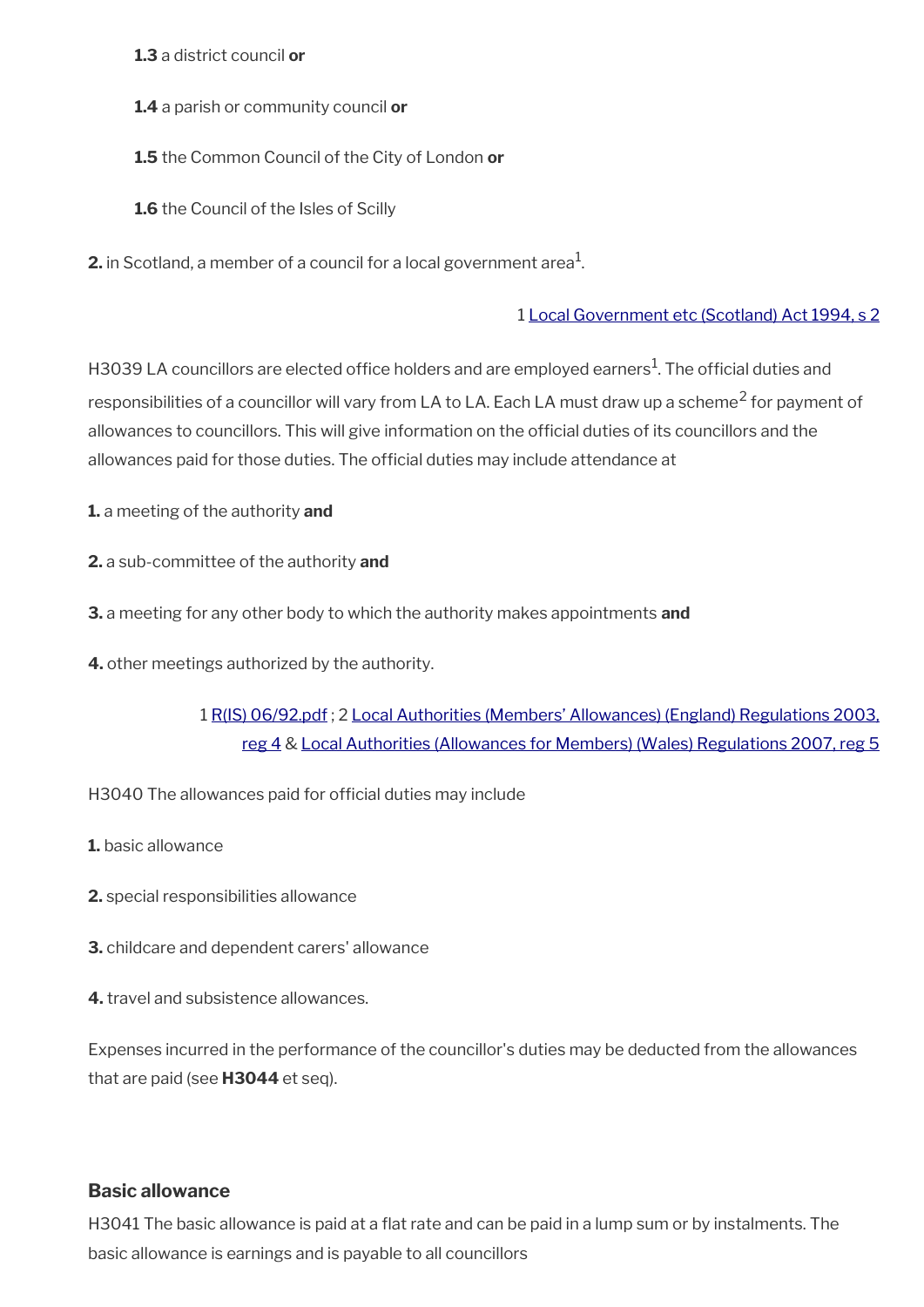**1.3** a district council **or**

**1.4** a parish or community council **or**

**1.5** the Common Council of the City of London **or**

**1.6** the Council of the Isles of Scilly

**2.** in Scotland, a member of a council for a local government area[1].

1 [Local Government etc (Scotland) Act 1994, s 2]

H3039 LA councillors are elected office holders and are employed earners[1]. The official duties and responsibilities of a councillor will vary from LA to LA. Each LA must draw up a scheme[2] for payment of allowances to councillors. This will give information on the official duties of its councillors and the allowances paid for those duties. The official duties may include attendance at

**1.** a meeting of the authority **and**

**2.** a sub-committee of the authority **and**

**3.** a meeting for any other body to which the authority makes appointments **and**

**4.** other meetings authorized by the authority.

1 [R(IS) 06/92.pdf] ; 2 [Local Authorities (Members' Allowances) (England) Regulations 2003, reg 4] & [Local Authorities (Allowances for Members) (Wales) Regulations 2007, reg 5]

H3040 The allowances paid for official duties may include

**1.** basic allowance

**2.** special responsibilities allowance

**3.** childcare and dependent carers' allowance

**4.** travel and subsistence allowances.

Expenses incurred in the performance of the councillor's duties may be deducted from the allowances that are paid (see **H3044** et seq).

### Basic allowance

H3041 The basic allowance is paid at a flat rate and can be paid in a lump sum or by instalments. The basic allowance is earnings and is payable to all councillors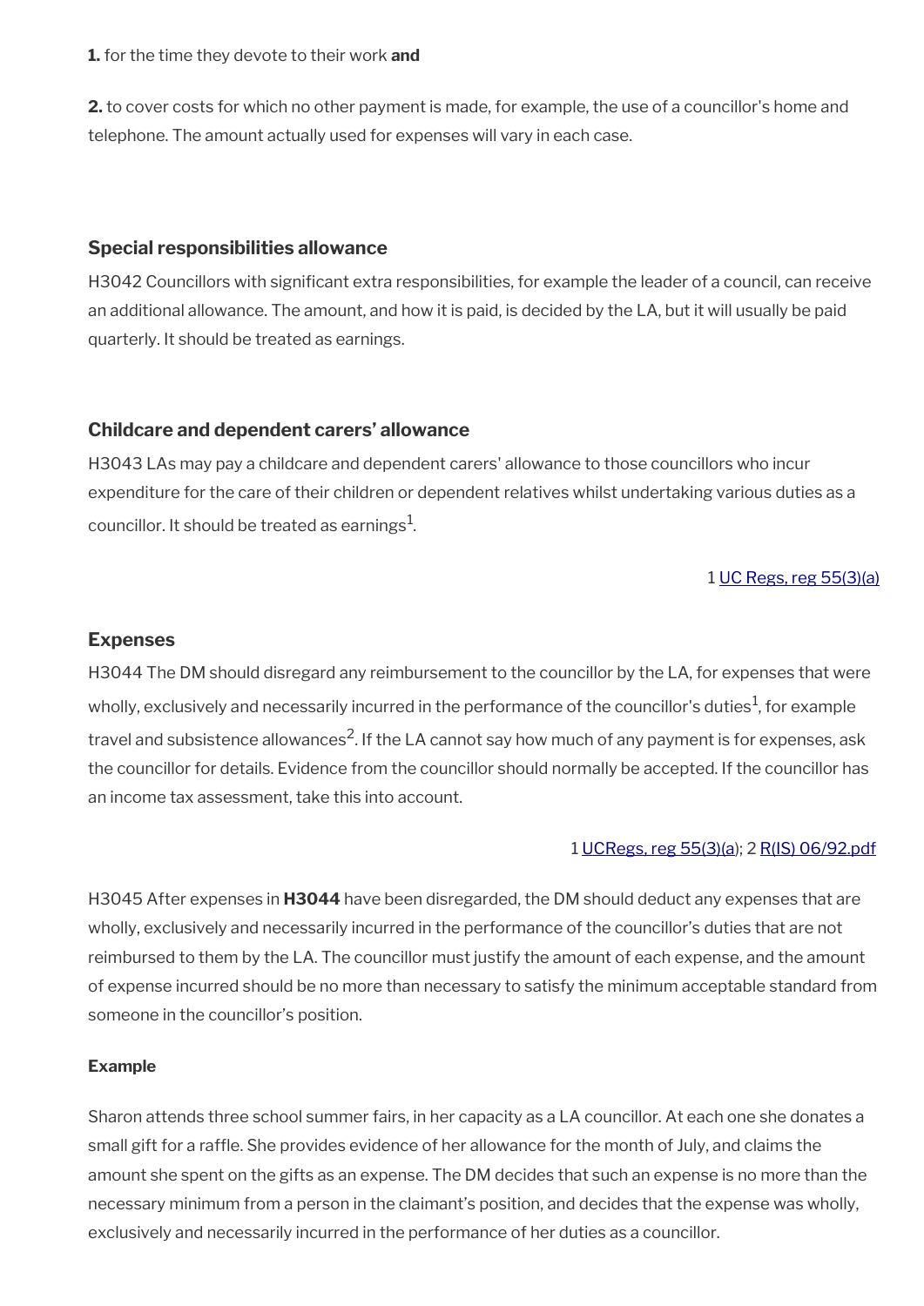**1.** for the time they devote to their work **and**

**2.** to cover costs for which no other payment is made, for example, the use of a councillor's home and telephone. The amount actually used for expenses will vary in each case.

### Special responsibilities allowance

H3042 Councillors with significant extra responsibilities, for example the leader of a council, can receive an additional allowance. The amount, and how it is paid, is decided by the LA, but it will usually be paid quarterly. It should be treated as earnings.

### Childcare and dependent carers' allowance

H3043 LAs may pay a childcare and dependent carers' allowance to those councillors who incur expenditure for the care of their children or dependent relatives whilst undertaking various duties as a councillor. It should be treated as earnings[1].

1 UC Regs, reg 55(3)(a)

### Expenses

H3044 The DM should disregard any reimbursement to the councillor by the LA, for expenses that were wholly, exclusively and necessarily incurred in the performance of the councillor's duties[1], for example travel and subsistence allowances[2]. If the LA cannot say how much of any payment is for expenses, ask the councillor for details. Evidence from the councillor should normally be accepted. If the councillor has an income tax assessment, take this into account.

1 UCRegs, reg 55(3)(a); 2 R(IS) 06/92.pdf

H3045 After expenses in **H3044** have been disregarded, the DM should deduct any expenses that are wholly, exclusively and necessarily incurred in the performance of the councillor's duties that are not reimbursed to them by the LA. The councillor must justify the amount of each expense, and the amount of expense incurred should be no more than necessary to satisfy the minimum acceptable standard from someone in the councillor's position.

**Example**

Sharon attends three school summer fairs, in her capacity as a LA councillor. At each one she donates a small gift for a raffle. She provides evidence of her allowance for the month of July, and claims the amount she spent on the gifts as an expense. The DM decides that such an expense is no more than the necessary minimum from a person in the claimant's position, and decides that the expense was wholly, exclusively and necessarily incurred in the performance of her duties as a councillor.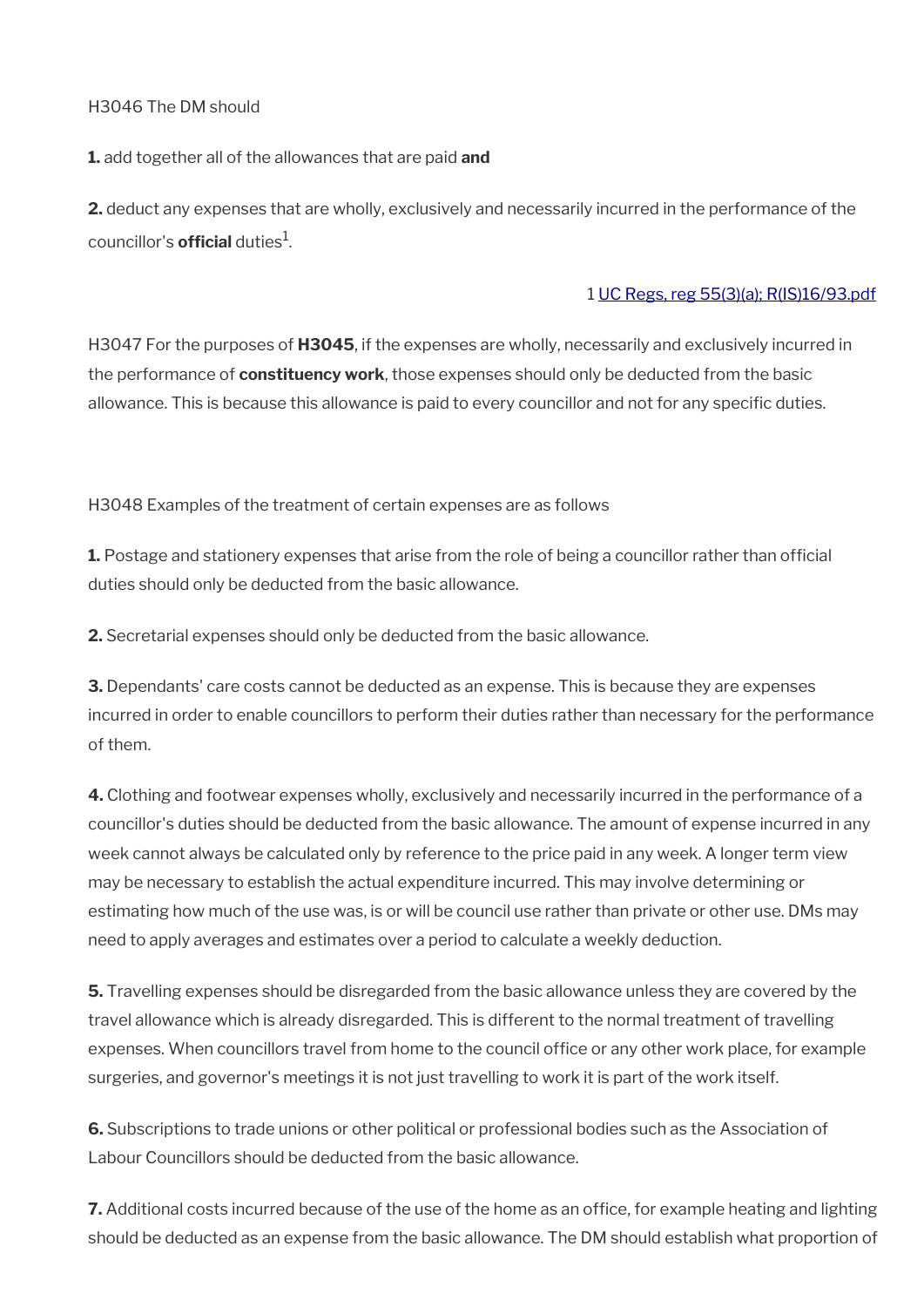H3046 The DM should

**1.** add together all of the allowances that are paid **and**

**2.** deduct any expenses that are wholly, exclusively and necessarily incurred in the performance of the councillor's **official** duties[1].

1 UC Regs, reg 55(3)(a); R(IS)16/93.pdf

H3047 For the purposes of **H3045**, if the expenses are wholly, necessarily and exclusively incurred in the performance of **constituency work**, those expenses should only be deducted from the basic allowance. This is because this allowance is paid to every councillor and not for any specific duties.

H3048 Examples of the treatment of certain expenses are as follows

**1.** Postage and stationery expenses that arise from the role of being a councillor rather than official duties should only be deducted from the basic allowance.

**2.** Secretarial expenses should only be deducted from the basic allowance.

**3.** Dependants' care costs cannot be deducted as an expense. This is because they are expenses incurred in order to enable councillors to perform their duties rather than necessary for the performance of them.

**4.** Clothing and footwear expenses wholly, exclusively and necessarily incurred in the performance of a councillor's duties should be deducted from the basic allowance. The amount of expense incurred in any week cannot always be calculated only by reference to the price paid in any week. A longer term view may be necessary to establish the actual expenditure incurred. This may involve determining or estimating how much of the use was, is or will be council use rather than private or other use. DMs may need to apply averages and estimates over a period to calculate a weekly deduction.

**5.** Travelling expenses should be disregarded from the basic allowance unless they are covered by the travel allowance which is already disregarded. This is different to the normal treatment of travelling expenses. When councillors travel from home to the council office or any other work place, for example surgeries, and governor's meetings it is not just travelling to work it is part of the work itself.

**6.** Subscriptions to trade unions or other political or professional bodies such as the Association of Labour Councillors should be deducted from the basic allowance.

**7.** Additional costs incurred because of the use of the home as an office, for example heating and lighting should be deducted as an expense from the basic allowance. The DM should establish what proportion of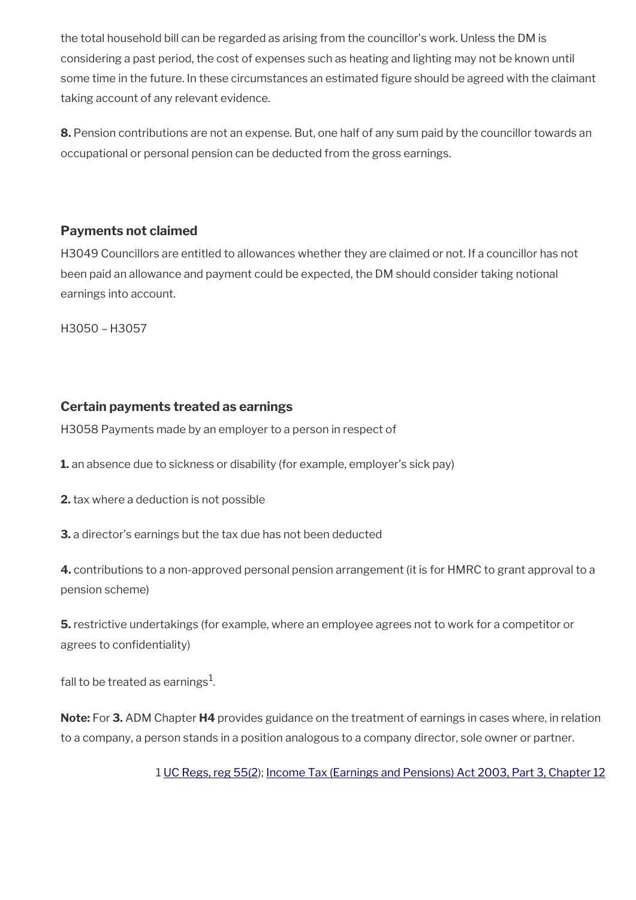the total household bill can be regarded as arising from the councillor's work. Unless the DM is considering a past period, the cost of expenses such as heating and lighting may not be known until some time in the future. In these circumstances an estimated figure should be agreed with the claimant taking account of any relevant evidence.

**8.** Pension contributions are not an expense. But, one half of any sum paid by the councillor towards an occupational or personal pension can be deducted from the gross earnings.

### Payments not claimed

H3049 Councillors are entitled to allowances whether they are claimed or not. If a councillor has not been paid an allowance and payment could be expected, the DM should consider taking notional earnings into account.

H3050 – H3057

### Certain payments treated as earnings

H3058 Payments made by an employer to a person in respect of

**1.** an absence due to sickness or disability (for example, employer's sick pay)

**2.** tax where a deduction is not possible

**3.** a director's earnings but the tax due has not been deducted

**4.** contributions to a non-approved personal pension arrangement (it is for HMRC to grant approval to a pension scheme)

**5.** restrictive undertakings (for example, where an employee agrees not to work for a competitor or agrees to confidentiality)

fall to be treated as earnings[1].

**Note:** For **3.** ADM Chapter **H4** provides guidance on the treatment of earnings in cases where, in relation to a company, a person stands in a position analogous to a company director, sole owner or partner.

1 UC Regs, reg 55(2); Income Tax (Earnings and Pensions) Act 2003, Part 3, Chapter 12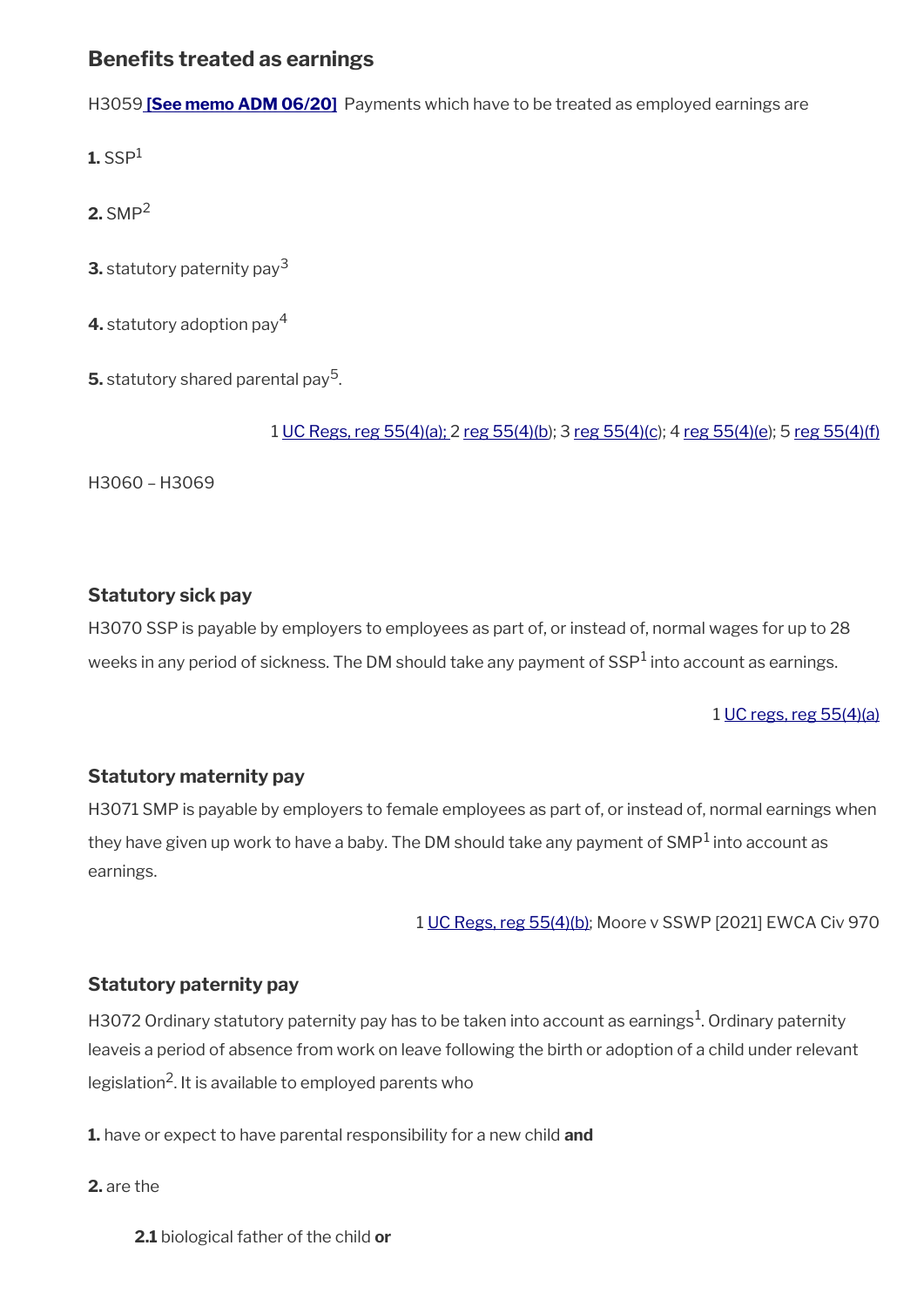## Benefits treated as earnings

H3059 **[See memo ADM 06/20]** Payments which have to be treated as employed earnings are

**1.** SSP[1]

**2.** SMP[2]

**3.** statutory paternity pay[3]

**4.** statutory adoption pay[4]

**5.** statutory shared parental pay[5].

1 UC Regs, reg 55(4)(a); 2 reg 55(4)(b); 3 reg 55(4)(c); 4 reg 55(4)(e); 5 reg 55(4)(f)

H3060 – H3069

### Statutory sick pay

H3070 SSP is payable by employers to employees as part of, or instead of, normal wages for up to 28 weeks in any period of sickness. The DM should take any payment of SSP[1] into account as earnings.

1 UC regs, reg 55(4)(a)

### Statutory maternity pay

H3071 SMP is payable by employers to female employees as part of, or instead of, normal earnings when they have given up work to have a baby. The DM should take any payment of SMP[1] into account as earnings.

1 UC Regs, reg 55(4)(b); Moore v SSWP [2021] EWCA Civ 970

### Statutory paternity pay

H3072 Ordinary statutory paternity pay has to be taken into account as earnings[1]. Ordinary paternity leaveis a period of absence from work on leave following the birth or adoption of a child under relevant legislation[2]. It is available to employed parents who

**1.** have or expect to have parental responsibility for a new child **and**

**2.** are the

  **2.1** biological father of the child **or**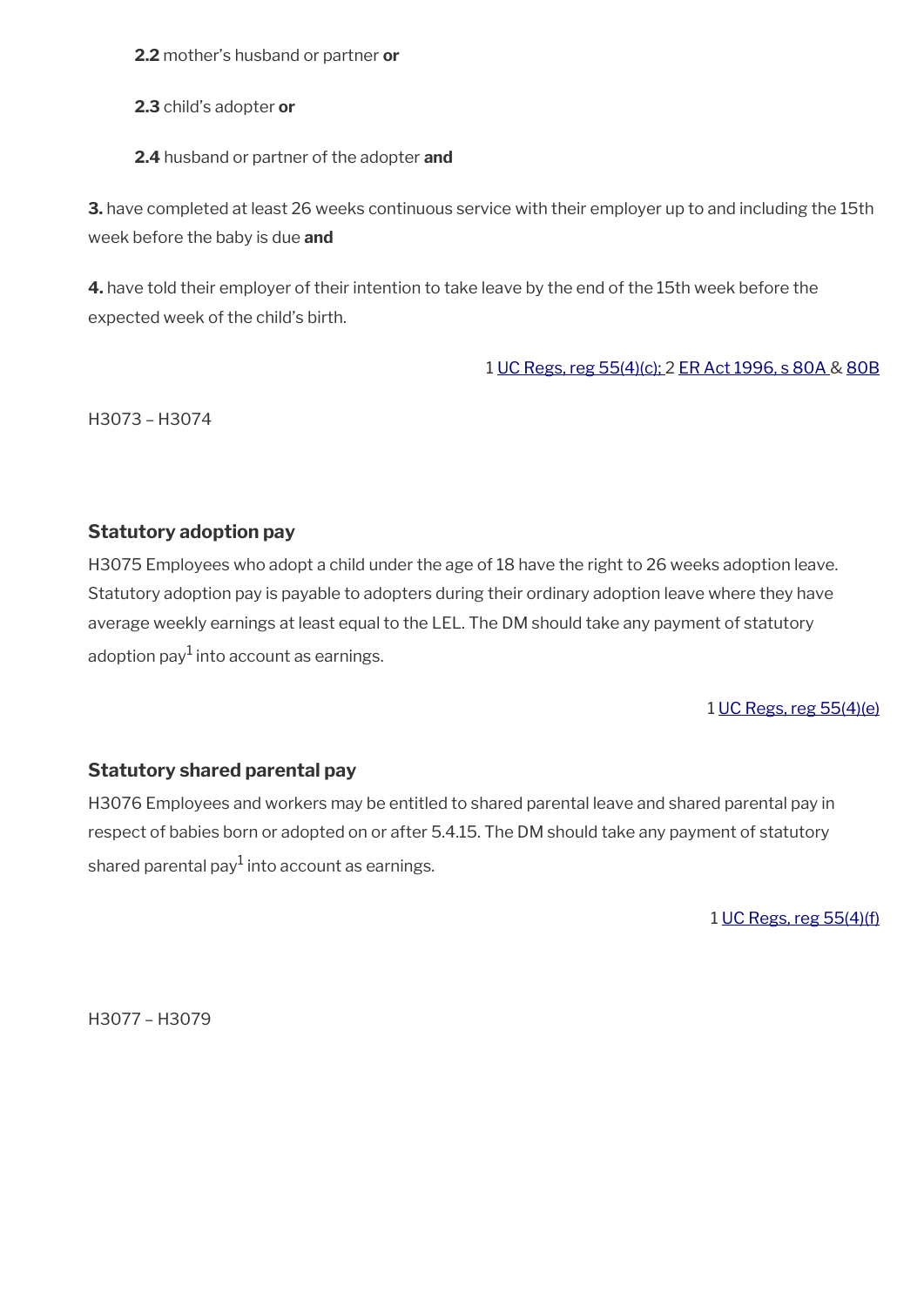**2.2** mother's husband or partner **or**

**2.3** child's adopter **or**

**2.4** husband or partner of the adopter **and**

**3.** have completed at least 26 weeks continuous service with their employer up to and including the 15th week before the baby is due **and**

**4.** have told their employer of their intention to take leave by the end of the 15th week before the expected week of the child's birth.

1 UC Regs, reg 55(4)(c); 2 ER Act 1996, s 80A & 80B

H3073 – H3074

### Statutory adoption pay

H3075 Employees who adopt a child under the age of 18 have the right to 26 weeks adoption leave. Statutory adoption pay is payable to adopters during their ordinary adoption leave where they have average weekly earnings at least equal to the LEL. The DM should take any payment of statutory adoption pay[1] into account as earnings.

1 UC Regs, reg 55(4)(e)

### Statutory shared parental pay

H3076 Employees and workers may be entitled to shared parental leave and shared parental pay in respect of babies born or adopted on or after 5.4.15. The DM should take any payment of statutory shared parental pay[1] into account as earnings.

1 UC Regs, reg 55(4)(f)

H3077 – H3079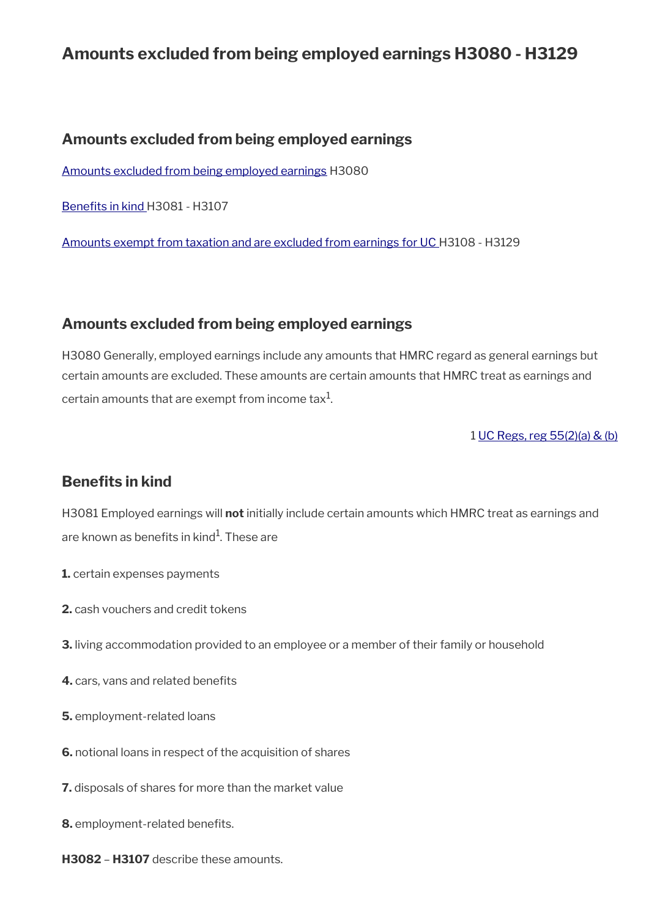# Amounts excluded from being employed earnings H3080 - H3129

## Amounts excluded from being employed earnings

[Amounts excluded from being employed earnings](#) H3080

[Benefits in kind](#) H3081 - H3107

[Amounts exempt from taxation and are excluded from earnings for UC](#) H3108 - H3129

## Amounts excluded from being employed earnings

H3080 Generally, employed earnings include any amounts that HMRC regard as general earnings but certain amounts are excluded. These amounts are certain amounts that HMRC treat as earnings and certain amounts that are exempt from income tax[1].

1 [UC Regs, reg 55(2)(a) & (b)](#)

## Benefits in kind

H3081 Employed earnings will **not** initially include certain amounts which HMRC treat as earnings and are known as benefits in kind[1]. These are

**1.** certain expenses payments

**2.** cash vouchers and credit tokens

**3.** living accommodation provided to an employee or a member of their family or household

**4.** cars, vans and related benefits

**5.** employment-related loans

**6.** notional loans in respect of the acquisition of shares

**7.** disposals of shares for more than the market value

**8.** employment-related benefits.

**H3082** – **H3107** describe these amounts.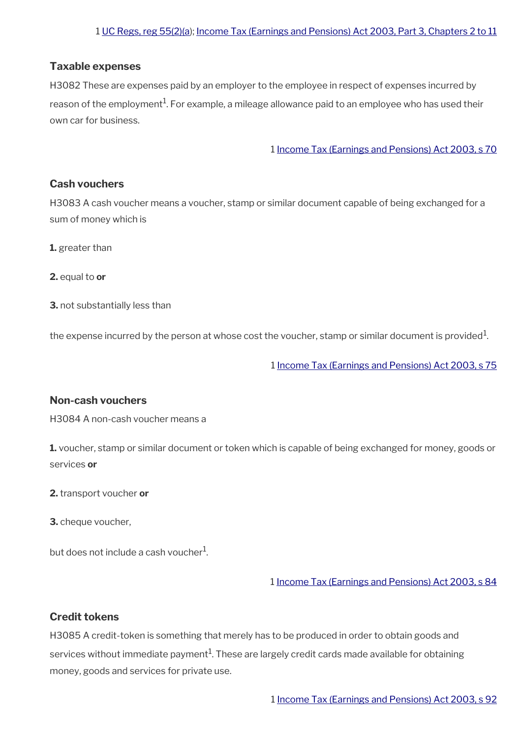1 UC Regs, reg 55(2)(a); Income Tax (Earnings and Pensions) Act 2003, Part 3, Chapters 2 to 11

### Taxable expenses

H3082 These are expenses paid by an employer to the employee in respect of expenses incurred by reason of the employment[1]. For example, a mileage allowance paid to an employee who has used their own car for business.

1 Income Tax (Earnings and Pensions) Act 2003, s 70

### Cash vouchers

H3083 A cash voucher means a voucher, stamp or similar document capable of being exchanged for a sum of money which is

**1.** greater than

**2.** equal to **or**

**3.** not substantially less than

the expense incurred by the person at whose cost the voucher, stamp or similar document is provided[1].

1 Income Tax (Earnings and Pensions) Act 2003, s 75

### Non-cash vouchers

H3084 A non-cash voucher means a

**1.** voucher, stamp or similar document or token which is capable of being exchanged for money, goods or services **or**

**2.** transport voucher **or**

**3.** cheque voucher,

but does not include a cash voucher[1].

1 Income Tax (Earnings and Pensions) Act 2003, s 84

### Credit tokens

H3085 A credit-token is something that merely has to be produced in order to obtain goods and services without immediate payment[1]. These are largely credit cards made available for obtaining money, goods and services for private use.

1 Income Tax (Earnings and Pensions) Act 2003, s 92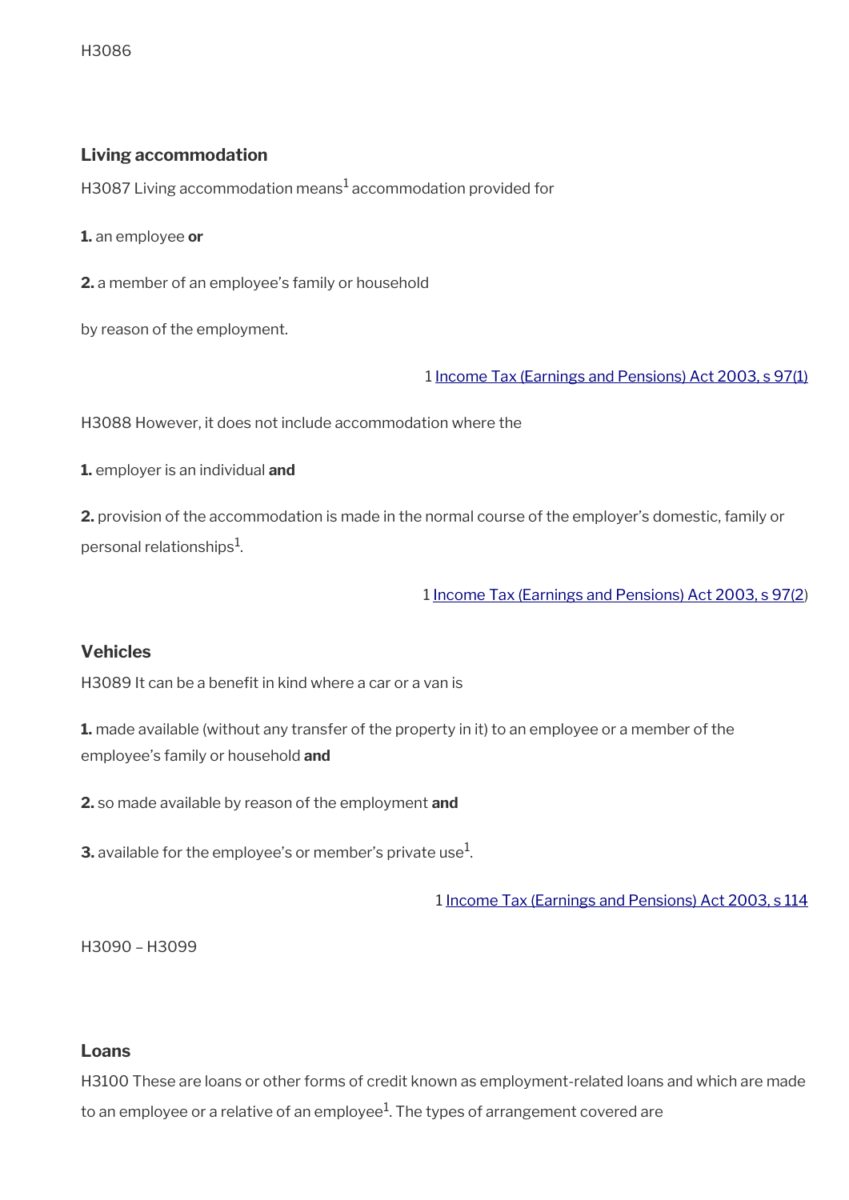H3086

### Living accommodation

H3087 Living accommodation means[1] accommodation provided for

**1.** an employee **or**

**2.** a member of an employee's family or household

by reason of the employment.

1 Income Tax (Earnings and Pensions) Act 2003, s 97(1)

H3088 However, it does not include accommodation where the

**1.** employer is an individual **and**

**2.** provision of the accommodation is made in the normal course of the employer's domestic, family or personal relationships[1].

1 Income Tax (Earnings and Pensions) Act 2003, s 97(2)

### Vehicles

H3089 It can be a benefit in kind where a car or a van is

**1.** made available (without any transfer of the property in it) to an employee or a member of the employee's family or household **and**

**2.** so made available by reason of the employment **and**

**3.** available for the employee's or member's private use[1].

1 Income Tax (Earnings and Pensions) Act 2003, s 114

H3090 – H3099

### Loans

H3100 These are loans or other forms of credit known as employment-related loans and which are made to an employee or a relative of an employee[1]. The types of arrangement covered are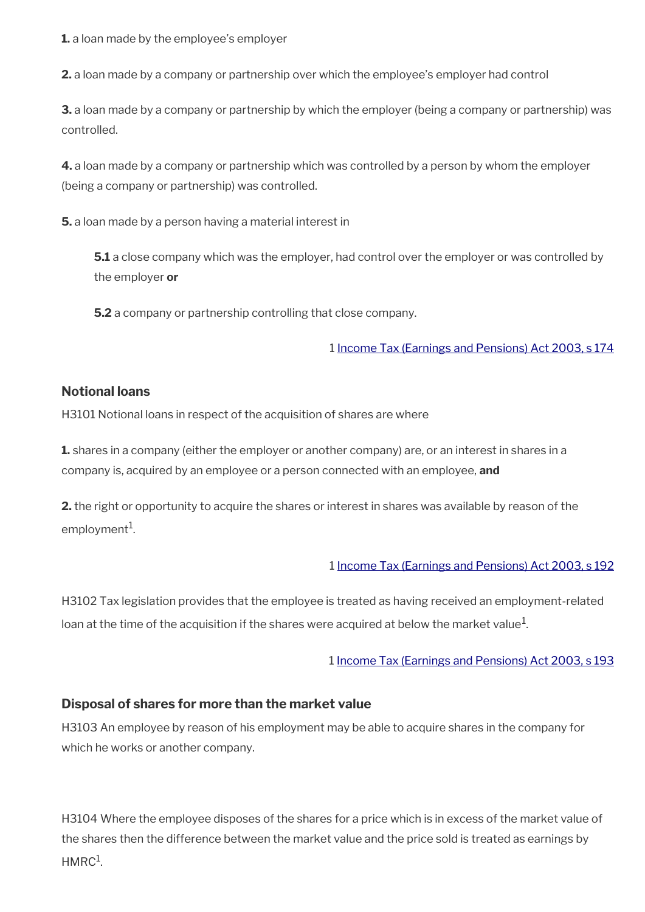**1.** a loan made by the employee's employer

**2.** a loan made by a company or partnership over which the employee's employer had control

**3.** a loan made by a company or partnership by which the employer (being a company or partnership) was controlled.

**4.** a loan made by a company or partnership which was controlled by a person by whom the employer (being a company or partnership) was controlled.

**5.** a loan made by a person having a material interest in

> **5.1** a close company which was the employer, had control over the employer or was controlled by the employer **or**
>
> **5.2** a company or partnership controlling that close company.

1 [Income Tax (Earnings and Pensions) Act 2003, s 174]

### Notional loans

H3101 Notional loans in respect of the acquisition of shares are where

**1.** shares in a company (either the employer or another company) are, or an interest in shares in a company is, acquired by an employee or a person connected with an employee, **and**

**2.** the right or opportunity to acquire the shares or interest in shares was available by reason of the employment[1].

1 [Income Tax (Earnings and Pensions) Act 2003, s 192]

H3102 Tax legislation provides that the employee is treated as having received an employment-related loan at the time of the acquisition if the shares were acquired at below the market value[1].

1 [Income Tax (Earnings and Pensions) Act 2003, s 193]

### Disposal of shares for more than the market value

H3103 An employee by reason of his employment may be able to acquire shares in the company for which he works or another company.

H3104 Where the employee disposes of the shares for a price which is in excess of the market value of the shares then the difference between the market value and the price sold is treated as earnings by HMRC[1].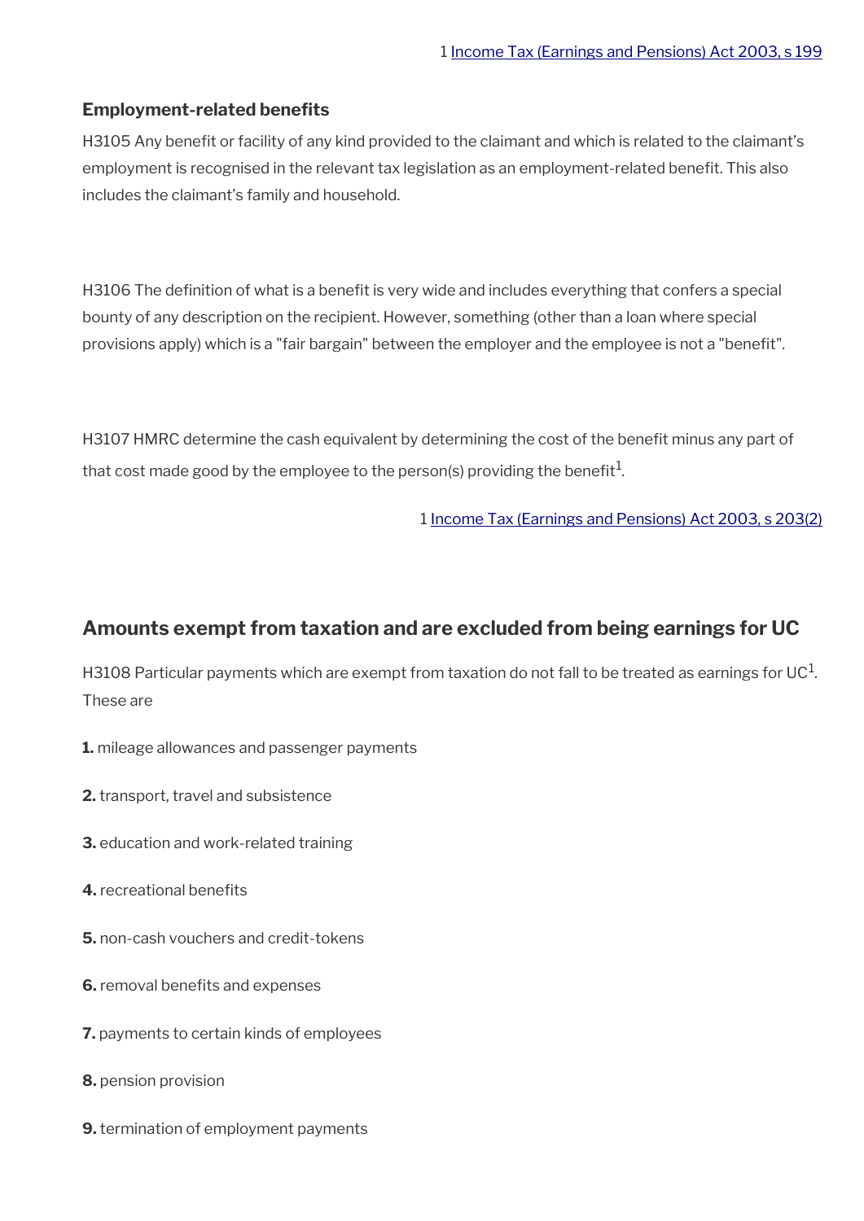1 Income Tax (Earnings and Pensions) Act 2003, s 199

### Employment-related benefits

H3105 Any benefit or facility of any kind provided to the claimant and which is related to the claimant's employment is recognised in the relevant tax legislation as an employment-related benefit. This also includes the claimant's family and household.

H3106 The definition of what is a benefit is very wide and includes everything that confers a special bounty of any description on the recipient. However, something (other than a loan where special provisions apply) which is a "fair bargain" between the employer and the employee is not a "benefit".

H3107 HMRC determine the cash equivalent by determining the cost of the benefit minus any part of that cost made good by the employee to the person(s) providing the benefit[1].

1 Income Tax (Earnings and Pensions) Act 2003, s 203(2)

## Amounts exempt from taxation and are excluded from being earnings for UC

H3108 Particular payments which are exempt from taxation do not fall to be treated as earnings for UC[1]. These are

**1.** mileage allowances and passenger payments

**2.** transport, travel and subsistence

**3.** education and work-related training

**4.** recreational benefits

**5.** non-cash vouchers and credit-tokens

**6.** removal benefits and expenses

**7.** payments to certain kinds of employees

**8.** pension provision

**9.** termination of employment payments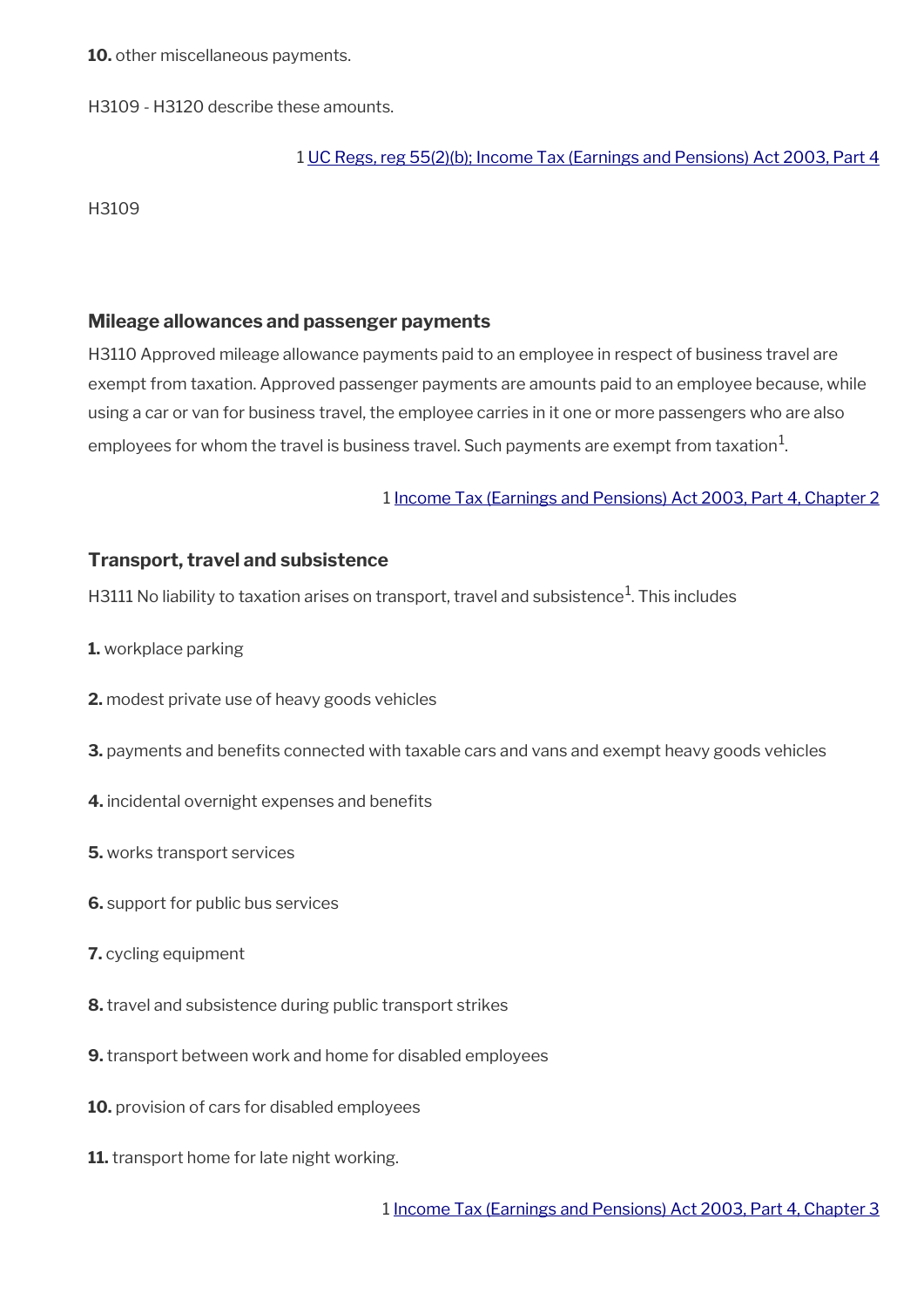**10.** other miscellaneous payments.

H3109 - H3120 describe these amounts.

1 [UC Regs, reg 55(2)(b); Income Tax (Earnings and Pensions) Act 2003, Part 4]

H3109

### Mileage allowances and passenger payments

H3110 Approved mileage allowance payments paid to an employee in respect of business travel are exempt from taxation. Approved passenger payments are amounts paid to an employee because, while using a car or van for business travel, the employee carries in it one or more passengers who are also employees for whom the travel is business travel. Such payments are exempt from taxation[1].

1 [Income Tax (Earnings and Pensions) Act 2003, Part 4, Chapter 2]

### Transport, travel and subsistence

H3111 No liability to taxation arises on transport, travel and subsistence[1]. This includes

**1.** workplace parking

**2.** modest private use of heavy goods vehicles

**3.** payments and benefits connected with taxable cars and vans and exempt heavy goods vehicles

**4.** incidental overnight expenses and benefits

**5.** works transport services

**6.** support for public bus services

**7.** cycling equipment

**8.** travel and subsistence during public transport strikes

**9.** transport between work and home for disabled employees

**10.** provision of cars for disabled employees

**11.** transport home for late night working.

1 [Income Tax (Earnings and Pensions) Act 2003, Part 4, Chapter 3]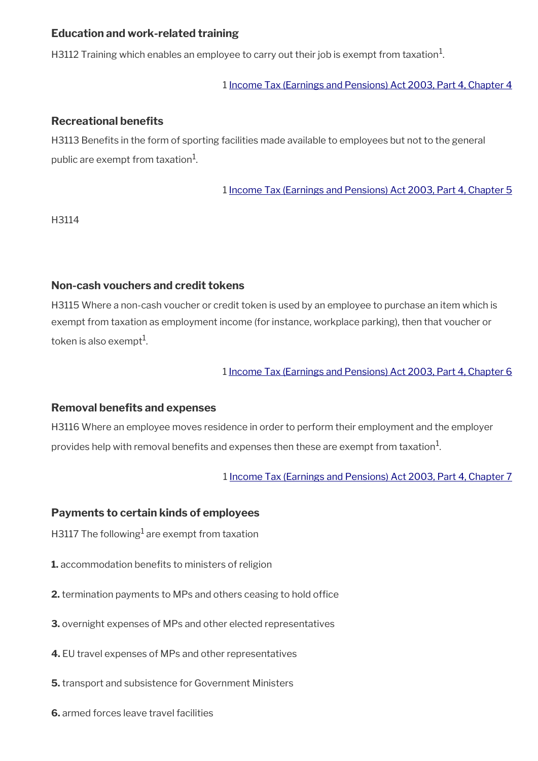### Education and work-related training

H3112 Training which enables an employee to carry out their job is exempt from taxation[1].

1 [Income Tax (Earnings and Pensions) Act 2003, Part 4, Chapter 4]

### Recreational benefits

H3113 Benefits in the form of sporting facilities made available to employees but not to the general public are exempt from taxation[1].

1 [Income Tax (Earnings and Pensions) Act 2003, Part 4, Chapter 5]

H3114

### Non-cash vouchers and credit tokens

H3115 Where a non-cash voucher or credit token is used by an employee to purchase an item which is exempt from taxation as employment income (for instance, workplace parking), then that voucher or token is also exempt[1].

1 [Income Tax (Earnings and Pensions) Act 2003, Part 4, Chapter 6]

### Removal benefits and expenses

H3116 Where an employee moves residence in order to perform their employment and the employer provides help with removal benefits and expenses then these are exempt from taxation[1].

1 [Income Tax (Earnings and Pensions) Act 2003, Part 4, Chapter 7]

### Payments to certain kinds of employees

H3117 The following[1] are exempt from taxation

**1.** accommodation benefits to ministers of religion

**2.** termination payments to MPs and others ceasing to hold office

**3.** overnight expenses of MPs and other elected representatives

**4.** EU travel expenses of MPs and other representatives

**5.** transport and subsistence for Government Ministers

**6.** armed forces leave travel facilities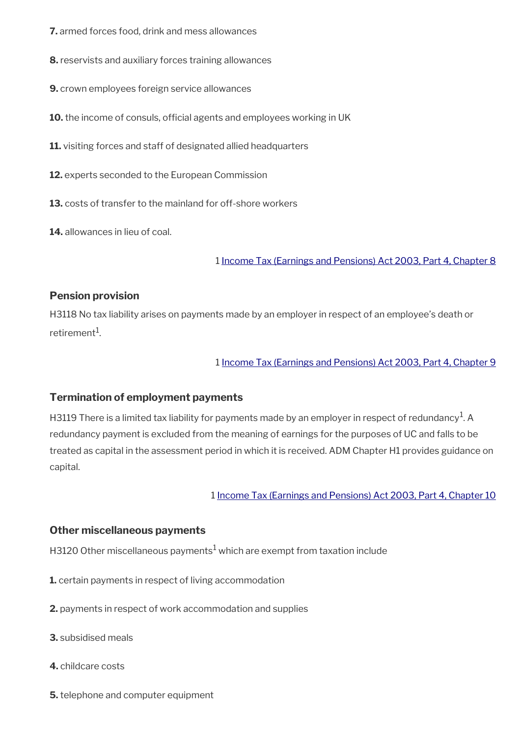**7.** armed forces food, drink and mess allowances

**8.** reservists and auxiliary forces training allowances

**9.** crown employees foreign service allowances

**10.** the income of consuls, official agents and employees working in UK

**11.** visiting forces and staff of designated allied headquarters

**12.** experts seconded to the European Commission

**13.** costs of transfer to the mainland for off-shore workers

**14.** allowances in lieu of coal.

1 Income Tax (Earnings and Pensions) Act 2003, Part 4, Chapter 8

### Pension provision

H3118 No tax liability arises on payments made by an employer in respect of an employee's death or retirement[1].

1 Income Tax (Earnings and Pensions) Act 2003, Part 4, Chapter 9

### Termination of employment payments

H3119 There is a limited tax liability for payments made by an employer in respect of redundancy[1]. A redundancy payment is excluded from the meaning of earnings for the purposes of UC and falls to be treated as capital in the assessment period in which it is received. ADM Chapter H1 provides guidance on capital.

1 Income Tax (Earnings and Pensions) Act 2003, Part 4, Chapter 10

### Other miscellaneous payments

H3120 Other miscellaneous payments[1] which are exempt from taxation include

**1.** certain payments in respect of living accommodation

**2.** payments in respect of work accommodation and supplies

**3.** subsidised meals

**4.** childcare costs

**5.** telephone and computer equipment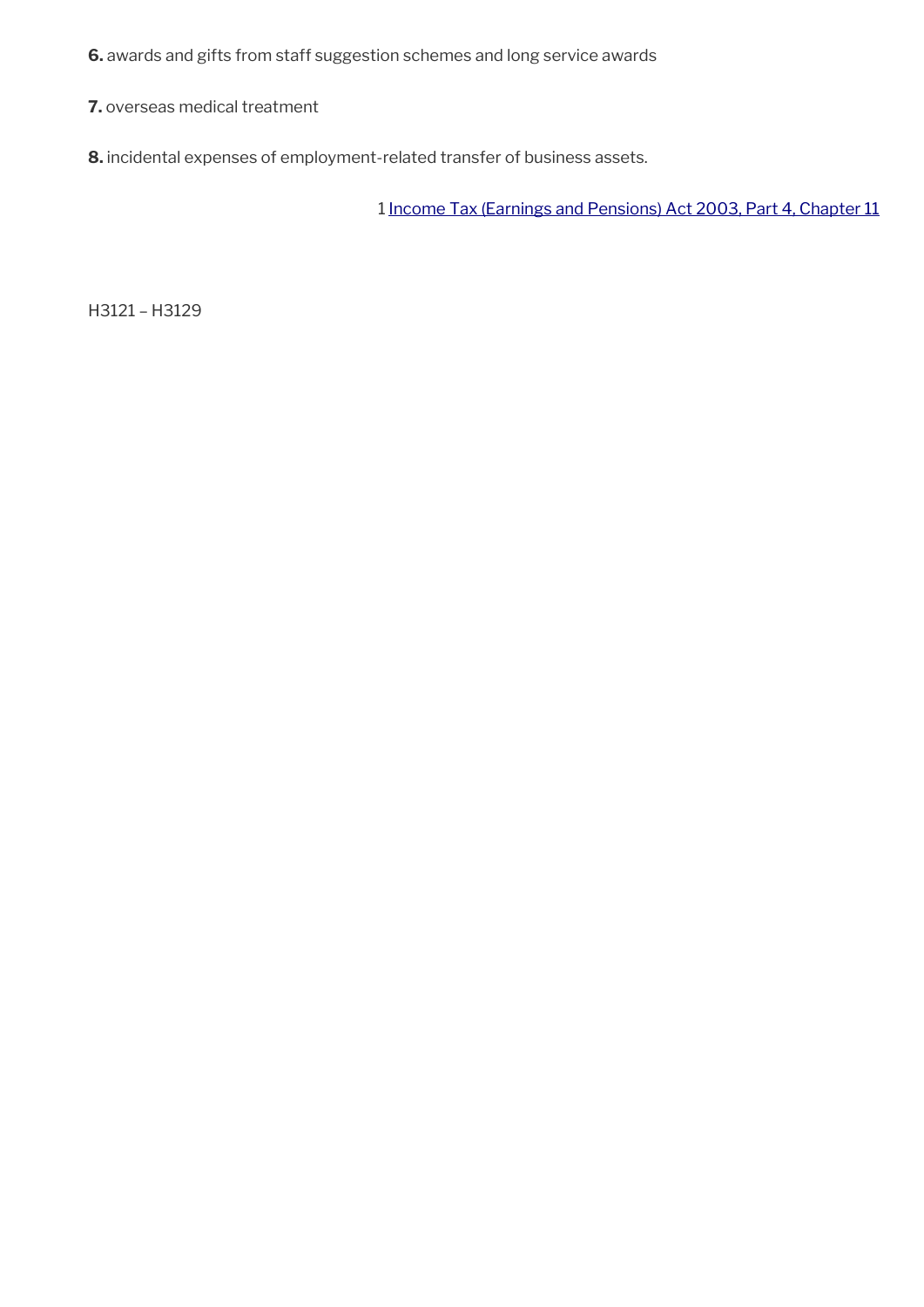**6.** awards and gifts from staff suggestion schemes and long service awards

**7.** overseas medical treatment

**8.** incidental expenses of employment-related transfer of business assets.

1 [Income Tax (Earnings and Pensions) Act 2003, Part 4, Chapter 11]

H3121 – H3129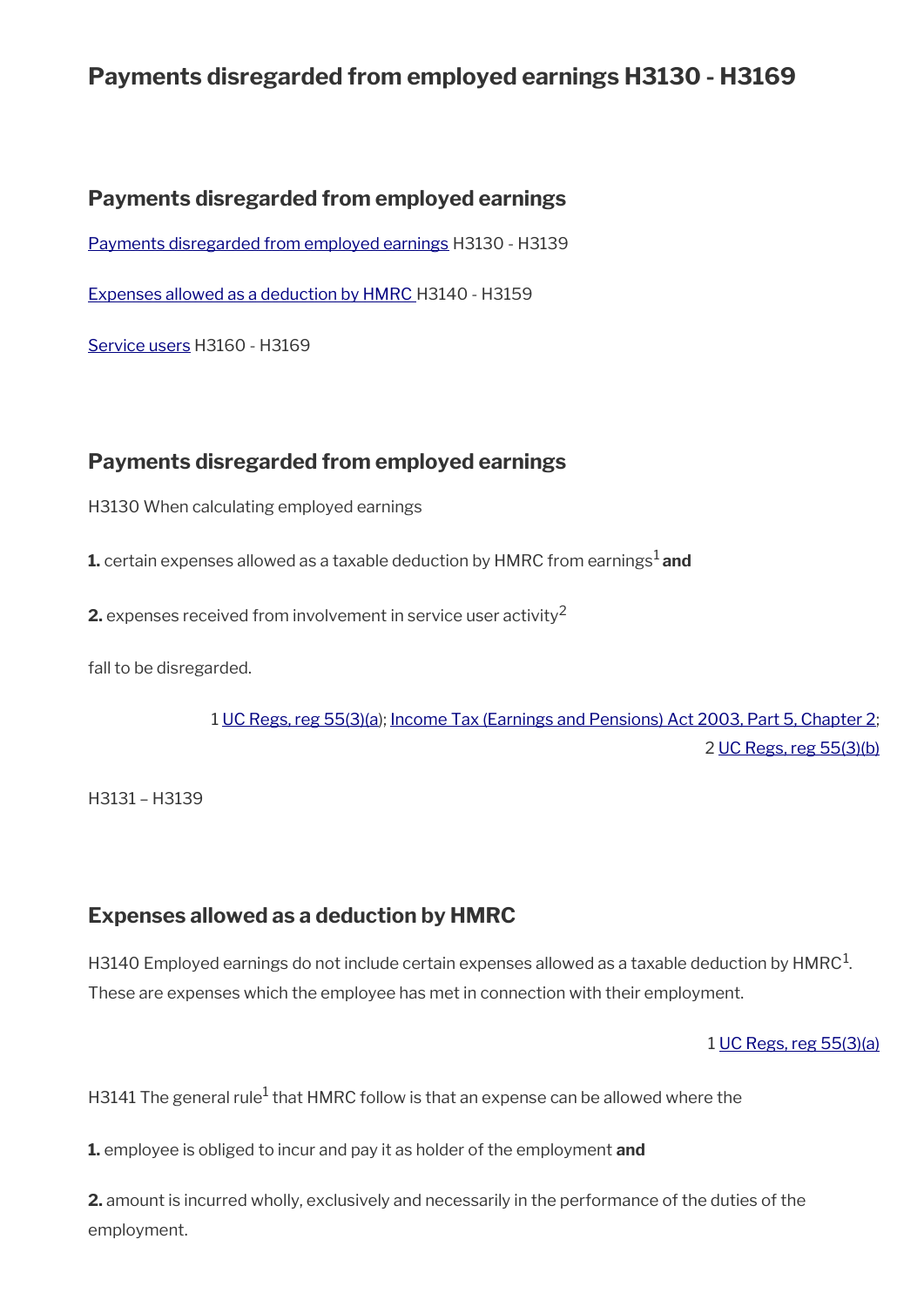# Payments disregarded from employed earnings H3130 - H3169

## Payments disregarded from employed earnings

Payments disregarded from employed earnings H3130 - H3139

Expenses allowed as a deduction by HMRC H3140 - H3159

Service users H3160 - H3169

## Payments disregarded from employed earnings

H3130 When calculating employed earnings

**1.** certain expenses allowed as a taxable deduction by HMRC from earnings[1] **and**

**2.** expenses received from involvement in service user activity[2]

fall to be disregarded.

1 UC Regs, reg 55(3)(a); Income Tax (Earnings and Pensions) Act 2003, Part 5, Chapter 2;
2 UC Regs, reg 55(3)(b)

H3131 – H3139

## Expenses allowed as a deduction by HMRC

H3140 Employed earnings do not include certain expenses allowed as a taxable deduction by HMRC[1]. These are expenses which the employee has met in connection with their employment.

1 UC Regs, reg 55(3)(a)

H3141 The general rule[1] that HMRC follow is that an expense can be allowed where the

**1.** employee is obliged to incur and pay it as holder of the employment **and**

**2.** amount is incurred wholly, exclusively and necessarily in the performance of the duties of the employment.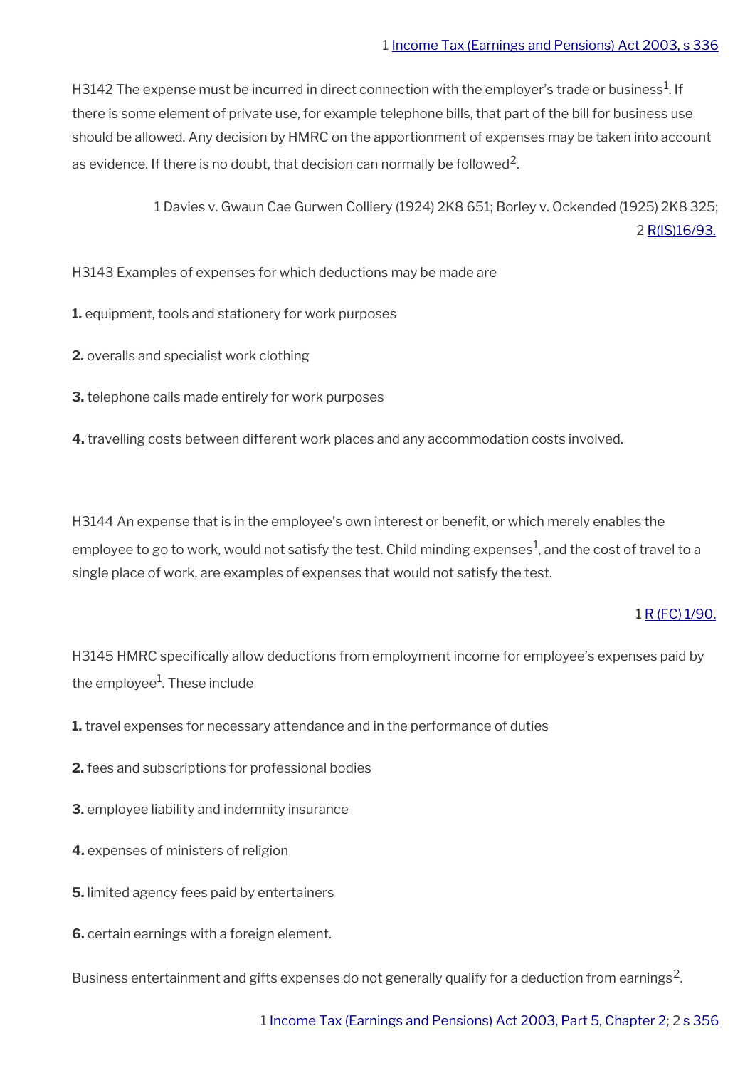1 Income Tax (Earnings and Pensions) Act 2003, s 336

H3142 The expense must be incurred in direct connection with the employer's trade or business[1]. If there is some element of private use, for example telephone bills, that part of the bill for business use should be allowed. Any decision by HMRC on the apportionment of expenses may be taken into account as evidence. If there is no doubt, that decision can normally be followed[2].

1 Davies v. Gwaun Cae Gurwen Colliery (1924) 2K8 651; Borley v. Ockended (1925) 2K8 325; 2 R(IS)16/93.

H3143 Examples of expenses for which deductions may be made are

**1.** equipment, tools and stationery for work purposes

**2.** overalls and specialist work clothing

**3.** telephone calls made entirely for work purposes

**4.** travelling costs between different work places and any accommodation costs involved.

H3144 An expense that is in the employee's own interest or benefit, or which merely enables the employee to go to work, would not satisfy the test. Child minding expenses[1], and the cost of travel to a single place of work, are examples of expenses that would not satisfy the test.

1 R (FC) 1/90.

H3145 HMRC specifically allow deductions from employment income for employee's expenses paid by the employee[1]. These include

**1.** travel expenses for necessary attendance and in the performance of duties

**2.** fees and subscriptions for professional bodies

**3.** employee liability and indemnity insurance

**4.** expenses of ministers of religion

**5.** limited agency fees paid by entertainers

**6.** certain earnings with a foreign element.

Business entertainment and gifts expenses do not generally qualify for a deduction from earnings[2].

1 Income Tax (Earnings and Pensions) Act 2003, Part 5, Chapter 2; 2 s 356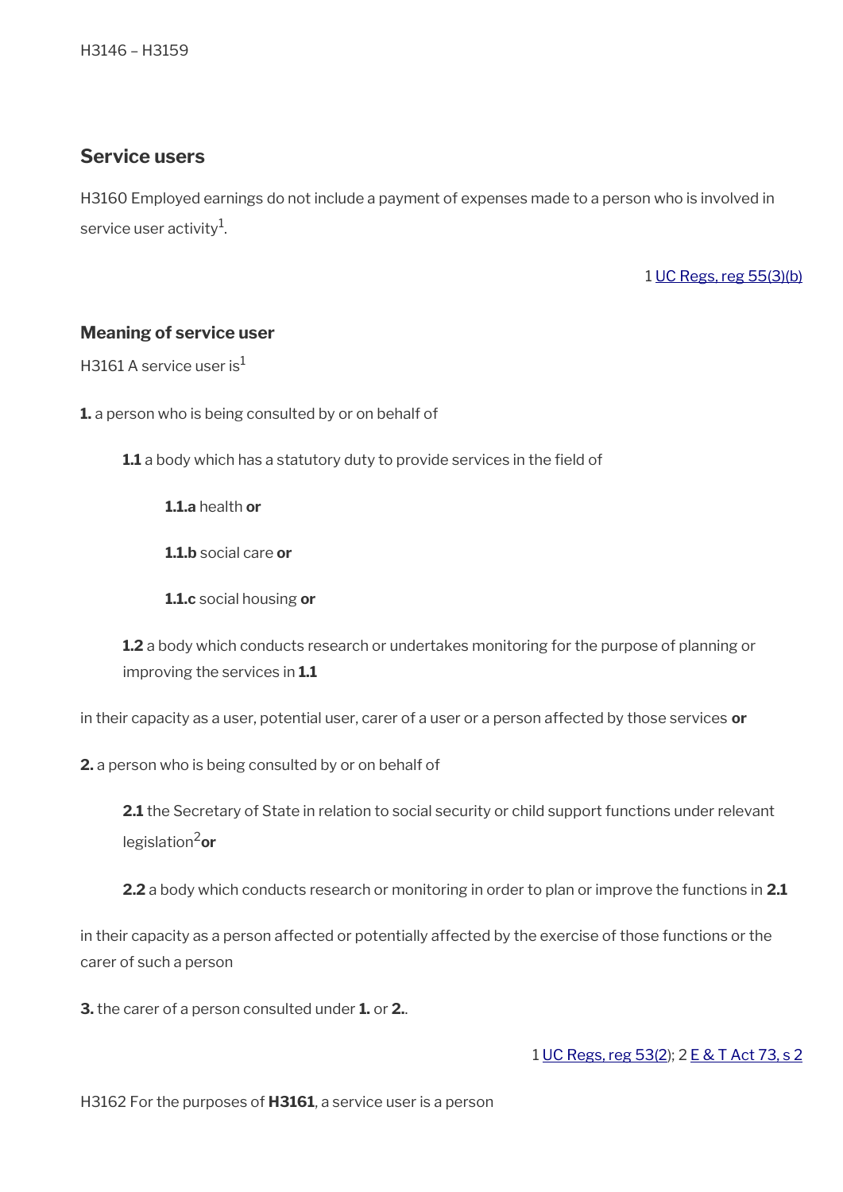H3146 – H3159

## Service users

H3160 Employed earnings do not include a payment of expenses made to a person who is involved in service user activity[1].

1 UC Regs, reg 55(3)(b)

### Meaning of service user

H3161 A service user is[1]

**1.** a person who is being consulted by or on behalf of

**1.1** a body which has a statutory duty to provide services in the field of

**1.1.a** health **or**

**1.1.b** social care **or**

**1.1.c** social housing **or**

**1.2** a body which conducts research or undertakes monitoring for the purpose of planning or improving the services in **1.1**

in their capacity as a user, potential user, carer of a user or a person affected by those services **or**

**2.** a person who is being consulted by or on behalf of

**2.1** the Secretary of State in relation to social security or child support functions under relevant legislation[2] **or**

**2.2** a body which conducts research or monitoring in order to plan or improve the functions in **2.1**

in their capacity as a person affected or potentially affected by the exercise of those functions or the carer of such a person

**3.** the carer of a person consulted under **1.** or **2.**.

1 UC Regs, reg 53(2); 2 E & T Act 73, s 2

H3162 For the purposes of **H3161**, a service user is a person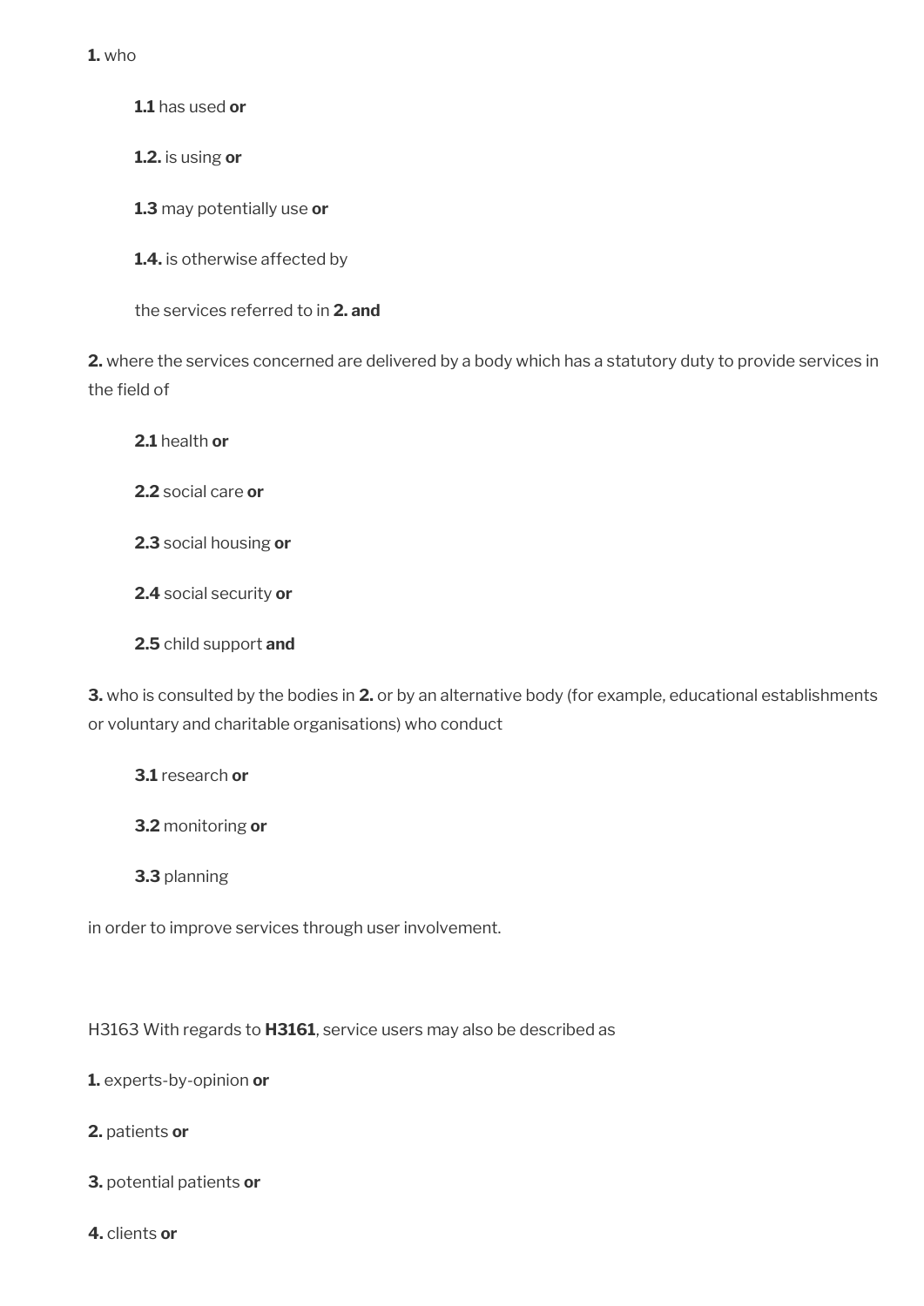**1.** who

**1.1** has used **or**

**1.2.** is using **or**

**1.3** may potentially use **or**

**1.4.** is otherwise affected by

the services referred to in **2. and**

**2.** where the services concerned are delivered by a body which has a statutory duty to provide services in the field of

**2.1** health **or**

**2.2** social care **or**

**2.3** social housing **or**

**2.4** social security **or**

**2.5** child support **and**

**3.** who is consulted by the bodies in **2.** or by an alternative body (for example, educational establishments or voluntary and charitable organisations) who conduct

**3.1** research **or**

**3.2** monitoring **or**

**3.3** planning

in order to improve services through user involvement.

H3163 With regards to **H3161**, service users may also be described as

**1.** experts-by-opinion **or**

**2.** patients **or**

**3.** potential patients **or**

**4.** clients **or**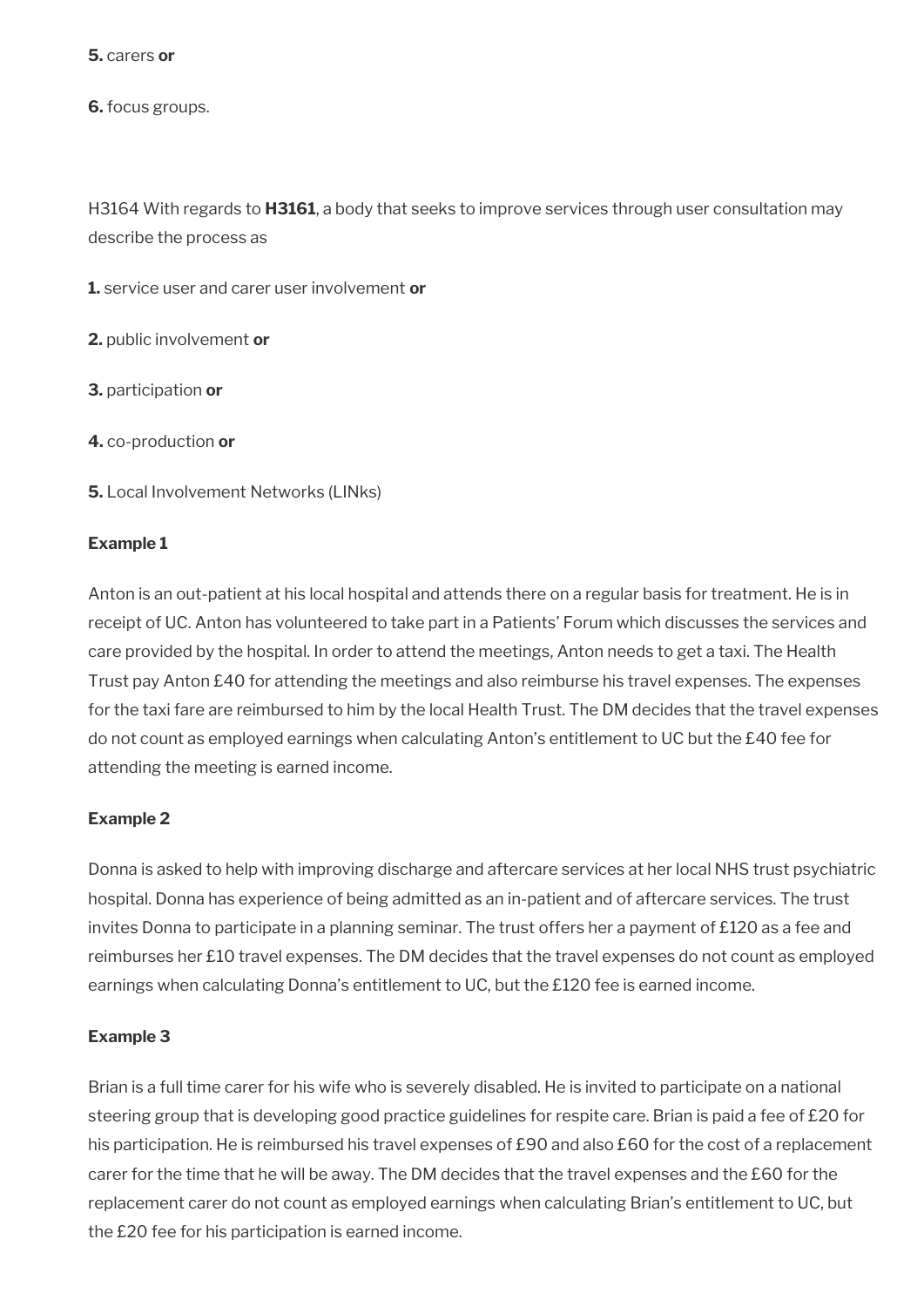**5.** carers **or**

**6.** focus groups.

H3164 With regards to **H3161**, a body that seeks to improve services through user consultation may describe the process as

**1.** service user and carer user involvement **or**

**2.** public involvement **or**

**3.** participation **or**

**4.** co-production **or**

**5.** Local Involvement Networks (LINks)

**Example 1**

Anton is an out-patient at his local hospital and attends there on a regular basis for treatment. He is in receipt of UC. Anton has volunteered to take part in a Patients' Forum which discusses the services and care provided by the hospital. In order to attend the meetings, Anton needs to get a taxi. The Health Trust pay Anton £40 for attending the meetings and also reimburse his travel expenses. The expenses for the taxi fare are reimbursed to him by the local Health Trust. The DM decides that the travel expenses do not count as employed earnings when calculating Anton's entitlement to UC but the £40 fee for attending the meeting is earned income.

**Example 2**

Donna is asked to help with improving discharge and aftercare services at her local NHS trust psychiatric hospital. Donna has experience of being admitted as an in-patient and of aftercare services. The trust invites Donna to participate in a planning seminar. The trust offers her a payment of £120 as a fee and reimburses her £10 travel expenses. The DM decides that the travel expenses do not count as employed earnings when calculating Donna's entitlement to UC, but the £120 fee is earned income.

**Example 3**

Brian is a full time carer for his wife who is severely disabled. He is invited to participate on a national steering group that is developing good practice guidelines for respite care. Brian is paid a fee of £20 for his participation. He is reimbursed his travel expenses of £90 and also £60 for the cost of a replacement carer for the time that he will be away. The DM decides that the travel expenses and the £60 for the replacement carer do not count as employed earnings when calculating Brian's entitlement to UC, but the £20 fee for his participation is earned income.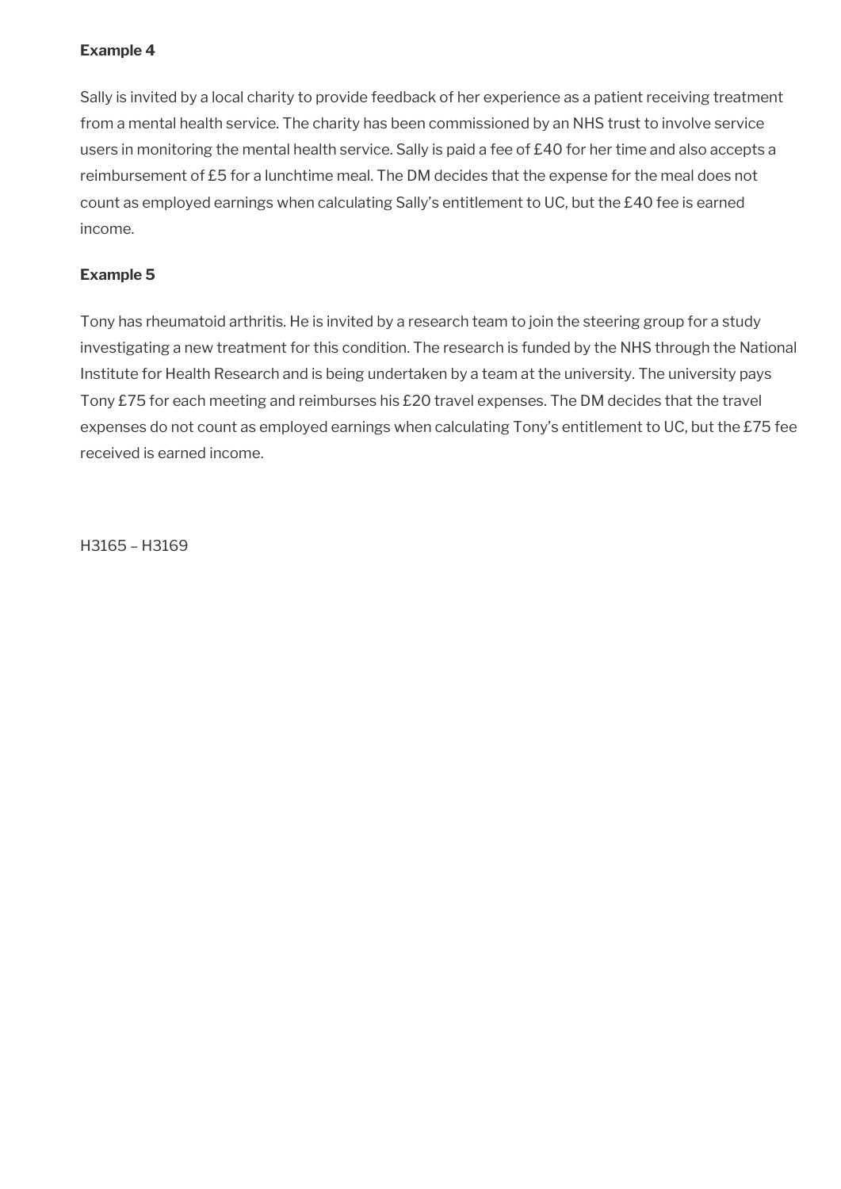**Example 4**

Sally is invited by a local charity to provide feedback of her experience as a patient receiving treatment from a mental health service. The charity has been commissioned by an NHS trust to involve service users in monitoring the mental health service. Sally is paid a fee of £40 for her time and also accepts a reimbursement of £5 for a lunchtime meal. The DM decides that the expense for the meal does not count as employed earnings when calculating Sally's entitlement to UC, but the £40 fee is earned income.

**Example 5**

Tony has rheumatoid arthritis. He is invited by a research team to join the steering group for a study investigating a new treatment for this condition. The research is funded by the NHS through the National Institute for Health Research and is being undertaken by a team at the university. The university pays Tony £75 for each meeting and reimburses his £20 travel expenses. The DM decides that the travel expenses do not count as employed earnings when calculating Tony's entitlement to UC, but the £75 fee received is earned income.

H3165 – H3169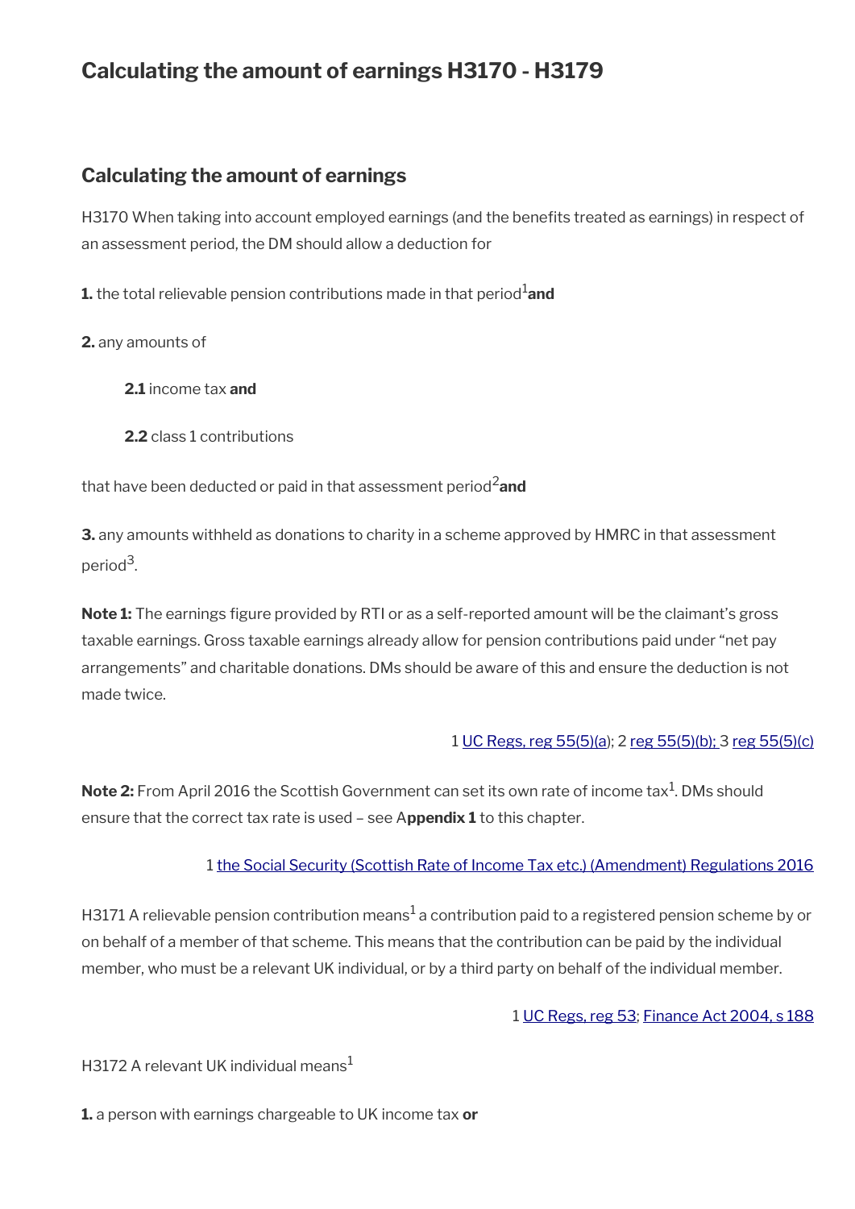# Calculating the amount of earnings H3170 - H3179

## Calculating the amount of earnings

H3170 When taking into account employed earnings (and the benefits treated as earnings) in respect of an assessment period, the DM should allow a deduction for

**1.** the total relievable pension contributions made in that period[1] **and**

**2.** any amounts of

> **2.1** income tax **and**
>
> **2.2** class 1 contributions

that have been deducted or paid in that assessment period[2] **and**

**3.** any amounts withheld as donations to charity in a scheme approved by HMRC in that assessment period[3].

**Note 1:** The earnings figure provided by RTI or as a self-reported amount will be the claimant's gross taxable earnings. Gross taxable earnings already allow for pension contributions paid under "net pay arrangements" and charitable donations. DMs should be aware of this and ensure the deduction is not made twice.

1 UC Regs, reg 55(5)(a); 2 reg 55(5)(b); 3 reg 55(5)(c)

**Note 2:** From April 2016 the Scottish Government can set its own rate of income tax[1]. DMs should ensure that the correct tax rate is used – see A**ppendix 1** to this chapter.

1 the Social Security (Scottish Rate of Income Tax etc.) (Amendment) Regulations 2016

H3171 A relievable pension contribution means[1] a contribution paid to a registered pension scheme by or on behalf of a member of that scheme. This means that the contribution can be paid by the individual member, who must be a relevant UK individual, or by a third party on behalf of the individual member.

1 UC Regs, reg 53; Finance Act 2004, s 188

H3172 A relevant UK individual means[1]

**1.** a person with earnings chargeable to UK income tax **or**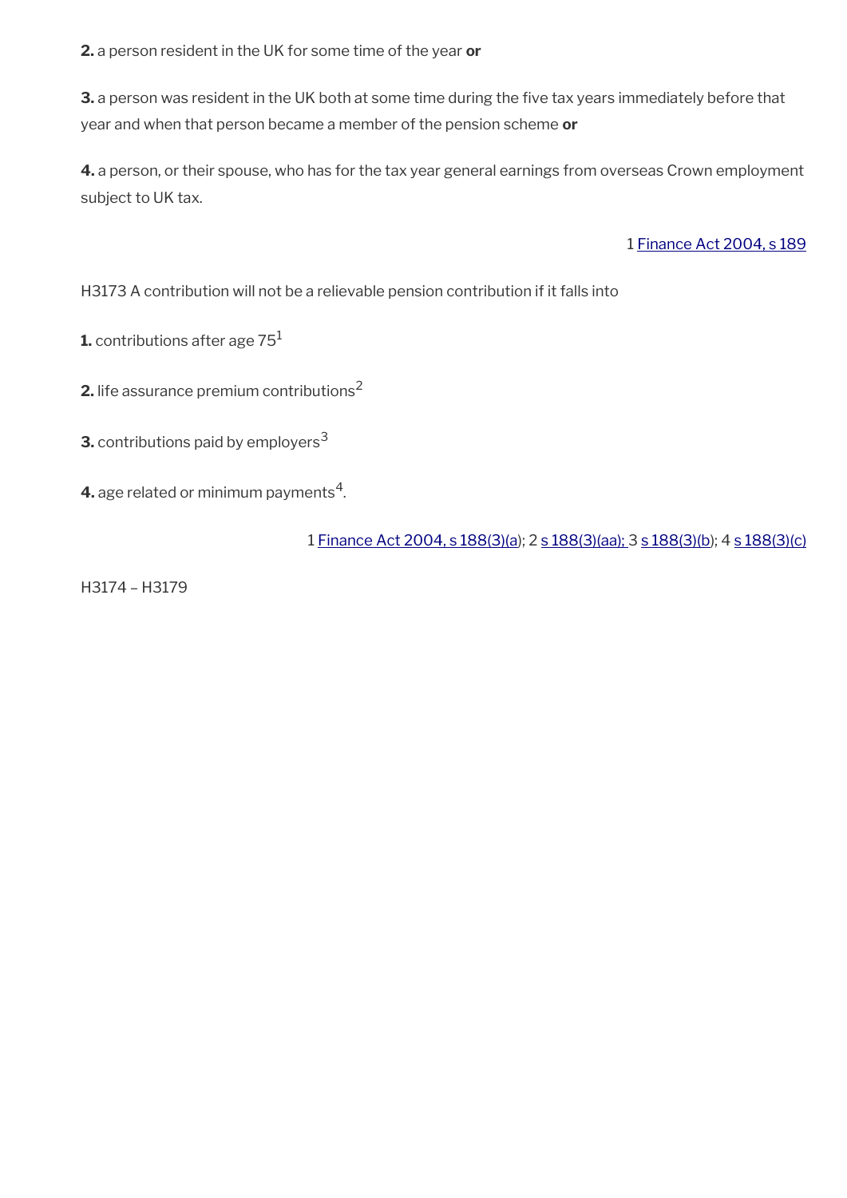**2.** a person resident in the UK for some time of the year **or**

**3.** a person was resident in the UK both at some time during the five tax years immediately before that year and when that person became a member of the pension scheme **or**

**4.** a person, or their spouse, who has for the tax year general earnings from overseas Crown employment subject to UK tax.

1 Finance Act 2004, s 189

H3173 A contribution will not be a relievable pension contribution if it falls into

**1.** contributions after age 75[1]

**2.** life assurance premium contributions[2]

**3.** contributions paid by employers[3]

**4.** age related or minimum payments[4].

1 Finance Act 2004, s 188(3)(a); 2 s 188(3)(aa); 3 s 188(3)(b); 4 s 188(3)(c)

H3174 – H3179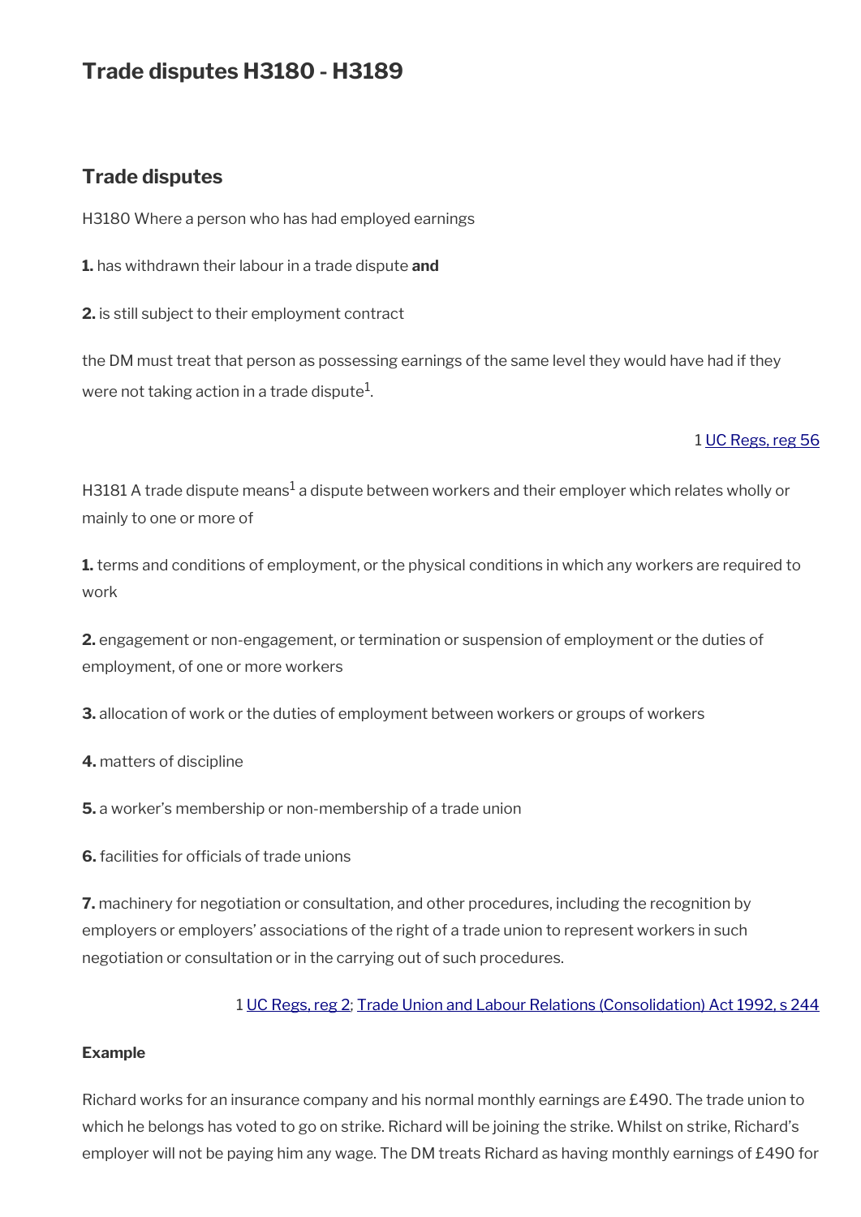# Trade disputes H3180 - H3189

## Trade disputes

H3180 Where a person who has had employed earnings

**1.** has withdrawn their labour in a trade dispute **and**

**2.** is still subject to their employment contract

the DM must treat that person as possessing earnings of the same level they would have had if they were not taking action in a trade dispute[1].

1 UC Regs, reg 56

H3181 A trade dispute means[1] a dispute between workers and their employer which relates wholly or mainly to one or more of

**1.** terms and conditions of employment, or the physical conditions in which any workers are required to work

**2.** engagement or non-engagement, or termination or suspension of employment or the duties of employment, of one or more workers

**3.** allocation of work or the duties of employment between workers or groups of workers

**4.** matters of discipline

**5.** a worker's membership or non-membership of a trade union

**6.** facilities for officials of trade unions

**7.** machinery for negotiation or consultation, and other procedures, including the recognition by employers or employers' associations of the right of a trade union to represent workers in such negotiation or consultation or in the carrying out of such procedures.

1 UC Regs, reg 2; Trade Union and Labour Relations (Consolidation) Act 1992, s 244

**Example**

Richard works for an insurance company and his normal monthly earnings are £490. The trade union to which he belongs has voted to go on strike. Richard will be joining the strike. Whilst on strike, Richard's employer will not be paying him any wage. The DM treats Richard as having monthly earnings of £490 for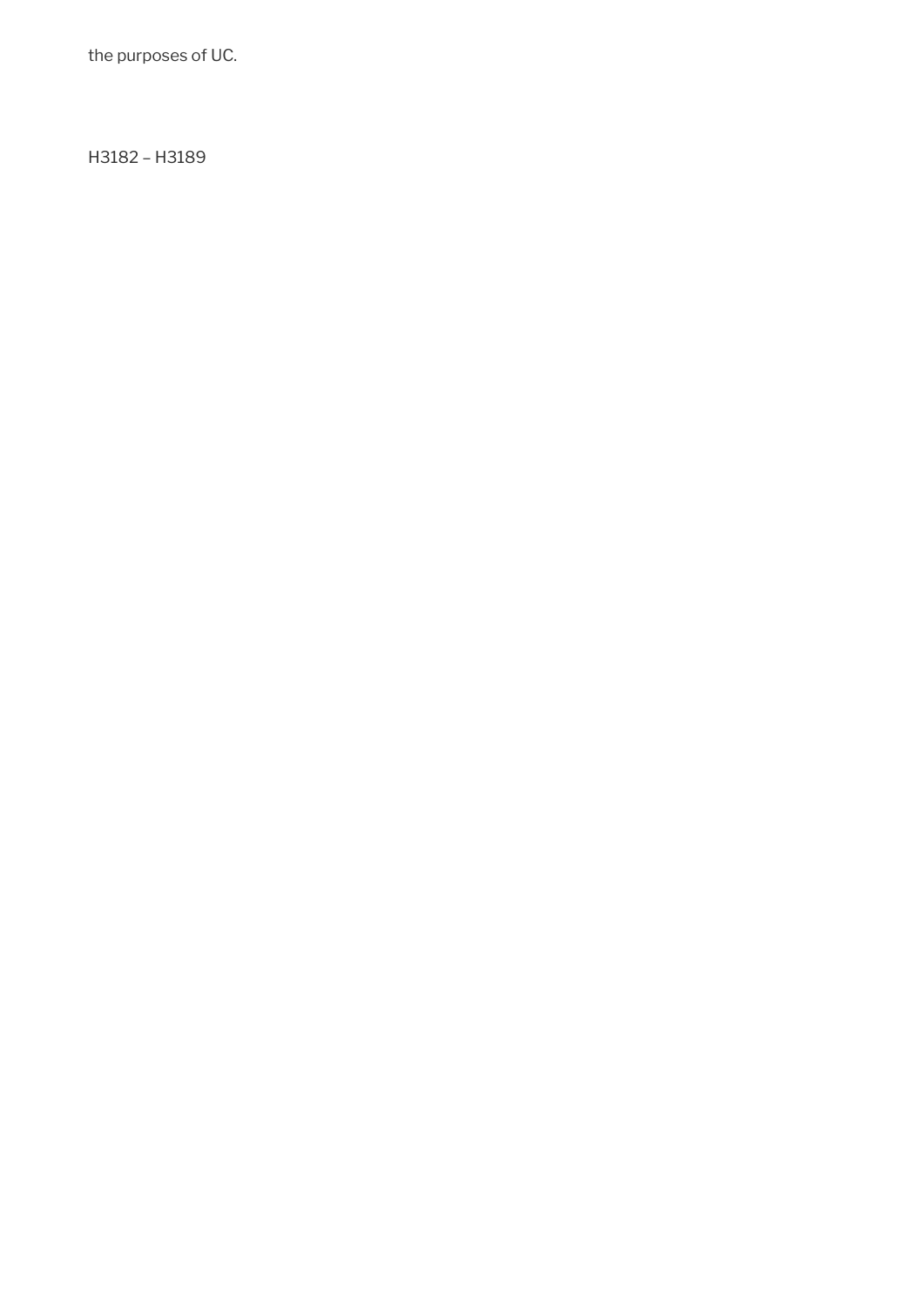the purposes of UC.

H3182 – H3189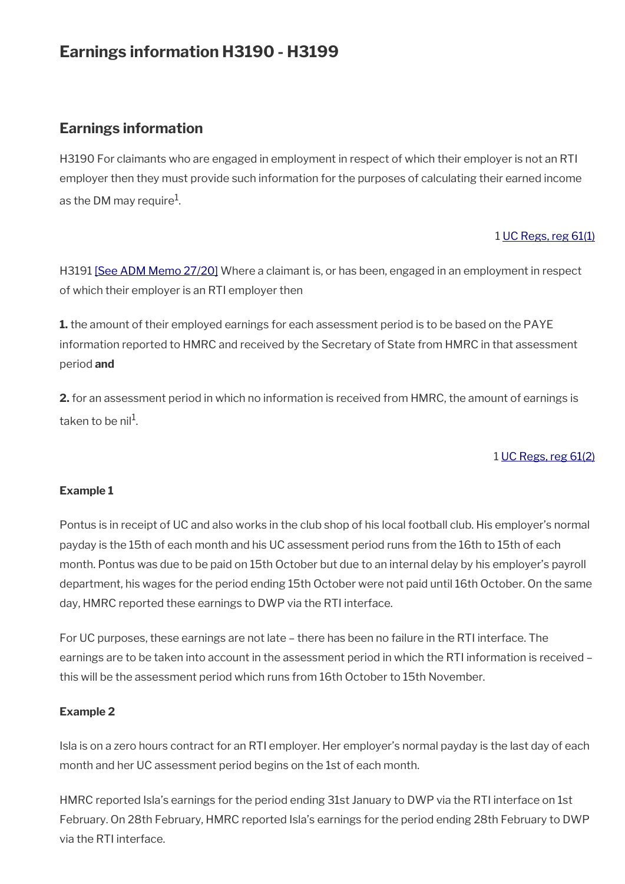# Earnings information H3190 - H3199

## Earnings information

H3190 For claimants who are engaged in employment in respect of which their employer is not an RTI employer then they must provide such information for the purposes of calculating their earned income as the DM may require[1].

1 UC Regs, reg 61(1)

H3191 [See ADM Memo 27/20] Where a claimant is, or has been, engaged in an employment in respect of which their employer is an RTI employer then

**1.** the amount of their employed earnings for each assessment period is to be based on the PAYE information reported to HMRC and received by the Secretary of State from HMRC in that assessment period **and**

**2.** for an assessment period in which no information is received from HMRC, the amount of earnings is taken to be nil[1].

1 UC Regs, reg 61(2)

**Example 1**

Pontus is in receipt of UC and also works in the club shop of his local football club. His employer's normal payday is the 15th of each month and his UC assessment period runs from the 16th to 15th of each month. Pontus was due to be paid on 15th October but due to an internal delay by his employer's payroll department, his wages for the period ending 15th October were not paid until 16th October. On the same day, HMRC reported these earnings to DWP via the RTI interface.

For UC purposes, these earnings are not late – there has been no failure in the RTI interface. The earnings are to be taken into account in the assessment period in which the RTI information is received – this will be the assessment period which runs from 16th October to 15th November.

**Example 2**

Isla is on a zero hours contract for an RTI employer. Her employer's normal payday is the last day of each month and her UC assessment period begins on the 1st of each month.

HMRC reported Isla's earnings for the period ending 31st January to DWP via the RTI interface on 1st February. On 28th February, HMRC reported Isla's earnings for the period ending 28th February to DWP via the RTI interface.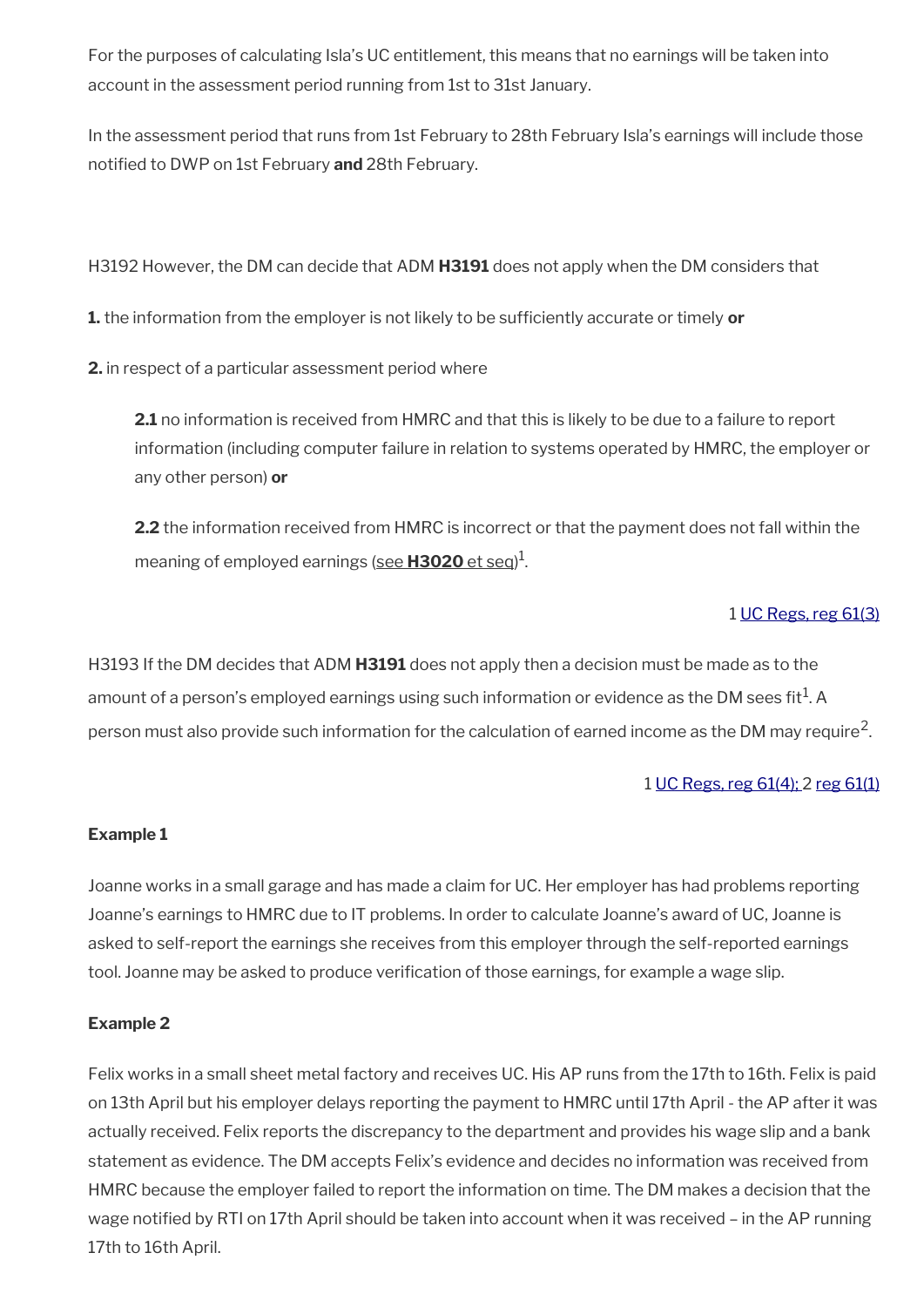For the purposes of calculating Isla's UC entitlement, this means that no earnings will be taken into account in the assessment period running from 1st to 31st January.

In the assessment period that runs from 1st February to 28th February Isla's earnings will include those notified to DWP on 1st February **and** 28th February.

H3192 However, the DM can decide that ADM **H3191** does not apply when the DM considers that

**1.** the information from the employer is not likely to be sufficiently accurate or timely **or**

**2.** in respect of a particular assessment period where

> **2.1** no information is received from HMRC and that this is likely to be due to a failure to report information (including computer failure in relation to systems operated by HMRC, the employer or any other person) **or**
>
> **2.2** the information received from HMRC is incorrect or that the payment does not fall within the meaning of employed earnings (see **H3020** et seq)[1].

1 UC Regs, reg 61(3)

H3193 If the DM decides that ADM **H3191** does not apply then a decision must be made as to the amount of a person's employed earnings using such information or evidence as the DM sees fit[1]. A person must also provide such information for the calculation of earned income as the DM may require[2].

1 UC Regs, reg 61(4); 2 reg 61(1)

**Example 1**

Joanne works in a small garage and has made a claim for UC. Her employer has had problems reporting Joanne's earnings to HMRC due to IT problems. In order to calculate Joanne's award of UC, Joanne is asked to self-report the earnings she receives from this employer through the self-reported earnings tool. Joanne may be asked to produce verification of those earnings, for example a wage slip.

**Example 2**

Felix works in a small sheet metal factory and receives UC. His AP runs from the 17th to 16th. Felix is paid on 13th April but his employer delays reporting the payment to HMRC until 17th April - the AP after it was actually received. Felix reports the discrepancy to the department and provides his wage slip and a bank statement as evidence. The DM accepts Felix's evidence and decides no information was received from HMRC because the employer failed to report the information on time. The DM makes a decision that the wage notified by RTI on 17th April should be taken into account when it was received – in the AP running 17th to 16th April.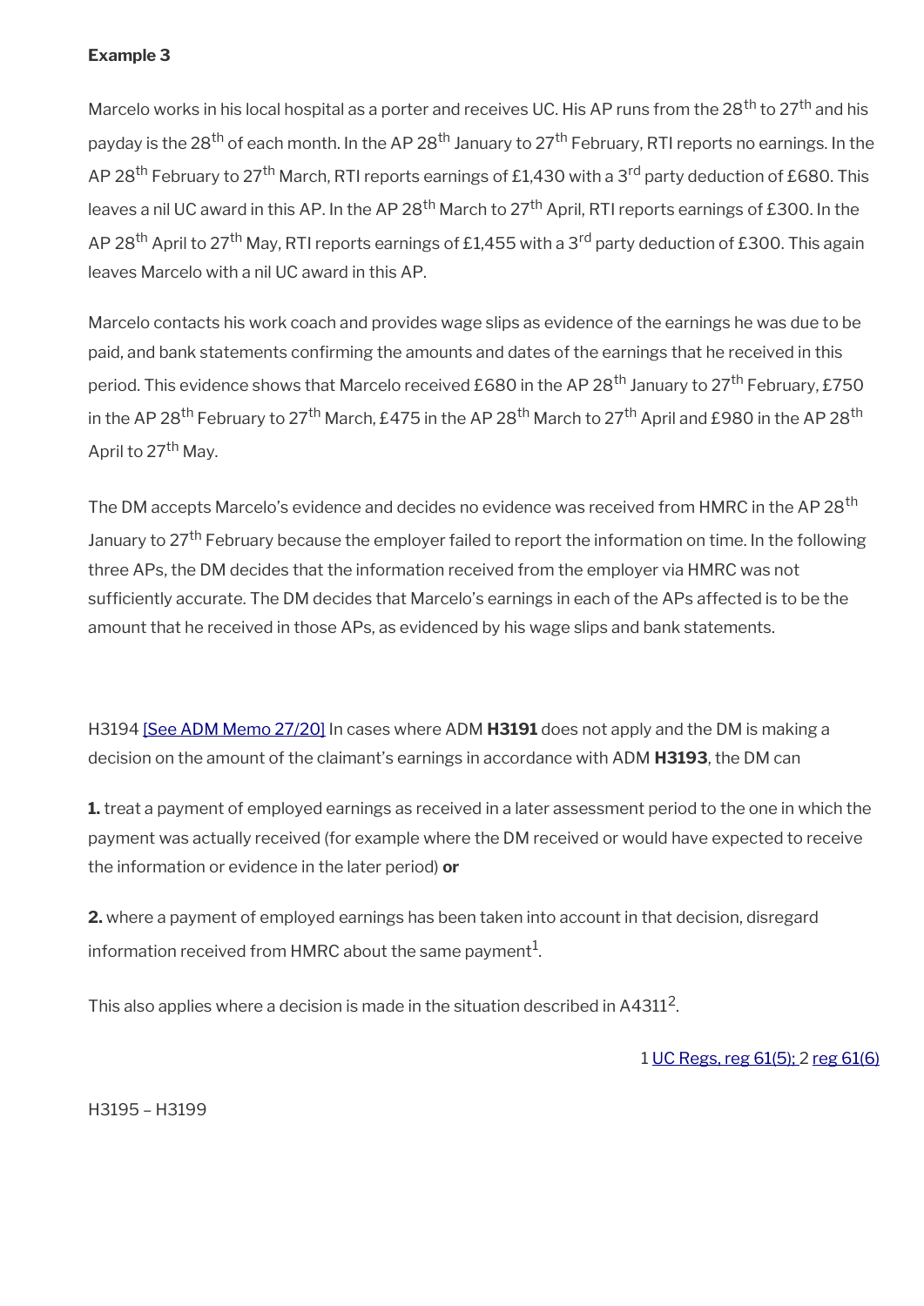**Example 3**

Marcelo works in his local hospital as a porter and receives UC. His AP runs from the 28th to 27th and his payday is the 28th of each month. In the AP 28th January to 27th February, RTI reports no earnings. In the AP 28th February to 27th March, RTI reports earnings of £1,430 with a 3rd party deduction of £680. This leaves a nil UC award in this AP. In the AP 28th March to 27th April, RTI reports earnings of £300. In the AP 28th April to 27th May, RTI reports earnings of £1,455 with a 3rd party deduction of £300. This again leaves Marcelo with a nil UC award in this AP.

Marcelo contacts his work coach and provides wage slips as evidence of the earnings he was due to be paid, and bank statements confirming the amounts and dates of the earnings that he received in this period. This evidence shows that Marcelo received £680 in the AP 28th January to 27th February, £750 in the AP 28th February to 27th March, £475 in the AP 28th March to 27th April and £980 in the AP 28th April to 27th May.

The DM accepts Marcelo's evidence and decides no evidence was received from HMRC in the AP 28th January to 27th February because the employer failed to report the information on time. In the following three APs, the DM decides that the information received from the employer via HMRC was not sufficiently accurate. The DM decides that Marcelo's earnings in each of the APs affected is to be the amount that he received in those APs, as evidenced by his wage slips and bank statements.

H3194 [See ADM Memo 27/20] In cases where ADM **H3191** does not apply and the DM is making a decision on the amount of the claimant's earnings in accordance with ADM **H3193**, the DM can

**1.** treat a payment of employed earnings as received in a later assessment period to the one in which the payment was actually received (for example where the DM received or would have expected to receive the information or evidence in the later period) **or**

**2.** where a payment of employed earnings has been taken into account in that decision, disregard information received from HMRC about the same payment[1].

This also applies where a decision is made in the situation described in A4311[2].

1 UC Regs, reg 61(5); 2 reg 61(6)

H3195 – H3199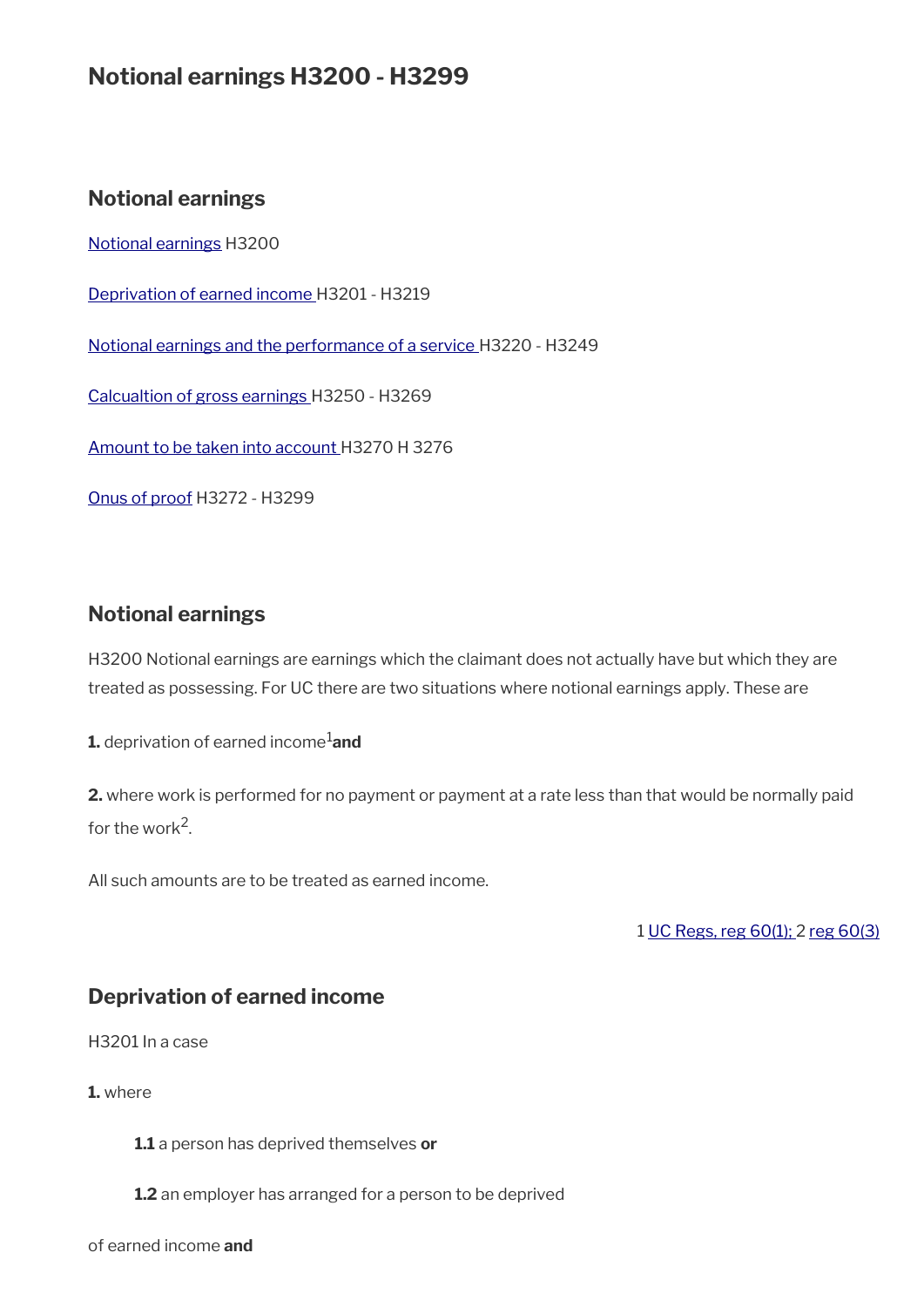# Notional earnings H3200 - H3299

## Notional earnings

[Notional earnings](#) H3200

[Deprivation of earned income](#) H3201 - H3219

[Notional earnings and the performance of a service](#) H3220 - H3249

[Calcualtion of gross earnings](#) H3250 - H3269

[Amount to be taken into account](#) H3270 H 3276

[Onus of proof](#) H3272 - H3299

## Notional earnings

H3200 Notional earnings are earnings which the claimant does not actually have but which they are treated as possessing. For UC there are two situations where notional earnings apply. These are

**1.** deprivation of earned income[1] **and**

**2.** where work is performed for no payment or payment at a rate less than that would be normally paid for the work[2].

All such amounts are to be treated as earned income.

1 [UC Regs, reg 60(1);](#) 2 [reg 60(3)](#)

## Deprivation of earned income

H3201 In a case

**1.** where

> **1.1** a person has deprived themselves **or**
>
> **1.2** an employer has arranged for a person to be deprived

of earned income **and**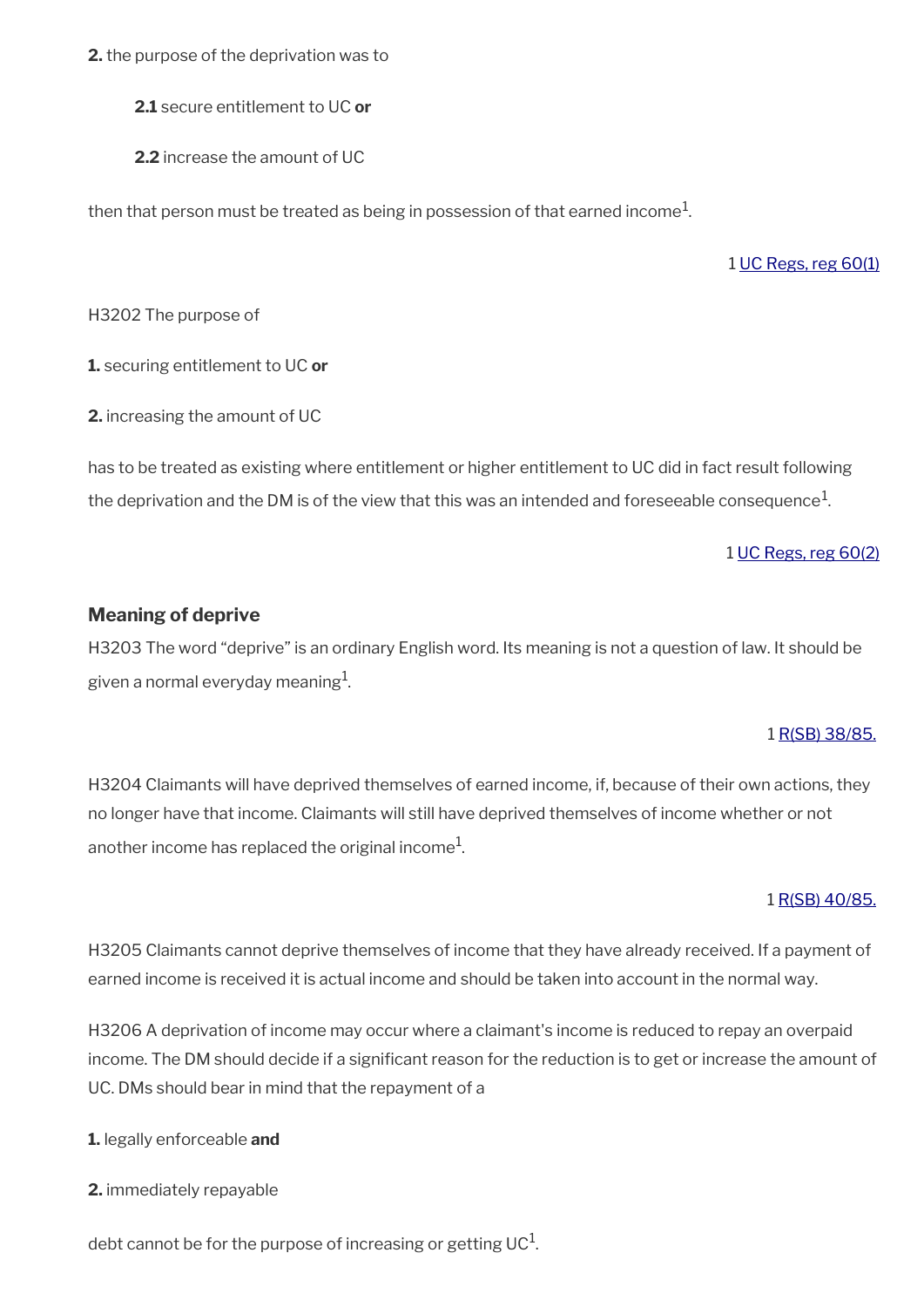**2.** the purpose of the deprivation was to

**2.1** secure entitlement to UC **or**

**2.2** increase the amount of UC

then that person must be treated as being in possession of that earned income[1].

1 UC Regs, reg 60(1)

H3202 The purpose of

**1.** securing entitlement to UC **or**

**2.** increasing the amount of UC

has to be treated as existing where entitlement or higher entitlement to UC did in fact result following the deprivation and the DM is of the view that this was an intended and foreseeable consequence[1].

1 UC Regs, reg 60(2)

### Meaning of deprive

H3203 The word "deprive" is an ordinary English word. Its meaning is not a question of law. It should be given a normal everyday meaning[1].

1 R(SB) 38/85.

H3204 Claimants will have deprived themselves of earned income, if, because of their own actions, they no longer have that income. Claimants will still have deprived themselves of income whether or not another income has replaced the original income[1].

1 R(SB) 40/85.

H3205 Claimants cannot deprive themselves of income that they have already received. If a payment of earned income is received it is actual income and should be taken into account in the normal way.

H3206 A deprivation of income may occur where a claimant's income is reduced to repay an overpaid income. The DM should decide if a significant reason for the reduction is to get or increase the amount of UC. DMs should bear in mind that the repayment of a

**1.** legally enforceable **and**

**2.** immediately repayable

debt cannot be for the purpose of increasing or getting UC[1].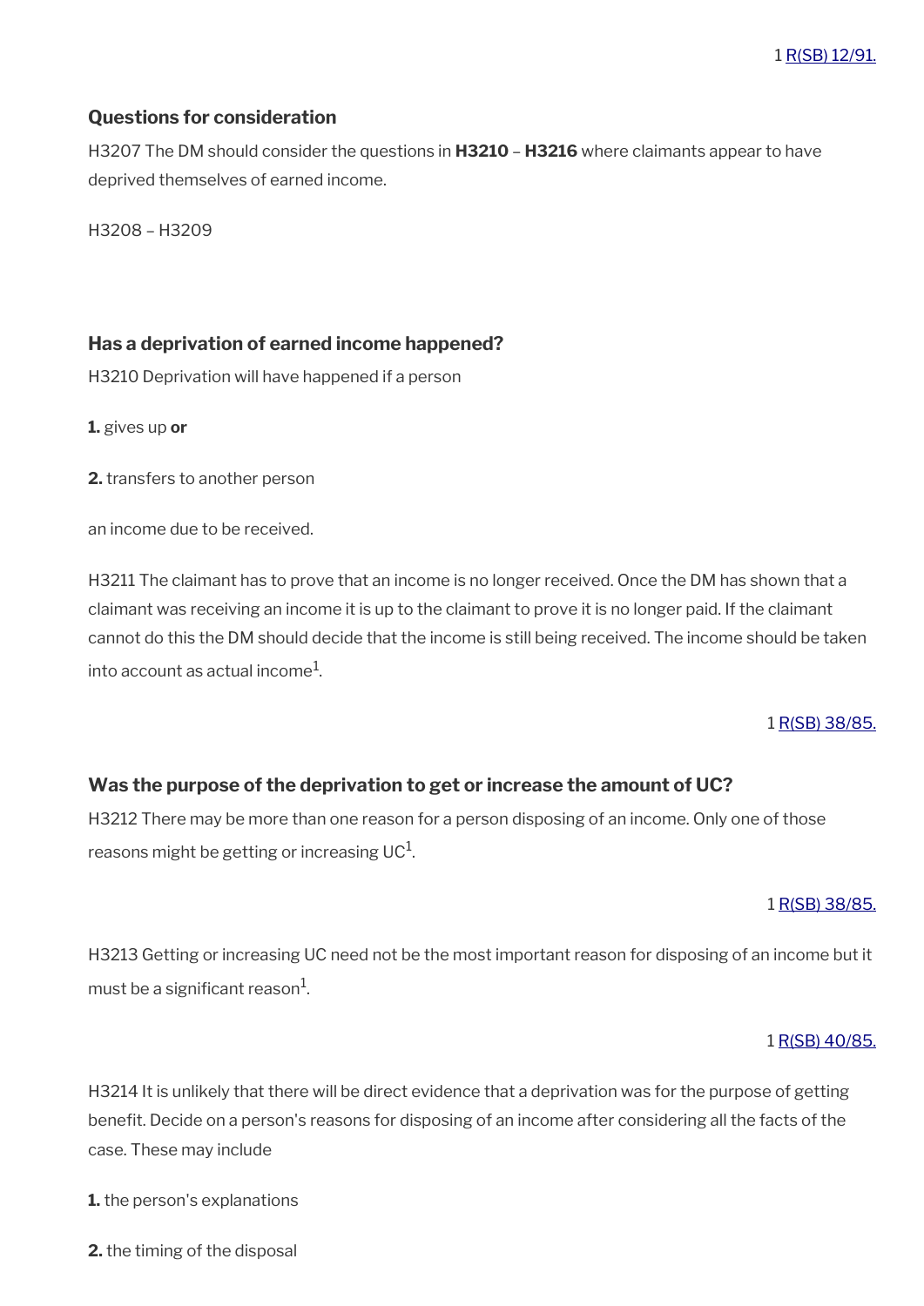1 R(SB) 12/91.

### Questions for consideration

H3207 The DM should consider the questions in **H3210** – **H3216** where claimants appear to have deprived themselves of earned income.

H3208 – H3209

### Has a deprivation of earned income happened?

H3210 Deprivation will have happened if a person

**1.** gives up **or**

**2.** transfers to another person

an income due to be received.

H3211 The claimant has to prove that an income is no longer received. Once the DM has shown that a claimant was receiving an income it is up to the claimant to prove it is no longer paid. If the claimant cannot do this the DM should decide that the income is still being received. The income should be taken into account as actual income[1].

1 R(SB) 38/85.

### Was the purpose of the deprivation to get or increase the amount of UC?

H3212 There may be more than one reason for a person disposing of an income. Only one of those reasons might be getting or increasing UC[1].

1 R(SB) 38/85.

H3213 Getting or increasing UC need not be the most important reason for disposing of an income but it must be a significant reason[1].

1 R(SB) 40/85.

H3214 It is unlikely that there will be direct evidence that a deprivation was for the purpose of getting benefit. Decide on a person's reasons for disposing of an income after considering all the facts of the case. These may include

**1.** the person's explanations

**2.** the timing of the disposal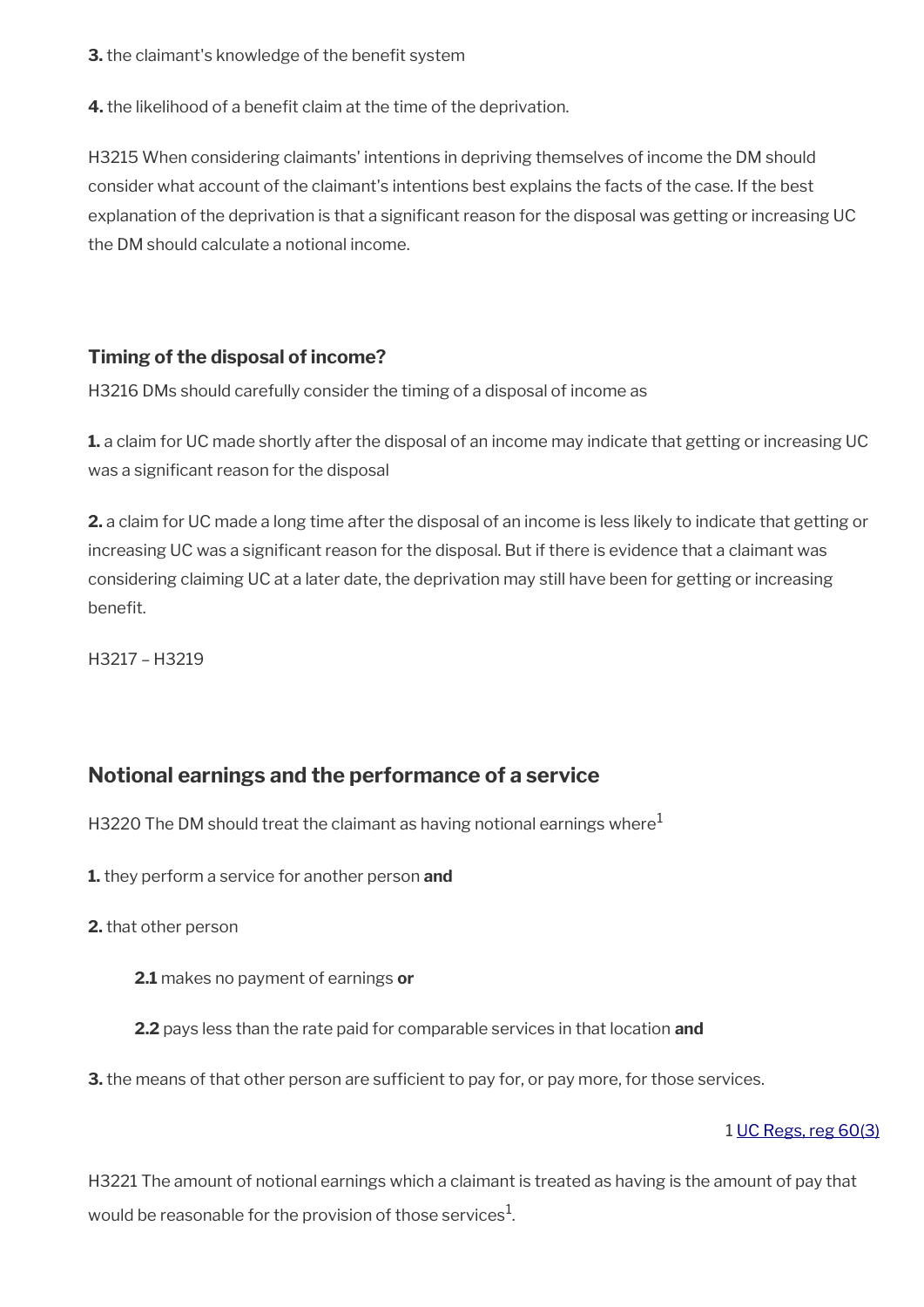**3.** the claimant's knowledge of the benefit system

**4.** the likelihood of a benefit claim at the time of the deprivation.

H3215 When considering claimants' intentions in depriving themselves of income the DM should consider what account of the claimant's intentions best explains the facts of the case. If the best explanation of the deprivation is that a significant reason for the disposal was getting or increasing UC the DM should calculate a notional income.

### Timing of the disposal of income?

H3216 DMs should carefully consider the timing of a disposal of income as

**1.** a claim for UC made shortly after the disposal of an income may indicate that getting or increasing UC was a significant reason for the disposal

**2.** a claim for UC made a long time after the disposal of an income is less likely to indicate that getting or increasing UC was a significant reason for the disposal. But if there is evidence that a claimant was considering claiming UC at a later date, the deprivation may still have been for getting or increasing benefit.

H3217 – H3219

## Notional earnings and the performance of a service

H3220 The DM should treat the claimant as having notional earnings where[1]

**1.** they perform a service for another person **and**

**2.** that other person

> **2.1** makes no payment of earnings **or**
>
> **2.2** pays less than the rate paid for comparable services in that location **and**

**3.** the means of that other person are sufficient to pay for, or pay more, for those services.

1 UC Regs, reg 60(3)

H3221 The amount of notional earnings which a claimant is treated as having is the amount of pay that would be reasonable for the provision of those services[1].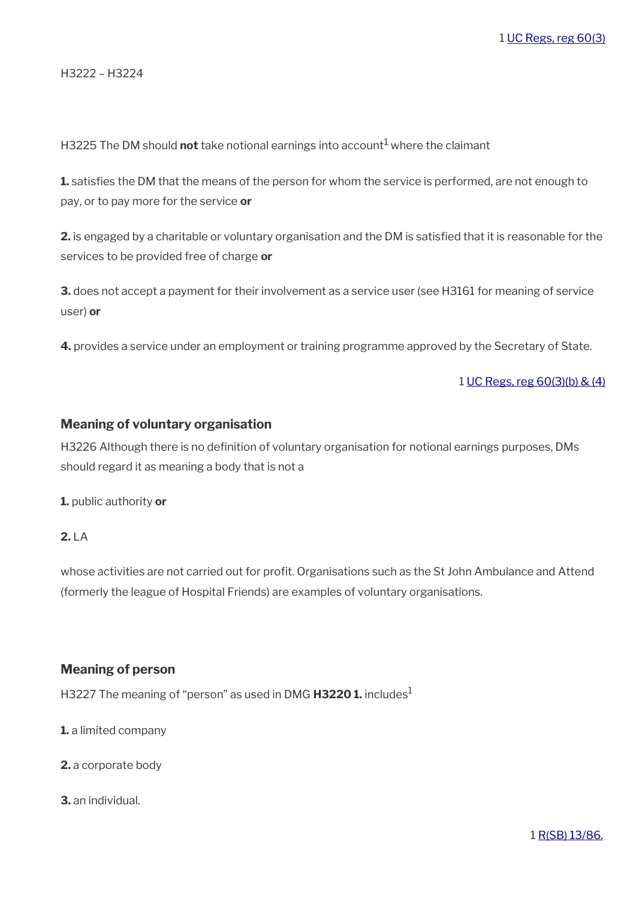1 UC Regs, reg 60(3)

H3222 – H3224

H3225 The DM should **not** take notional earnings into account[1] where the claimant

**1.** satisfies the DM that the means of the person for whom the service is performed, are not enough to pay, or to pay more for the service **or**

**2.** is engaged by a charitable or voluntary organisation and the DM is satisfied that it is reasonable for the services to be provided free of charge **or**

**3.** does not accept a payment for their involvement as a service user (see H3161 for meaning of service user) **or**

**4.** provides a service under an employment or training programme approved by the Secretary of State.

1 UC Regs, reg 60(3)(b) & (4)

### Meaning of voluntary organisation

H3226 Although there is no definition of voluntary organisation for notional earnings purposes, DMs should regard it as meaning a body that is not a

**1.** public authority **or**

**2.** LA

whose activities are not carried out for profit. Organisations such as the St John Ambulance and Attend (formerly the league of Hospital Friends) are examples of voluntary organisations.

### Meaning of person

H3227 The meaning of "person" as used in DMG **H3220 1.** includes[1]

**1.** a limited company

**2.** a corporate body

**3.** an individual.

1 R(SB) 13/86.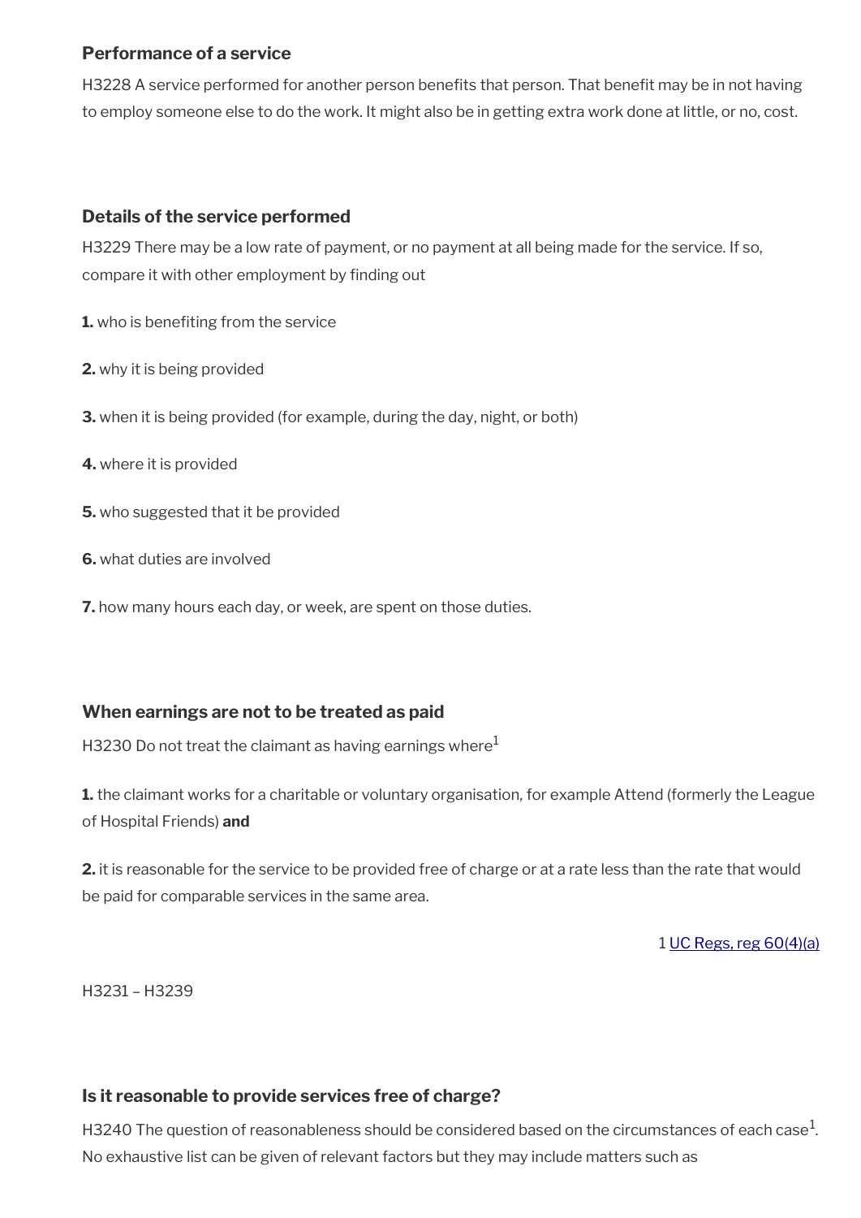### Performance of a service

H3228 A service performed for another person benefits that person. That benefit may be in not having to employ someone else to do the work. It might also be in getting extra work done at little, or no, cost.

### Details of the service performed

H3229 There may be a low rate of payment, or no payment at all being made for the service. If so, compare it with other employment by finding out

**1.** who is benefiting from the service

**2.** why it is being provided

**3.** when it is being provided (for example, during the day, night, or both)

**4.** where it is provided

**5.** who suggested that it be provided

**6.** what duties are involved

**7.** how many hours each day, or week, are spent on those duties.

### When earnings are not to be treated as paid

H3230 Do not treat the claimant as having earnings where[1]

**1.** the claimant works for a charitable or voluntary organisation, for example Attend (formerly the League of Hospital Friends) **and**

**2.** it is reasonable for the service to be provided free of charge or at a rate less than the rate that would be paid for comparable services in the same area.

1 UC Regs, reg 60(4)(a)

H3231 – H3239

### Is it reasonable to provide services free of charge?

H3240 The question of reasonableness should be considered based on the circumstances of each case[1]. No exhaustive list can be given of relevant factors but they may include matters such as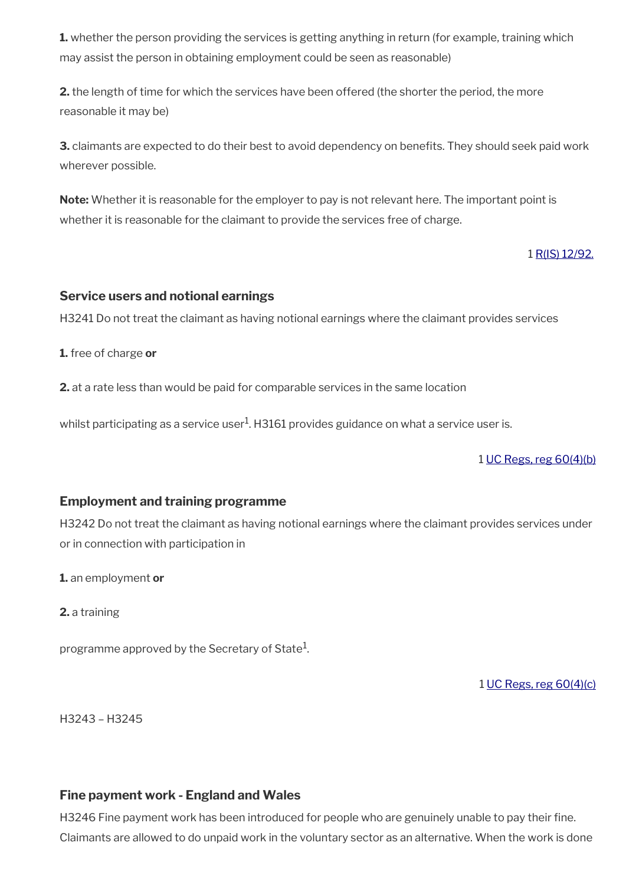**1.** whether the person providing the services is getting anything in return (for example, training which may assist the person in obtaining employment could be seen as reasonable)

**2.** the length of time for which the services have been offered (the shorter the period, the more reasonable it may be)

**3.** claimants are expected to do their best to avoid dependency on benefits. They should seek paid work wherever possible.

**Note:** Whether it is reasonable for the employer to pay is not relevant here. The important point is whether it is reasonable for the claimant to provide the services free of charge.

1 R(IS) 12/92.

### Service users and notional earnings

H3241 Do not treat the claimant as having notional earnings where the claimant provides services

**1.** free of charge **or**

**2.** at a rate less than would be paid for comparable services in the same location

whilst participating as a service user[1]. H3161 provides guidance on what a service user is.

1 UC Regs, reg 60(4)(b)

### Employment and training programme

H3242 Do not treat the claimant as having notional earnings where the claimant provides services under or in connection with participation in

**1.** an employment **or**

**2.** a training

programme approved by the Secretary of State[1].

1 UC Regs, reg 60(4)(c)

H3243 – H3245

### Fine payment work - England and Wales

H3246 Fine payment work has been introduced for people who are genuinely unable to pay their fine. Claimants are allowed to do unpaid work in the voluntary sector as an alternative. When the work is done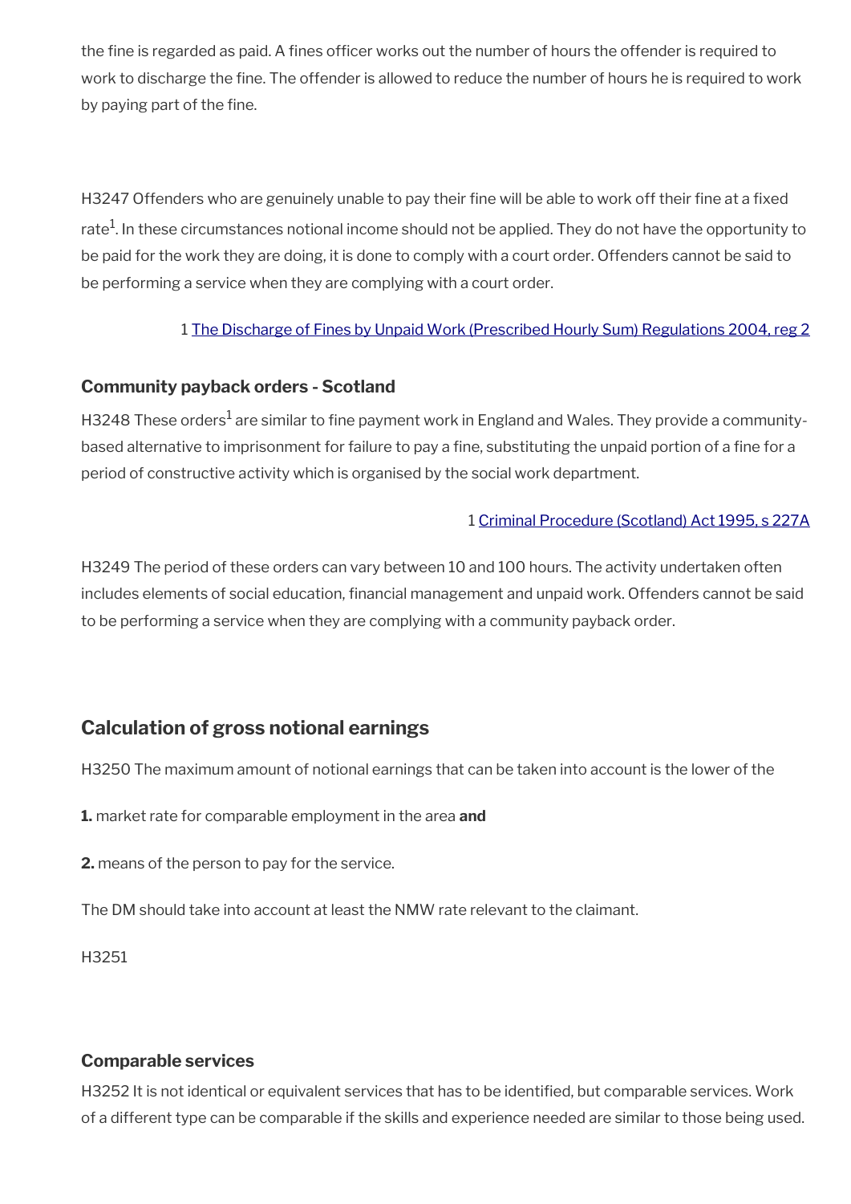the fine is regarded as paid. A fines officer works out the number of hours the offender is required to work to discharge the fine. The offender is allowed to reduce the number of hours he is required to work by paying part of the fine.

H3247 Offenders who are genuinely unable to pay their fine will be able to work off their fine at a fixed rate[1]. In these circumstances notional income should not be applied. They do not have the opportunity to be paid for the work they are doing, it is done to comply with a court order. Offenders cannot be said to be performing a service when they are complying with a court order.

1 The Discharge of Fines by Unpaid Work (Prescribed Hourly Sum) Regulations 2004, reg 2

### Community payback orders - Scotland

H3248 These orders[1] are similar to fine payment work in England and Wales. They provide a community-based alternative to imprisonment for failure to pay a fine, substituting the unpaid portion of a fine for a period of constructive activity which is organised by the social work department.

1 Criminal Procedure (Scotland) Act 1995, s 227A

H3249 The period of these orders can vary between 10 and 100 hours. The activity undertaken often includes elements of social education, financial management and unpaid work. Offenders cannot be said to be performing a service when they are complying with a community payback order.

## Calculation of gross notional earnings

H3250 The maximum amount of notional earnings that can be taken into account is the lower of the

**1.** market rate for comparable employment in the area **and**

**2.** means of the person to pay for the service.

The DM should take into account at least the NMW rate relevant to the claimant.

H3251

### Comparable services

H3252 It is not identical or equivalent services that has to be identified, but comparable services. Work of a different type can be comparable if the skills and experience needed are similar to those being used.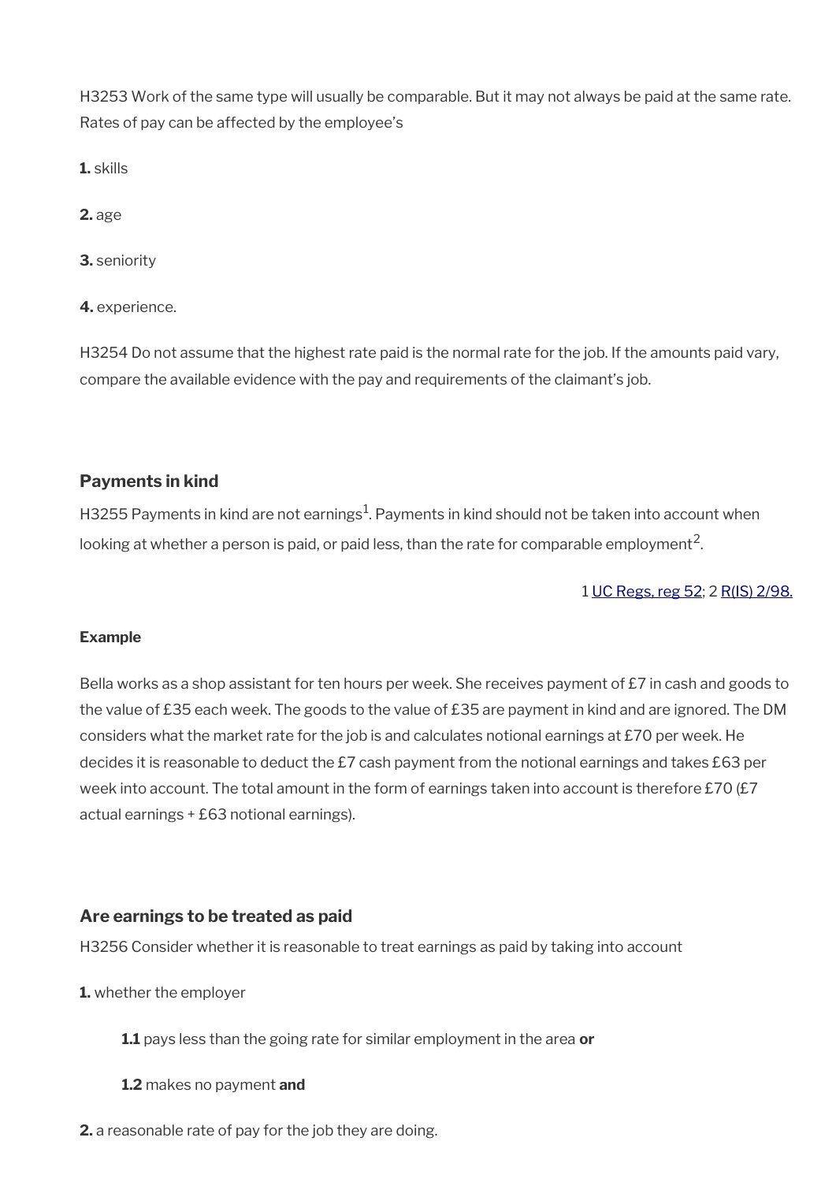H3253 Work of the same type will usually be comparable. But it may not always be paid at the same rate. Rates of pay can be affected by the employee's

**1.** skills

**2.** age

**3.** seniority

**4.** experience.

H3254 Do not assume that the highest rate paid is the normal rate for the job. If the amounts paid vary, compare the available evidence with the pay and requirements of the claimant's job.

### Payments in kind

H3255 Payments in kind are not earnings[1]. Payments in kind should not be taken into account when looking at whether a person is paid, or paid less, than the rate for comparable employment[2].

1 UC Regs, reg 52; 2 R(IS) 2/98.

**Example**

Bella works as a shop assistant for ten hours per week. She receives payment of £7 in cash and goods to the value of £35 each week. The goods to the value of £35 are payment in kind and are ignored. The DM considers what the market rate for the job is and calculates notional earnings at £70 per week. He decides it is reasonable to deduct the £7 cash payment from the notional earnings and takes £63 per week into account. The total amount in the form of earnings taken into account is therefore £70 (£7 actual earnings + £63 notional earnings).

### Are earnings to be treated as paid

H3256 Consider whether it is reasonable to treat earnings as paid by taking into account

**1.** whether the employer

> **1.1** pays less than the going rate for similar employment in the area **or**
>
> **1.2** makes no payment **and**

**2.** a reasonable rate of pay for the job they are doing.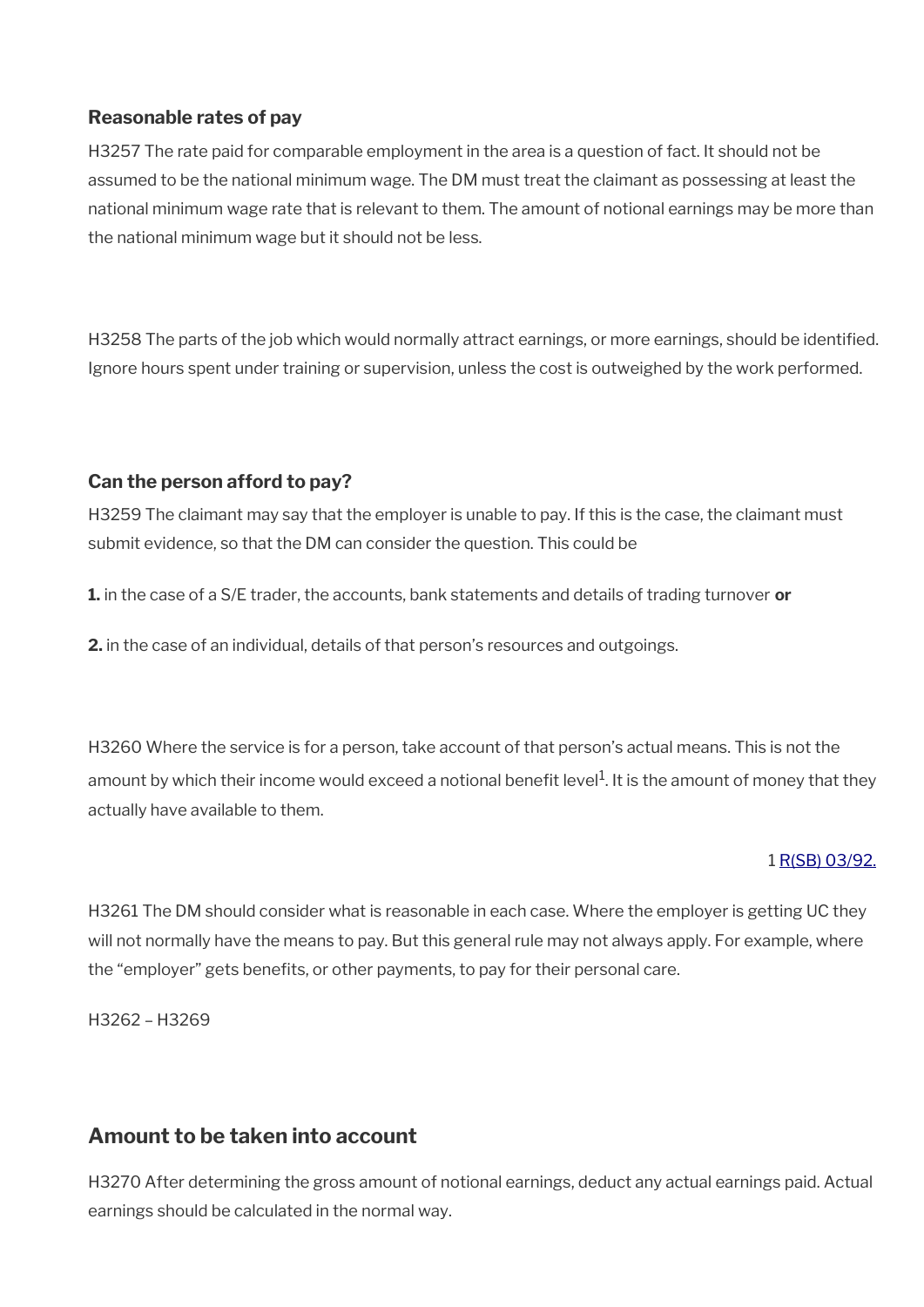### Reasonable rates of pay

H3257 The rate paid for comparable employment in the area is a question of fact. It should not be assumed to be the national minimum wage. The DM must treat the claimant as possessing at least the national minimum wage rate that is relevant to them. The amount of notional earnings may be more than the national minimum wage but it should not be less.

H3258 The parts of the job which would normally attract earnings, or more earnings, should be identified. Ignore hours spent under training or supervision, unless the cost is outweighed by the work performed.

### Can the person afford to pay?

H3259 The claimant may say that the employer is unable to pay. If this is the case, the claimant must submit evidence, so that the DM can consider the question. This could be

**1.** in the case of a S/E trader, the accounts, bank statements and details of trading turnover **or**

**2.** in the case of an individual, details of that person's resources and outgoings.

H3260 Where the service is for a person, take account of that person's actual means. This is not the amount by which their income would exceed a notional benefit level[1]. It is the amount of money that they actually have available to them.

1 R(SB) 03/92.

H3261 The DM should consider what is reasonable in each case. Where the employer is getting UC they will not normally have the means to pay. But this general rule may not always apply. For example, where the "employer" gets benefits, or other payments, to pay for their personal care.

H3262 – H3269

## Amount to be taken into account

H3270 After determining the gross amount of notional earnings, deduct any actual earnings paid. Actual earnings should be calculated in the normal way.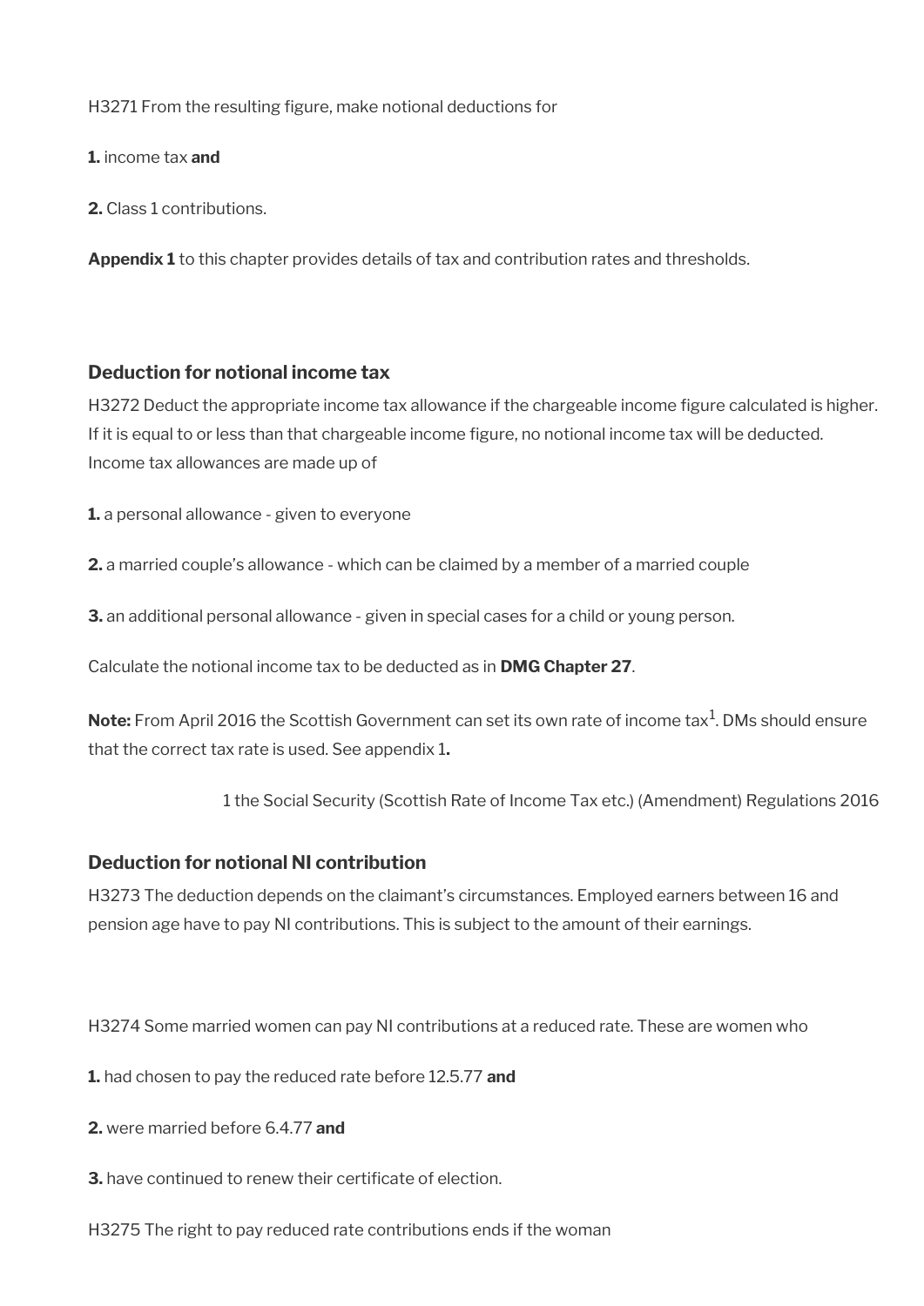H3271 From the resulting figure, make notional deductions for

**1.** income tax **and**

**2.** Class 1 contributions.

**Appendix 1** to this chapter provides details of tax and contribution rates and thresholds.

### Deduction for notional income tax

H3272 Deduct the appropriate income tax allowance if the chargeable income figure calculated is higher. If it is equal to or less than that chargeable income figure, no notional income tax will be deducted. Income tax allowances are made up of

**1.** a personal allowance - given to everyone

**2.** a married couple's allowance - which can be claimed by a member of a married couple

**3.** an additional personal allowance - given in special cases for a child or young person.

Calculate the notional income tax to be deducted as in **DMG Chapter 27**.

**Note:** From April 2016 the Scottish Government can set its own rate of income tax[1]. DMs should ensure that the correct tax rate is used. See appendix 1**.**

1 the Social Security (Scottish Rate of Income Tax etc.) (Amendment) Regulations 2016

### Deduction for notional NI contribution

H3273 The deduction depends on the claimant's circumstances. Employed earners between 16 and pension age have to pay NI contributions. This is subject to the amount of their earnings.

H3274 Some married women can pay NI contributions at a reduced rate. These are women who

**1.** had chosen to pay the reduced rate before 12.5.77 **and**

**2.** were married before 6.4.77 **and**

**3.** have continued to renew their certificate of election.

H3275 The right to pay reduced rate contributions ends if the woman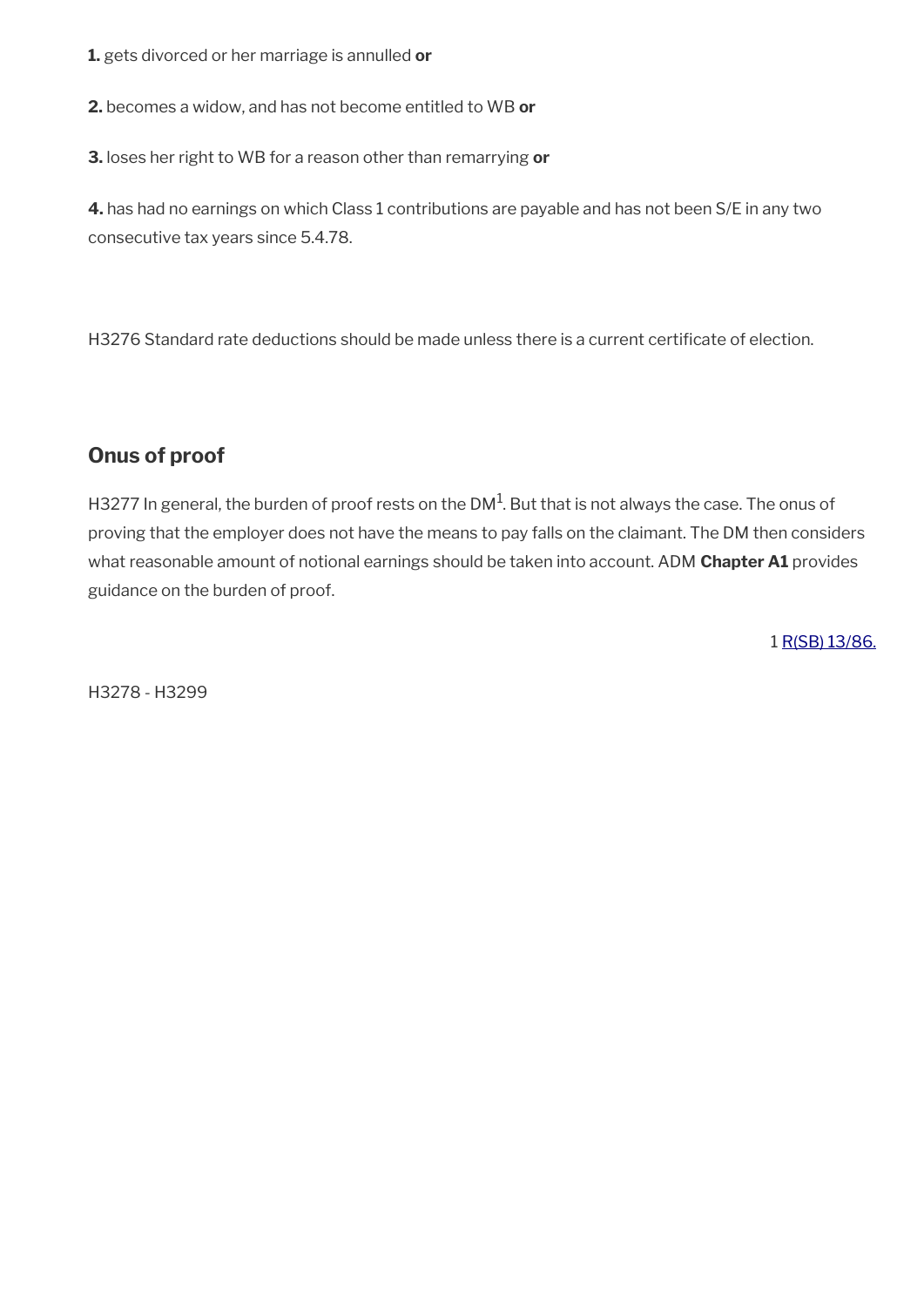**1.** gets divorced or her marriage is annulled **or**

**2.** becomes a widow, and has not become entitled to WB **or**

**3.** loses her right to WB for a reason other than remarrying **or**

**4.** has had no earnings on which Class 1 contributions are payable and has not been S/E in any two consecutive tax years since 5.4.78.

H3276 Standard rate deductions should be made unless there is a current certificate of election.

## Onus of proof

H3277 In general, the burden of proof rests on the DM[1]. But that is not always the case. The onus of proving that the employer does not have the means to pay falls on the claimant. The DM then considers what reasonable amount of notional earnings should be taken into account. ADM **Chapter A1** provides guidance on the burden of proof.

1 R(SB) 13/86.

H3278 - H3299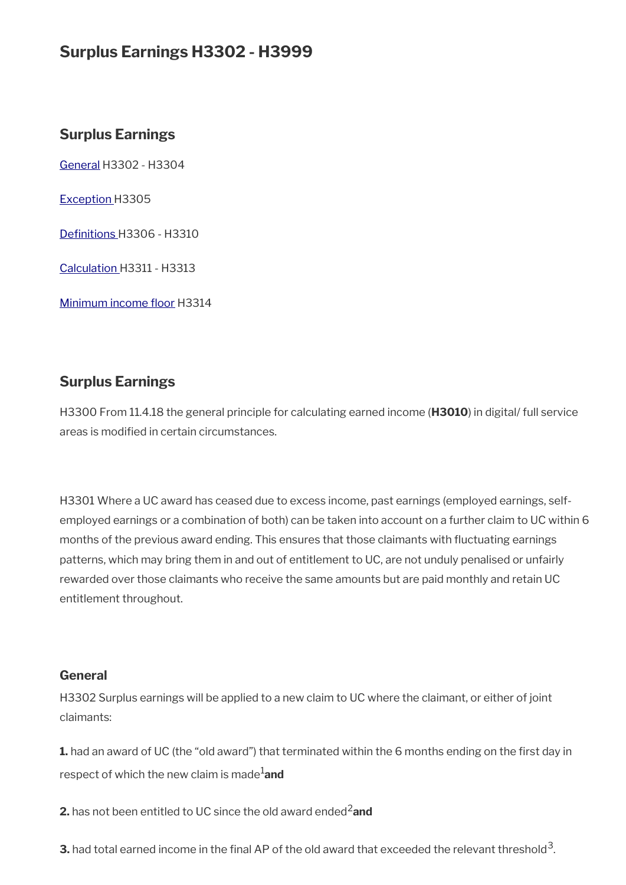# Surplus Earnings H3302 - H3999

## Surplus Earnings

[General](#) H3302 - H3304

[Exception ](#)H3305

[Definitions ](#)H3306 - H3310

[Calculation ](#)H3311 - H3313

[Minimum income floor](#) H3314

## Surplus Earnings

H3300 From 11.4.18 the general principle for calculating earned income (**H3010**) in digital/ full service areas is modified in certain circumstances.

H3301 Where a UC award has ceased due to excess income, past earnings (employed earnings, self-employed earnings or a combination of both) can be taken into account on a further claim to UC within 6 months of the previous award ending. This ensures that those claimants with fluctuating earnings patterns, which may bring them in and out of entitlement to UC, are not unduly penalised or unfairly rewarded over those claimants who receive the same amounts but are paid monthly and retain UC entitlement throughout.

### General

H3302 Surplus earnings will be applied to a new claim to UC where the claimant, or either of joint claimants:

**1.** had an award of UC (the "old award") that terminated within the 6 months ending on the first day in respect of which the new claim is made[1]**and**

**2.** has not been entitled to UC since the old award ended[2]**and**

**3.** had total earned income in the final AP of the old award that exceeded the relevant threshold[3].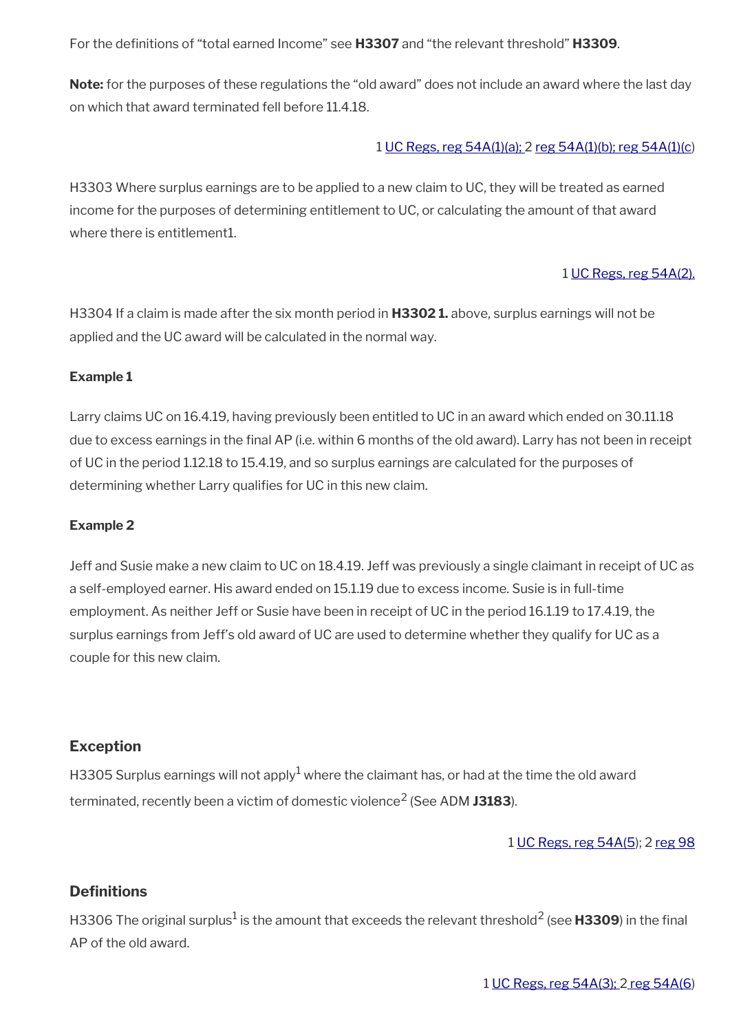For the definitions of "total earned Income" see **H3307** and "the relevant threshold" **H3309**.

**Note:** for the purposes of these regulations the "old award" does not include an award where the last day on which that award terminated fell before 11.4.18.

1 UC Regs, reg 54A(1)(a); 2 reg 54A(1)(b); reg 54A(1)(c)

H3303 Where surplus earnings are to be applied to a new claim to UC, they will be treated as earned income for the purposes of determining entitlement to UC, or calculating the amount of that award where there is entitlement1.

1 UC Regs, reg 54A(2).

H3304 If a claim is made after the six month period in **H3302 1.** above, surplus earnings will not be applied and the UC award will be calculated in the normal way.

**Example 1**

Larry claims UC on 16.4.19, having previously been entitled to UC in an award which ended on 30.11.18 due to excess earnings in the final AP (i.e. within 6 months of the old award). Larry has not been in receipt of UC in the period 1.12.18 to 15.4.19, and so surplus earnings are calculated for the purposes of determining whether Larry qualifies for UC in this new claim.

**Example 2**

Jeff and Susie make a new claim to UC on 18.4.19. Jeff was previously a single claimant in receipt of UC as a self-employed earner. His award ended on 15.1.19 due to excess income. Susie is in full-time employment. As neither Jeff or Susie have been in receipt of UC in the period 16.1.19 to 17.4.19, the surplus earnings from Jeff's old award of UC are used to determine whether they qualify for UC as a couple for this new claim.

### Exception

H3305 Surplus earnings will not apply[1] where the claimant has, or had at the time the old award terminated, recently been a victim of domestic violence[2] (See ADM **J3183**).

1 UC Regs, reg 54A(5); 2 reg 98

### Definitions

H3306 The original surplus[1] is the amount that exceeds the relevant threshold[2] (see **H3309**) in the final AP of the old award.

1 UC Regs, reg 54A(3); 2 reg 54A(6)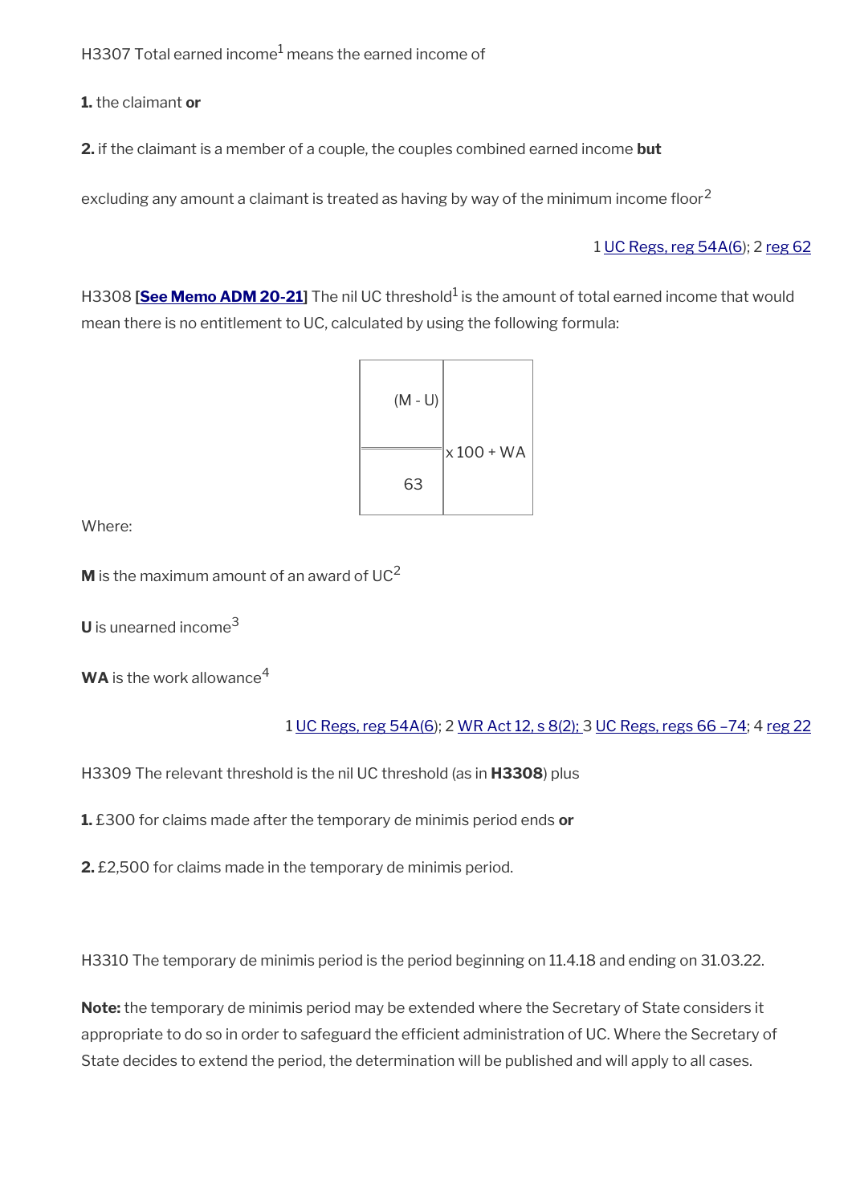H3307 Total earned income[1] means the earned income of

**1.** the claimant **or**

**2.** if the claimant is a member of a couple, the couples combined earned income **but**

excluding any amount a claimant is treated as having by way of the minimum income floor[2]

1 UC Regs, reg 54A(6); 2 reg 62

H3308 [**See Memo ADM 20-21**] The nil UC threshold[1] is the amount of total earned income that would mean there is no entitlement to UC, calculated by using the following formula:

$$\frac{(M - U)}{63} \times 100 + WA$$

Where:

**M** is the maximum amount of an award of UC[2]

**U** is unearned income[3]

**WA** is the work allowance[4]

1 UC Regs, reg 54A(6); 2 WR Act 12, s 8(2); 3 UC Regs, regs 66 –74; 4 reg 22

H3309 The relevant threshold is the nil UC threshold (as in **H3308**) plus

**1.** £300 for claims made after the temporary de minimis period ends **or**

**2.** £2,500 for claims made in the temporary de minimis period.

H3310 The temporary de minimis period is the period beginning on 11.4.18 and ending on 31.03.22.

**Note:** the temporary de minimis period may be extended where the Secretary of State considers it appropriate to do so in order to safeguard the efficient administration of UC. Where the Secretary of State decides to extend the period, the determination will be published and will apply to all cases.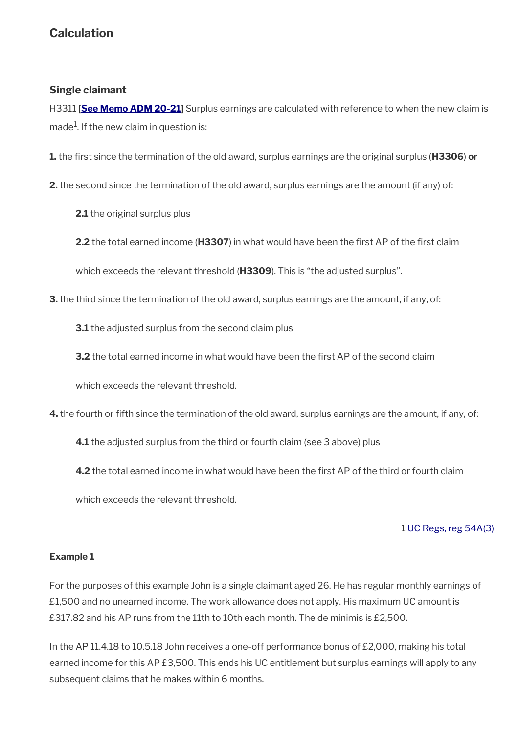## Calculation

### Single claimant

H3311 **[See Memo ADM 20-21]** Surplus earnings are calculated with reference to when the new claim is made[1]. If the new claim in question is:

**1.** the first since the termination of the old award, surplus earnings are the original surplus (**H3306**) **or**

**2.** the second since the termination of the old award, surplus earnings are the amount (if any) of:

> **2.1** the original surplus plus
>
> **2.2** the total earned income (**H3307**) in what would have been the first AP of the first claim
>
> which exceeds the relevant threshold (**H3309**). This is "the adjusted surplus".

**3.** the third since the termination of the old award, surplus earnings are the amount, if any, of:

> **3.1** the adjusted surplus from the second claim plus
>
> **3.2** the total earned income in what would have been the first AP of the second claim
>
> which exceeds the relevant threshold.

**4.** the fourth or fifth since the termination of the old award, surplus earnings are the amount, if any, of:

> **4.1** the adjusted surplus from the third or fourth claim (see 3 above) plus
>
> **4.2** the total earned income in what would have been the first AP of the third or fourth claim
>
> which exceeds the relevant threshold.

1 UC Regs, reg 54A(3)

#### Example 1

For the purposes of this example John is a single claimant aged 26. He has regular monthly earnings of £1,500 and no unearned income. The work allowance does not apply. His maximum UC amount is £317.82 and his AP runs from the 11th to 10th each month. The de minimis is £2,500.

In the AP 11.4.18 to 10.5.18 John receives a one-off performance bonus of £2,000, making his total earned income for this AP £3,500. This ends his UC entitlement but surplus earnings will apply to any subsequent claims that he makes within 6 months.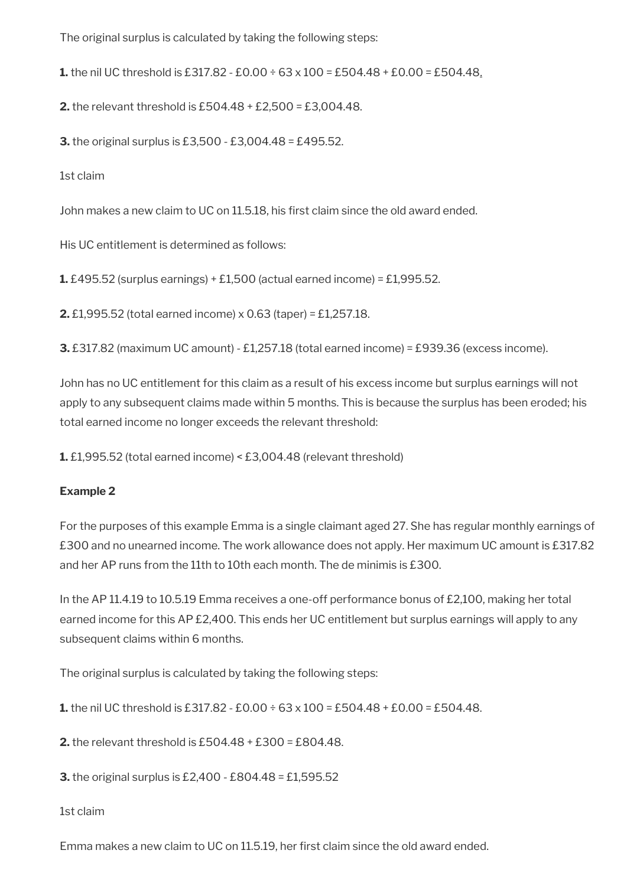The original surplus is calculated by taking the following steps:

**1.** the nil UC threshold is £317.82 - £0.00 ÷ 63 x 100 = £504.48 + £0.00 = £504.48.

**2.** the relevant threshold is £504.48 + £2,500 = £3,004.48.

**3.** the original surplus is £3,500 - £3,004.48 = £495.52.

1st claim

John makes a new claim to UC on 11.5.18, his first claim since the old award ended.

His UC entitlement is determined as follows:

**1.** £495.52 (surplus earnings) + £1,500 (actual earned income) = £1,995.52.

**2.** £1,995.52 (total earned income) x 0.63 (taper) = £1,257.18.

**3.** £317.82 (maximum UC amount) - £1,257.18 (total earned income) = £939.36 (excess income).

John has no UC entitlement for this claim as a result of his excess income but surplus earnings will not apply to any subsequent claims made within 5 months. This is because the surplus has been eroded; his total earned income no longer exceeds the relevant threshold:

**1.** £1,995.52 (total earned income) < £3,004.48 (relevant threshold)

**Example 2**

For the purposes of this example Emma is a single claimant aged 27. She has regular monthly earnings of £300 and no unearned income. The work allowance does not apply. Her maximum UC amount is £317.82 and her AP runs from the 11th to 10th each month. The de minimis is £300.

In the AP 11.4.19 to 10.5.19 Emma receives a one-off performance bonus of £2,100, making her total earned income for this AP £2,400. This ends her UC entitlement but surplus earnings will apply to any subsequent claims within 6 months.

The original surplus is calculated by taking the following steps:

**1.** the nil UC threshold is £317.82 - £0.00 ÷ 63 x 100 = £504.48 + £0.00 = £504.48.

**2.** the relevant threshold is £504.48 + £300 = £804.48.

**3.** the original surplus is £2,400 - £804.48 = £1,595.52

1st claim

Emma makes a new claim to UC on 11.5.19, her first claim since the old award ended.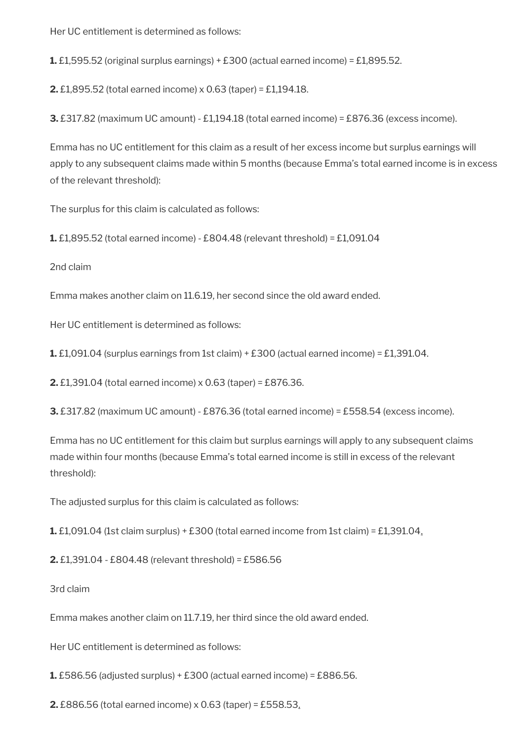Her UC entitlement is determined as follows:

**1.** £1,595.52 (original surplus earnings) + £300 (actual earned income) = £1,895.52.

**2.** £1,895.52 (total earned income) x 0.63 (taper) = £1,194.18.

**3.** £317.82 (maximum UC amount) - £1,194.18 (total earned income) = £876.36 (excess income).

Emma has no UC entitlement for this claim as a result of her excess income but surplus earnings will apply to any subsequent claims made within 5 months (because Emma's total earned income is in excess of the relevant threshold):

The surplus for this claim is calculated as follows:

**1.** £1,895.52 (total earned income) - £804.48 (relevant threshold) = £1,091.04

2nd claim

Emma makes another claim on 11.6.19, her second since the old award ended.

Her UC entitlement is determined as follows:

**1.** £1,091.04 (surplus earnings from 1st claim) + £300 (actual earned income) = £1,391.04.

**2.** £1,391.04 (total earned income) x 0.63 (taper) = £876.36.

**3.** £317.82 (maximum UC amount) - £876.36 (total earned income) = £558.54 (excess income).

Emma has no UC entitlement for this claim but surplus earnings will apply to any subsequent claims made within four months (because Emma's total earned income is still in excess of the relevant threshold):

The adjusted surplus for this claim is calculated as follows:

**1.** £1,091.04 (1st claim surplus) + £300 (total earned income from 1st claim) = £1,391.04.

**2.** £1,391.04 - £804.48 (relevant threshold) = £586.56

3rd claim

Emma makes another claim on 11.7.19, her third since the old award ended.

Her UC entitlement is determined as follows:

**1.** £586.56 (adjusted surplus) + £300 (actual earned income) = £886.56.

**2.** £886.56 (total earned income) x 0.63 (taper) = £558.53.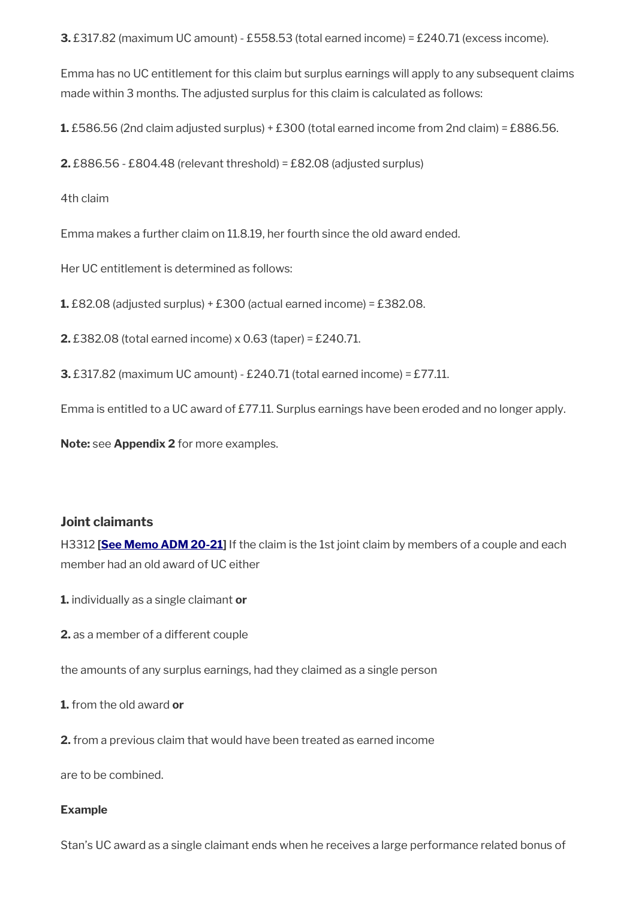**3.** £317.82 (maximum UC amount) - £558.53 (total earned income) = £240.71 (excess income).

Emma has no UC entitlement for this claim but surplus earnings will apply to any subsequent claims made within 3 months. The adjusted surplus for this claim is calculated as follows:

**1.** £586.56 (2nd claim adjusted surplus) + £300 (total earned income from 2nd claim) = £886.56.

**2.** £886.56 - £804.48 (relevant threshold) = £82.08 (adjusted surplus)

4th claim

Emma makes a further claim on 11.8.19, her fourth since the old award ended.

Her UC entitlement is determined as follows:

**1.** £82.08 (adjusted surplus) + £300 (actual earned income) = £382.08.

**2.** £382.08 (total earned income) x 0.63 (taper) = £240.71.

**3.** £317.82 (maximum UC amount) - £240.71 (total earned income) = £77.11.

Emma is entitled to a UC award of £77.11. Surplus earnings have been eroded and no longer apply.

**Note:** see **Appendix 2** for more examples.

### Joint claimants

H3312 **[See Memo ADM 20-21]** If the claim is the 1st joint claim by members of a couple and each member had an old award of UC either

**1.** individually as a single claimant **or**

**2.** as a member of a different couple

the amounts of any surplus earnings, had they claimed as a single person

**1.** from the old award **or**

**2.** from a previous claim that would have been treated as earned income

are to be combined.

**Example**

Stan's UC award as a single claimant ends when he receives a large performance related bonus of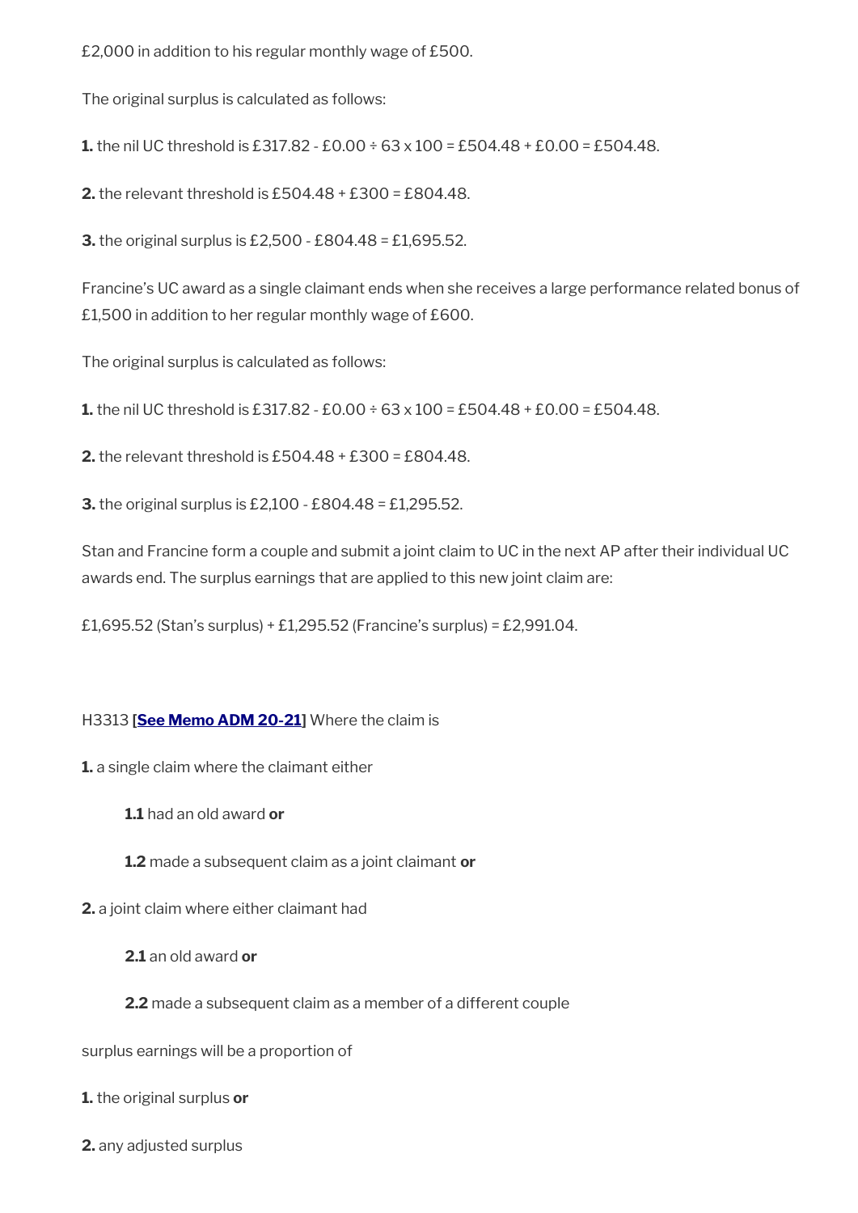£2,000 in addition to his regular monthly wage of £500.

The original surplus is calculated as follows:

**1.** the nil UC threshold is £317.82 - £0.00 ÷ 63 x 100 = £504.48 + £0.00 = £504.48.

**2.** the relevant threshold is £504.48 + £300 = £804.48.

**3.** the original surplus is £2,500 - £804.48 = £1,695.52.

Francine's UC award as a single claimant ends when she receives a large performance related bonus of £1,500 in addition to her regular monthly wage of £600.

The original surplus is calculated as follows:

**1.** the nil UC threshold is £317.82 - £0.00 ÷ 63 x 100 = £504.48 + £0.00 = £504.48.

**2.** the relevant threshold is £504.48 + £300 = £804.48.

**3.** the original surplus is £2,100 - £804.48 = £1,295.52.

Stan and Francine form a couple and submit a joint claim to UC in the next AP after their individual UC awards end. The surplus earnings that are applied to this new joint claim are:

£1,695.52 (Stan's surplus) + £1,295.52 (Francine's surplus) = £2,991.04.

H3313 **[See Memo ADM 20-21]** Where the claim is

**1.** a single claim where the claimant either

> **1.1** had an old award **or**
>
> **1.2** made a subsequent claim as a joint claimant **or**

**2.** a joint claim where either claimant had

> **2.1** an old award **or**
>
> **2.2** made a subsequent claim as a member of a different couple

surplus earnings will be a proportion of

**1.** the original surplus **or**

**2.** any adjusted surplus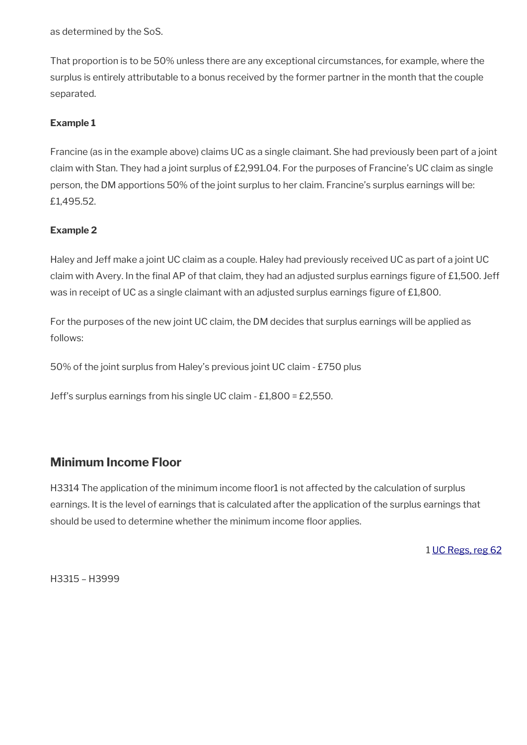as determined by the SoS.

That proportion is to be 50% unless there are any exceptional circumstances, for example, where the surplus is entirely attributable to a bonus received by the former partner in the month that the couple separated.

**Example 1**

Francine (as in the example above) claims UC as a single claimant. She had previously been part of a joint claim with Stan. They had a joint surplus of £2,991.04. For the purposes of Francine's UC claim as single person, the DM apportions 50% of the joint surplus to her claim. Francine's surplus earnings will be: £1,495.52.

**Example 2**

Haley and Jeff make a joint UC claim as a couple. Haley had previously received UC as part of a joint UC claim with Avery. In the final AP of that claim, they had an adjusted surplus earnings figure of £1,500. Jeff was in receipt of UC as a single claimant with an adjusted surplus earnings figure of £1,800.

For the purposes of the new joint UC claim, the DM decides that surplus earnings will be applied as follows:

50% of the joint surplus from Haley's previous joint UC claim - £750 plus

Jeff's surplus earnings from his single UC claim - £1,800 = £2,550.

## Minimum Income Floor

H3314 The application of the minimum income floor1 is not affected by the calculation of surplus earnings. It is the level of earnings that is calculated after the application of the surplus earnings that should be used to determine whether the minimum income floor applies.

1 UC Regs, reg 62

H3315 – H3999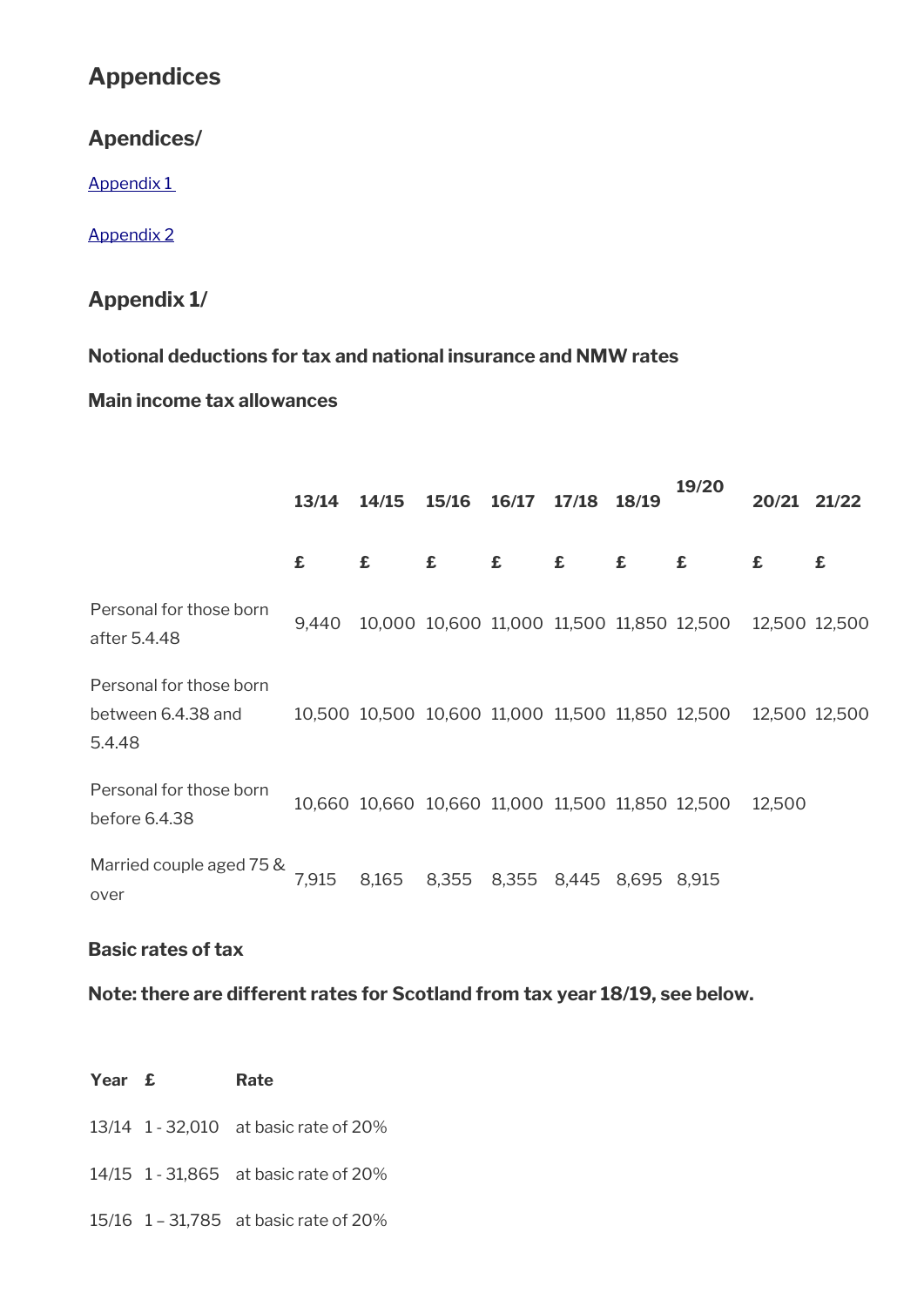## Appendices

### Apendices/

[Appendix 1 ](#)

[Appendix 2](#)

### Appendix 1/

**Notional deductions for tax and national insurance and NMW rates**

**Main income tax allowances**

| | 13/14 | 14/15 | 15/16 | 16/17 | 17/18 | 18/19 | 19/20 | 20/21 | 21/22 |
|---|---|---|---|---|---|---|---|---|---|
| | **£** | **£** | **£** | **£** | **£** | **£** | **£** | **£** | **£** |
| Personal for those born after 5.4.48 | 9,440 | 10,000 | 10,600 | 11,000 | 11,500 | 11,850 | 12,500 | 12,500 | 12,500 |
| Personal for those born between 6.4.38 and 5.4.48 | 10,500 | 10,500 | 10,600 | 11,000 | 11,500 | 11,850 | 12,500 | 12,500 | 12,500 |
| Personal for those born before 6.4.38 | 10,660 | 10,660 | 10,660 | 11,000 | 11,500 | 11,850 | 12,500 | 12,500 | |
| Married couple aged 75 & over | 7,915 | 8,165 | 8,355 | 8,355 | 8,445 | 8,695 | 8,915 | | |

**Basic rates of tax**

**Note: there are different rates for Scotland from tax year 18/19, see below.**

| Year | £ | Rate |
|---|---|---|
| 13/14 | 1 - 32,010 | at basic rate of 20% |
| 14/15 | 1 - 31,865 | at basic rate of 20% |
| 15/16 | 1 – 31,785 | at basic rate of 20% |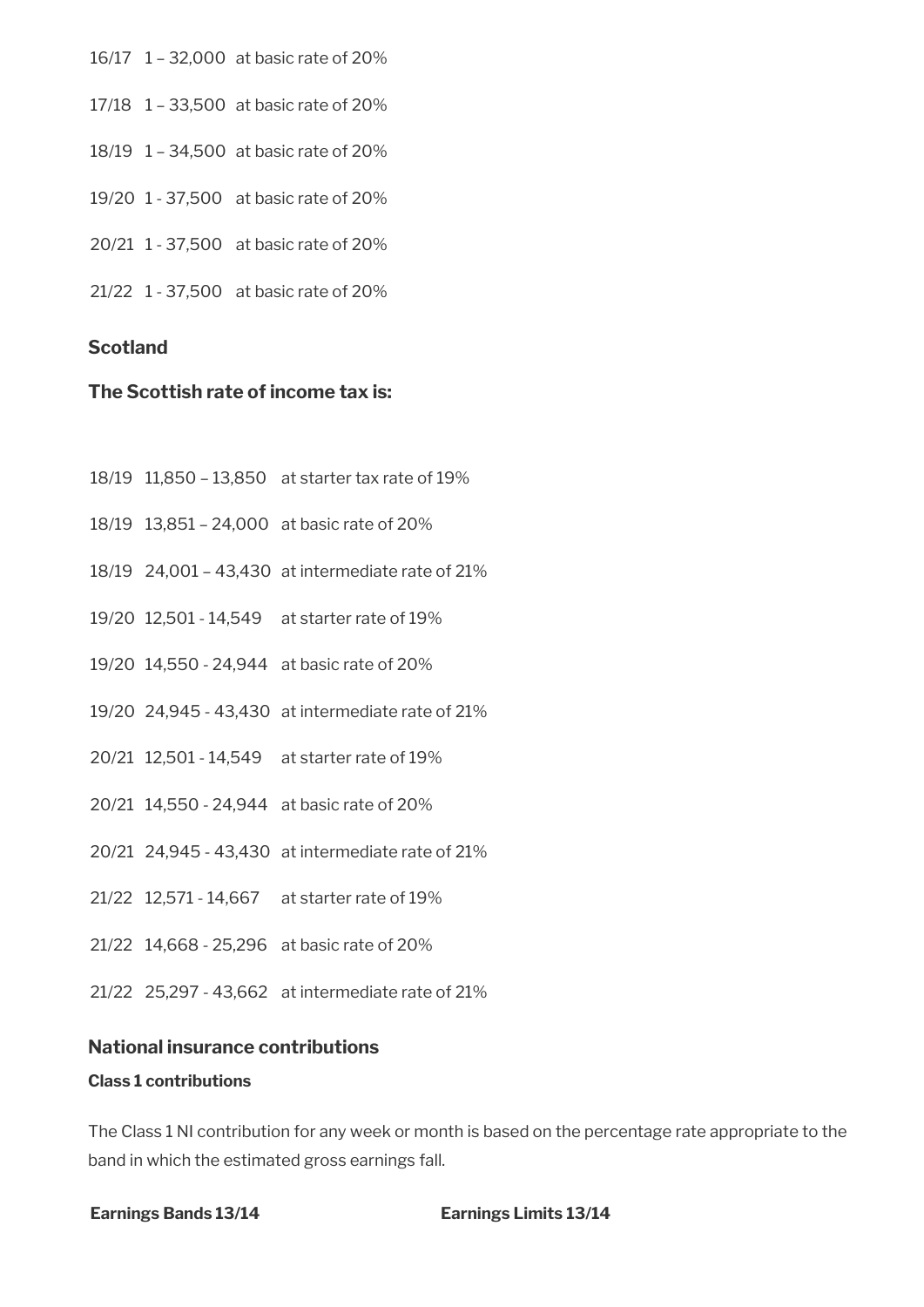16/17 1 – 32,000 at basic rate of 20%

17/18 1 – 33,500 at basic rate of 20%

18/19 1 – 34,500 at basic rate of 20%

19/20 1 - 37,500 at basic rate of 20%

20/21 1 - 37,500 at basic rate of 20%

21/22 1 - 37,500 at basic rate of 20%

**Scotland**

**The Scottish rate of income tax is:**

18/19 11,850 – 13,850 at starter tax rate of 19%

18/19 13,851 – 24,000 at basic rate of 20%

18/19 24,001 – 43,430 at intermediate rate of 21%

19/20 12,501 - 14,549 at starter rate of 19%

19/20 14,550 - 24,944 at basic rate of 20%

19/20 24,945 - 43,430 at intermediate rate of 21%

20/21 12,501 - 14,549 at starter rate of 19%

20/21 14,550 - 24,944 at basic rate of 20%

20/21 24,945 - 43,430 at intermediate rate of 21%

21/22 12,571 - 14,667 at starter rate of 19%

21/22 14,668 - 25,296 at basic rate of 20%

21/22 25,297 - 43,662 at intermediate rate of 21%

## National insurance contributions

### Class 1 contributions

The Class 1 NI contribution for any week or month is based on the percentage rate appropriate to the band in which the estimated gross earnings fall.

| Earnings Bands 13/14 | Earnings Limits 13/14 |
| --- | --- |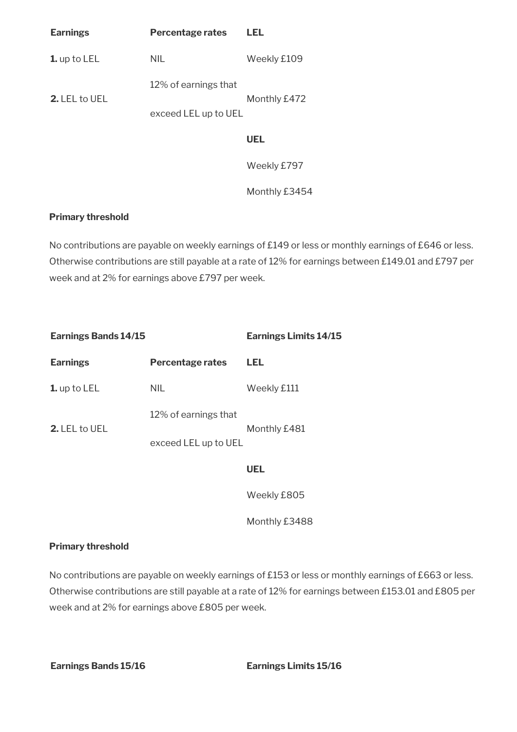| Earnings | Percentage rates | LEL |
|---|---|---|
| **1.** up to LEL | NIL | Weekly £109 |
| **2.** LEL to UEL | 12% of earnings that exceed LEL up to UEL | Monthly £472 |
| | | **UEL** |
| | | Weekly £797 |
| | | Monthly £3454 |

**Primary threshold**

No contributions are payable on weekly earnings of £149 or less or monthly earnings of £646 or less. Otherwise contributions are still payable at a rate of 12% for earnings between £149.01 and £797 per week and at 2% for earnings above £797 per week.

| Earnings Bands 14/15 | | Earnings Limits 14/15 |
|---|---|---|
| **Earnings** | **Percentage rates** | **LEL** |
| **1.** up to LEL | NIL | Weekly £111 |
| **2.** LEL to UEL | 12% of earnings that exceed LEL up to UEL | Monthly £481 |
| | | **UEL** |
| | | Weekly £805 |
| | | Monthly £3488 |

**Primary threshold**

No contributions are payable on weekly earnings of £153 or less or monthly earnings of £663 or less. Otherwise contributions are still payable at a rate of 12% for earnings between £153.01 and £805 per week and at 2% for earnings above £805 per week.

| Earnings Bands 15/16 | | Earnings Limits 15/16 |
|---|---|---|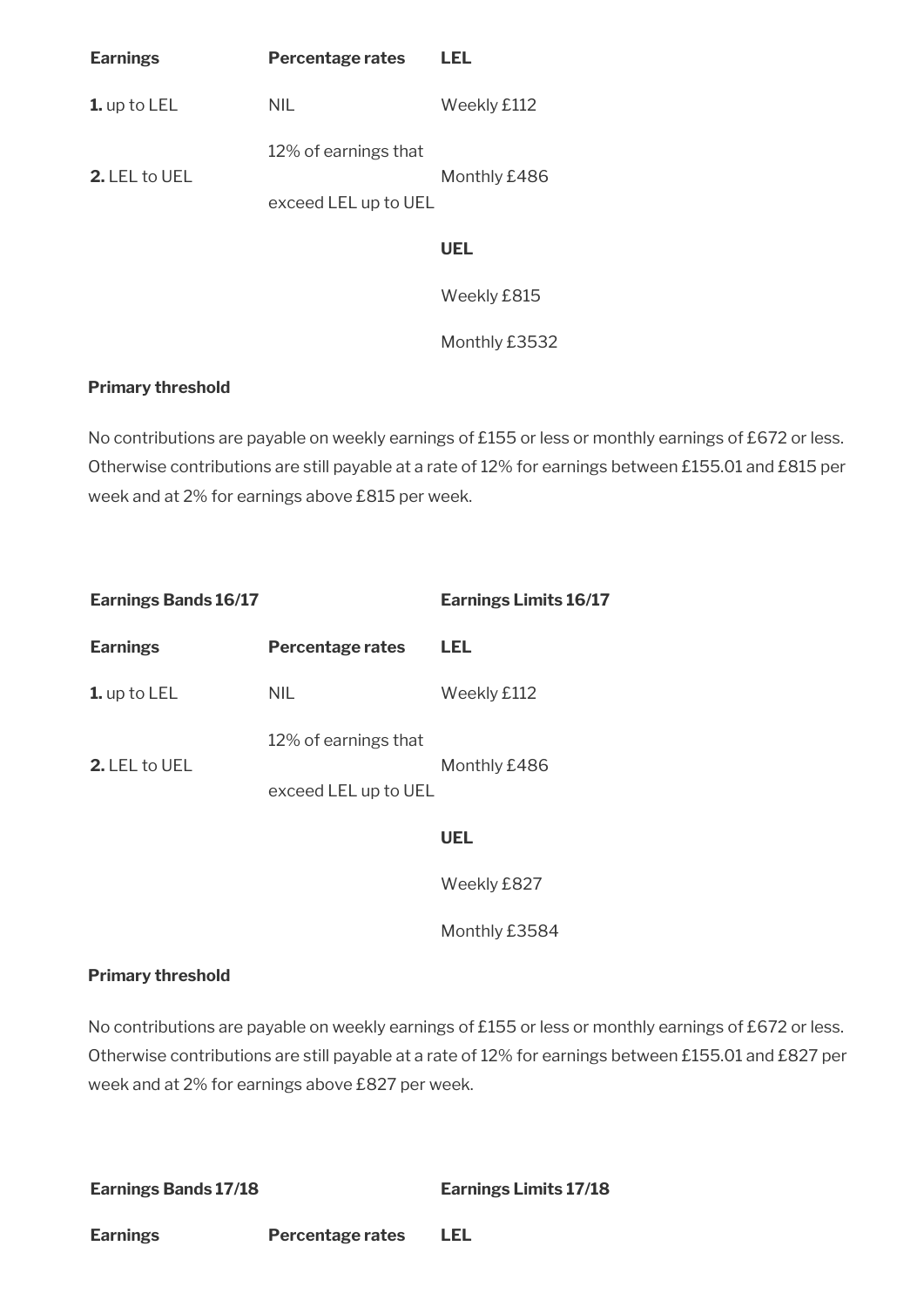| Earnings | Percentage rates | LEL |
|---|---|---|
| **1.** up to LEL | NIL | Weekly £112 |
| **2.** LEL to UEL | 12% of earnings that exceed LEL up to UEL | Monthly £486 |
| | | **UEL** |
| | | Weekly £815 |
| | | Monthly £3532 |

**Primary threshold**

No contributions are payable on weekly earnings of £155 or less or monthly earnings of £672 or less. Otherwise contributions are still payable at a rate of 12% for earnings between £155.01 and £815 per week and at 2% for earnings above £815 per week.

| Earnings Bands 16/17 | | Earnings Limits 16/17 |
|---|---|---|
| **Earnings** | **Percentage rates** | **LEL** |
| **1.** up to LEL | NIL | Weekly £112 |
| **2.** LEL to UEL | 12% of earnings that exceed LEL up to UEL | Monthly £486 |
| | | **UEL** |
| | | Weekly £827 |
| | | Monthly £3584 |

**Primary threshold**

No contributions are payable on weekly earnings of £155 or less or monthly earnings of £672 or less. Otherwise contributions are still payable at a rate of 12% for earnings between £155.01 and £827 per week and at 2% for earnings above £827 per week.

| Earnings Bands 17/18 | | Earnings Limits 17/18 |
|---|---|---|
| **Earnings** | **Percentage rates** | **LEL** |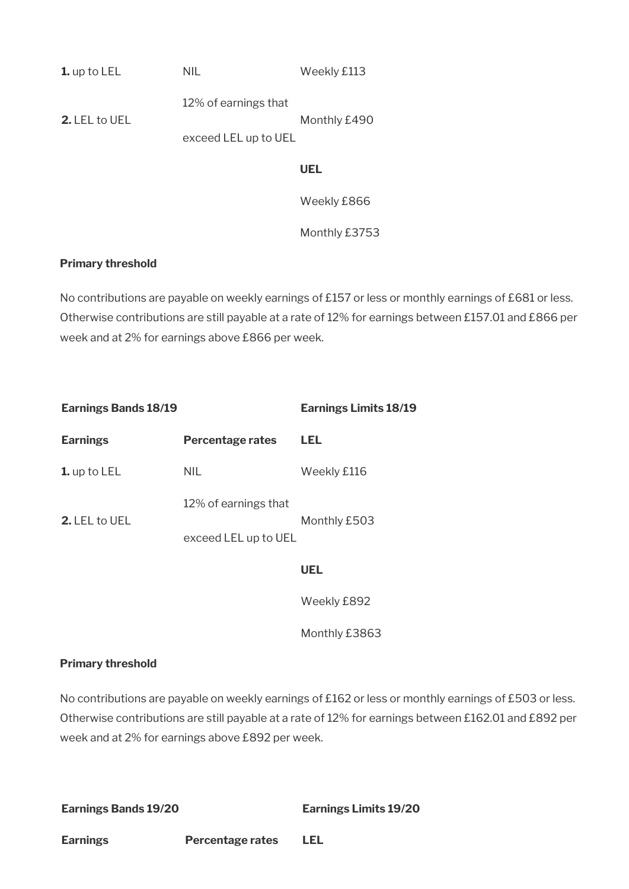| | | |
|---|---|---|
| **1.** up to LEL | NIL | Weekly £113 |
| **2.** LEL to UEL | 12% of earnings that exceed LEL up to UEL | Monthly £490 |
| | | **UEL** |
| | | Weekly £866 |
| | | Monthly £3753 |

**Primary threshold**

No contributions are payable on weekly earnings of £157 or less or monthly earnings of £681 or less. Otherwise contributions are still payable at a rate of 12% for earnings between £157.01 and £866 per week and at 2% for earnings above £866 per week.

| **Earnings Bands 18/19** | | **Earnings Limits 18/19** |
|---|---|---|
| **Earnings** | **Percentage rates** | **LEL** |
| **1.** up to LEL | NIL | Weekly £116 |
| **2.** LEL to UEL | 12% of earnings that exceed LEL up to UEL | Monthly £503 |
| | | **UEL** |
| | | Weekly £892 |
| | | Monthly £3863 |

**Primary threshold**

No contributions are payable on weekly earnings of £162 or less or monthly earnings of £503 or less. Otherwise contributions are still payable at a rate of 12% for earnings between £162.01 and £892 per week and at 2% for earnings above £892 per week.

| **Earnings Bands 19/20** | | **Earnings Limits 19/20** |
|---|---|---|
| **Earnings** | **Percentage rates** | **LEL** |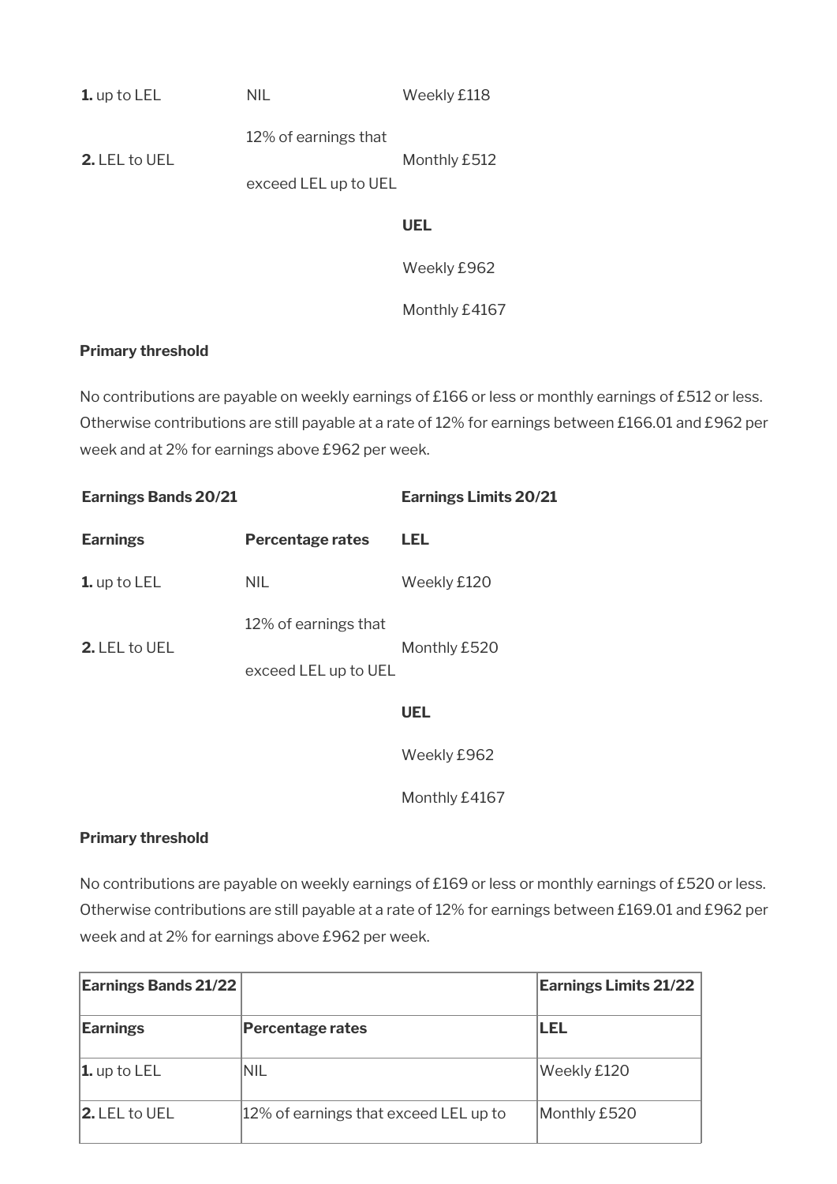| | | |
|---|---|---|
| **1.** up to LEL | NIL | Weekly £118 |
| **2.** LEL to UEL | 12% of earnings that exceed LEL up to UEL | Monthly £512 |
| | | **UEL** |
| | | Weekly £962 |
| | | Monthly £4167 |

**Primary threshold**

No contributions are payable on weekly earnings of £166 or less or monthly earnings of £512 or less. Otherwise contributions are still payable at a rate of 12% for earnings between £166.01 and £962 per week and at 2% for earnings above £962 per week.

| **Earnings Bands 20/21** | | **Earnings Limits 20/21** |
|---|---|---|
| **Earnings** | **Percentage rates** | **LEL** |
| **1.** up to LEL | NIL | Weekly £120 |
| **2.** LEL to UEL | 12% of earnings that exceed LEL up to UEL | Monthly £520 |
| | | **UEL** |
| | | Weekly £962 |
| | | Monthly £4167 |

**Primary threshold**

No contributions are payable on weekly earnings of £169 or less or monthly earnings of £520 or less. Otherwise contributions are still payable at a rate of 12% for earnings between £169.01 and £962 per week and at 2% for earnings above £962 per week.

| **Earnings Bands 21/22** | | **Earnings Limits 21/22** |
|---|---|---|
| **Earnings** | **Percentage rates** | **LEL** |
| **1.** up to LEL | NIL | Weekly £120 |
| **2.** LEL to UEL | 12% of earnings that exceed LEL up to | Monthly £520 |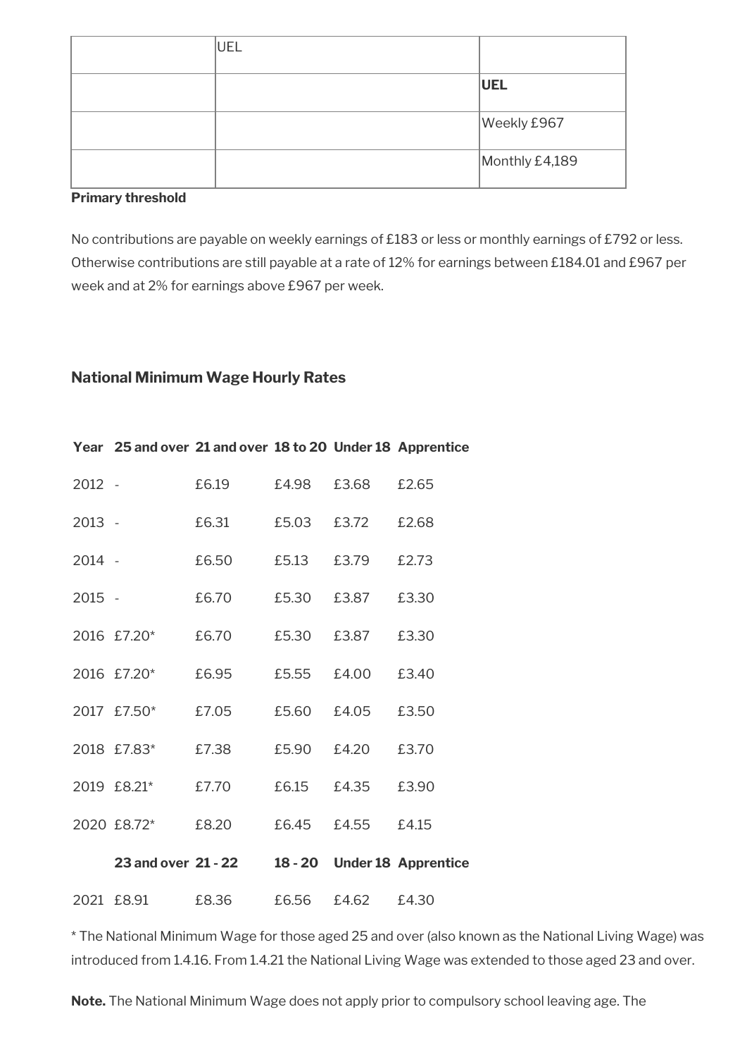| | UEL | |
|---|---|---|
| | | **UEL** |
| | | Weekly £967 |
| | | Monthly £4,189 |

**Primary threshold**

No contributions are payable on weekly earnings of £183 or less or monthly earnings of £792 or less. Otherwise contributions are still payable at a rate of 12% for earnings between £184.01 and £967 per week and at 2% for earnings above £967 per week.

### National Minimum Wage Hourly Rates

| Year | 25 and over | 21 and over | 18 to 20 | Under 18 | Apprentice |
|---|---|---|---|---|---|
| 2012 | - | £6.19 | £4.98 | £3.68 | £2.65 |
| 2013 | - | £6.31 | £5.03 | £3.72 | £2.68 |
| 2014 | - | £6.50 | £5.13 | £3.79 | £2.73 |
| 2015 | - | £6.70 | £5.30 | £3.87 | £3.30 |
| 2016 | £7.20* | £6.70 | £5.30 | £3.87 | £3.30 |
| 2016 | £7.20* | £6.95 | £5.55 | £4.00 | £3.40 |
| 2017 | £7.50* | £7.05 | £5.60 | £4.05 | £3.50 |
| 2018 | £7.83* | £7.38 | £5.90 | £4.20 | £3.70 |
| 2019 | £8.21* | £7.70 | £6.15 | £4.35 | £3.90 |
| 2020 | £8.72* | £8.20 | £6.45 | £4.55 | £4.15 |
| | **23 and over** | **21 - 22** | **18 - 20** | **Under 18** | **Apprentice** |
| 2021 | £8.91 | £8.36 | £6.56 | £4.62 | £4.30 |

* The National Minimum Wage for those aged 25 and over (also known as the National Living Wage) was introduced from 1.4.16. From 1.4.21 the National Living Wage was extended to those aged 23 and over.

**Note.** The National Minimum Wage does not apply prior to compulsory school leaving age. The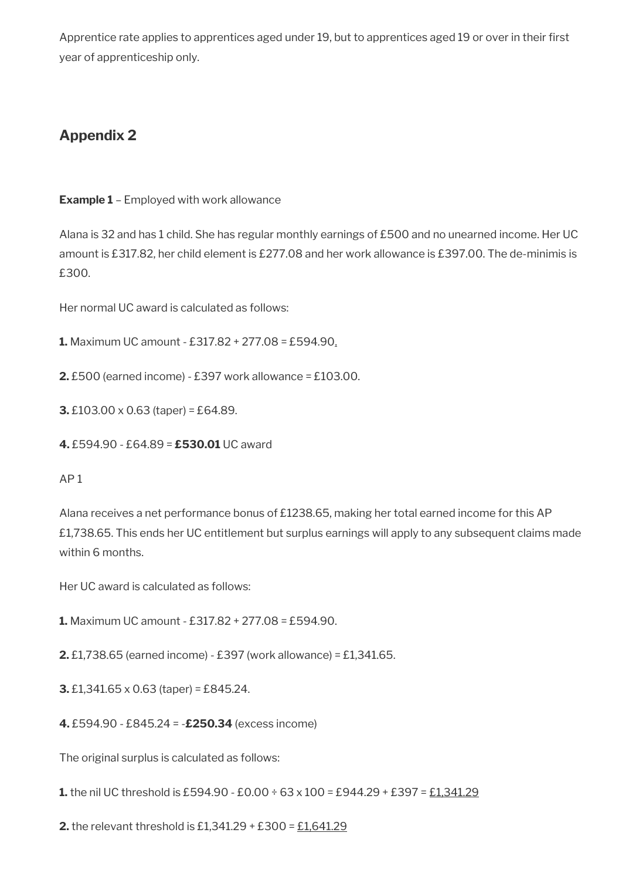Apprentice rate applies to apprentices aged under 19, but to apprentices aged 19 or over in their first year of apprenticeship only.

## Appendix 2

**Example 1** – Employed with work allowance

Alana is 32 and has 1 child. She has regular monthly earnings of £500 and no unearned income. Her UC amount is £317.82, her child element is £277.08 and her work allowance is £397.00. The de-minimis is £300.

Her normal UC award is calculated as follows:

**1.** Maximum UC amount - £317.82 + 277.08 = £594.90.

**2.** £500 (earned income) - £397 work allowance = £103.00.

**3.** £103.00 x 0.63 (taper) = £64.89.

**4.** £594.90 - £64.89 = **£530.01** UC award

AP 1

Alana receives a net performance bonus of £1238.65, making her total earned income for this AP £1,738.65. This ends her UC entitlement but surplus earnings will apply to any subsequent claims made within 6 months.

Her UC award is calculated as follows:

**1.** Maximum UC amount - £317.82 + 277.08 = £594.90.

**2.** £1,738.65 (earned income) - £397 (work allowance) = £1,341.65.

**3.** £1,341.65 x 0.63 (taper) = £845.24.

**4.** £594.90 - £845.24 = -**£250.34** (excess income)

The original surplus is calculated as follows:

**1.** the nil UC threshold is £594.90 - £0.00 ÷ 63 x 100 = £944.29 + £397 = £1,341.29

**2.** the relevant threshold is £1,341.29 + £300 = £1,641.29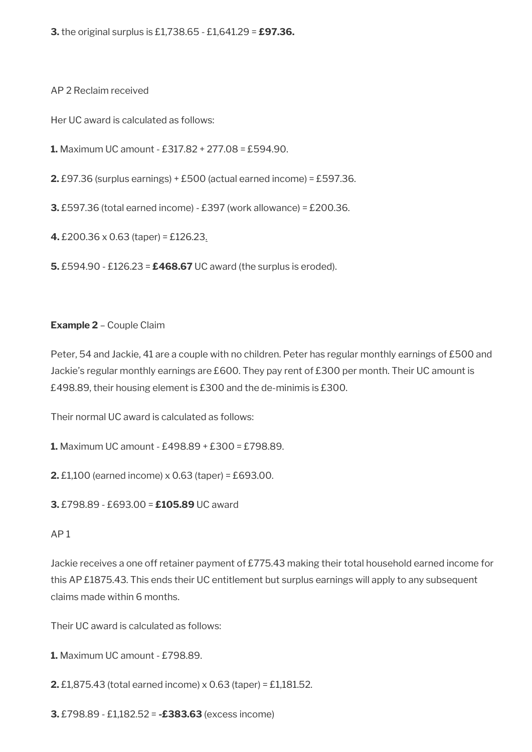**3.** the original surplus is £1,738.65 - £1,641.29 = **£97.36.**

AP 2 Reclaim received

Her UC award is calculated as follows:

**1.** Maximum UC amount - £317.82 + 277.08 = £594.90.

**2.** £97.36 (surplus earnings) + £500 (actual earned income) = £597.36.

**3.** £597.36 (total earned income) - £397 (work allowance) = £200.36.

**4.** £200.36 x 0.63 (taper) = £126.23.

**5.** £594.90 - £126.23 = **£468.67** UC award (the surplus is eroded).

**Example 2** – Couple Claim

Peter, 54 and Jackie, 41 are a couple with no children. Peter has regular monthly earnings of £500 and Jackie's regular monthly earnings are £600. They pay rent of £300 per month. Their UC amount is £498.89, their housing element is £300 and the de-minimis is £300.

Their normal UC award is calculated as follows:

**1.** Maximum UC amount - £498.89 + £300 = £798.89.

**2.** £1,100 (earned income) x 0.63 (taper) = £693.00.

**3.** £798.89 - £693.00 = **£105.89** UC award

AP 1

Jackie receives a one off retainer payment of £775.43 making their total household earned income for this AP £1875.43. This ends their UC entitlement but surplus earnings will apply to any subsequent claims made within 6 months.

Their UC award is calculated as follows:

**1.** Maximum UC amount - £798.89.

**2.** £1,875.43 (total earned income) x 0.63 (taper) = £1,181.52.

**3.** £798.89 - £1,182.52 = **-£383.63** (excess income)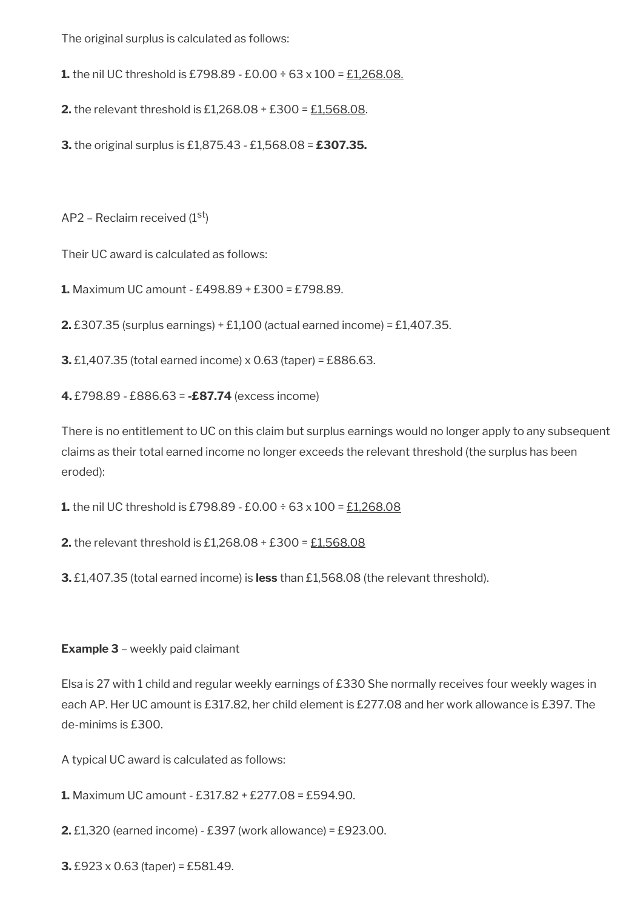The original surplus is calculated as follows:

**1.** the nil UC threshold is £798.89 - £0.00 ÷ 63 x 100 = £1,268.08.

**2.** the relevant threshold is £1,268.08 + £300 = £1,568.08.

**3.** the original surplus is £1,875.43 - £1,568.08 = **£307.35.**

AP2 – Reclaim received (1st)

Their UC award is calculated as follows:

**1.** Maximum UC amount - £498.89 + £300 = £798.89.

**2.** £307.35 (surplus earnings) + £1,100 (actual earned income) = £1,407.35.

**3.** £1,407.35 (total earned income) x 0.63 (taper) = £886.63.

**4.** £798.89 - £886.63 = **-£87.74** (excess income)

There is no entitlement to UC on this claim but surplus earnings would no longer apply to any subsequent claims as their total earned income no longer exceeds the relevant threshold (the surplus has been eroded):

**1.** the nil UC threshold is £798.89 - £0.00 ÷ 63 x 100 = £1,268.08

**2.** the relevant threshold is £1,268.08 + £300 = £1,568.08

**3.** £1,407.35 (total earned income) is **less** than £1,568.08 (the relevant threshold).

**Example 3** – weekly paid claimant

Elsa is 27 with 1 child and regular weekly earnings of £330 She normally receives four weekly wages in each AP. Her UC amount is £317.82, her child element is £277.08 and her work allowance is £397. The de-minims is £300.

A typical UC award is calculated as follows:

**1.** Maximum UC amount - £317.82 + £277.08 = £594.90.

**2.** £1,320 (earned income) - £397 (work allowance) = £923.00.

**3.** £923 x 0.63 (taper) = £581.49.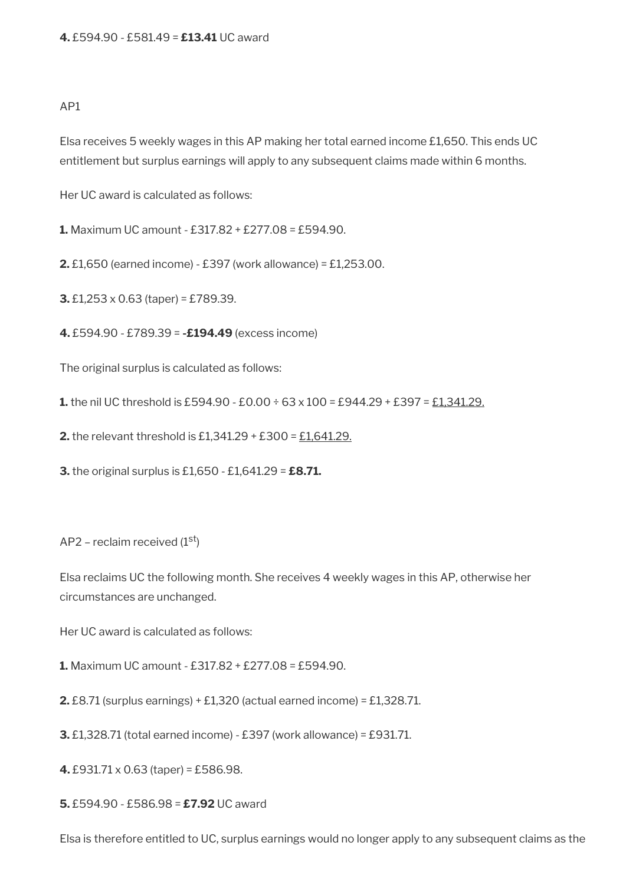**4.** £594.90 - £581.49 = **£13.41** UC award

AP1

Elsa receives 5 weekly wages in this AP making her total earned income £1,650. This ends UC entitlement but surplus earnings will apply to any subsequent claims made within 6 months.

Her UC award is calculated as follows:

**1.** Maximum UC amount - £317.82 + £277.08 = £594.90.

**2.** £1,650 (earned income) - £397 (work allowance) = £1,253.00.

**3.** £1,253 x 0.63 (taper) = £789.39.

**4.** £594.90 - £789.39 = **-£194.49** (excess income)

The original surplus is calculated as follows:

**1.** the nil UC threshold is £594.90 - £0.00 ÷ 63 x 100 = £944.29 + £397 = <u>£1,341.29.</u>

**2.** the relevant threshold is £1,341.29 + £300 = <u>£1,641.29.</u>

**3.** the original surplus is £1,650 - £1,641.29 = **£8.71.**

AP2 – reclaim received (1st)

Elsa reclaims UC the following month. She receives 4 weekly wages in this AP, otherwise her circumstances are unchanged.

Her UC award is calculated as follows:

**1.** Maximum UC amount - £317.82 + £277.08 = £594.90.

**2.** £8.71 (surplus earnings) + £1,320 (actual earned income) = £1,328.71.

**3.** £1,328.71 (total earned income) - £397 (work allowance) = £931.71.

**4.** £931.71 x 0.63 (taper) = £586.98.

**5.** £594.90 - £586.98 = **£7.92** UC award

Elsa is therefore entitled to UC, surplus earnings would no longer apply to any subsequent claims as the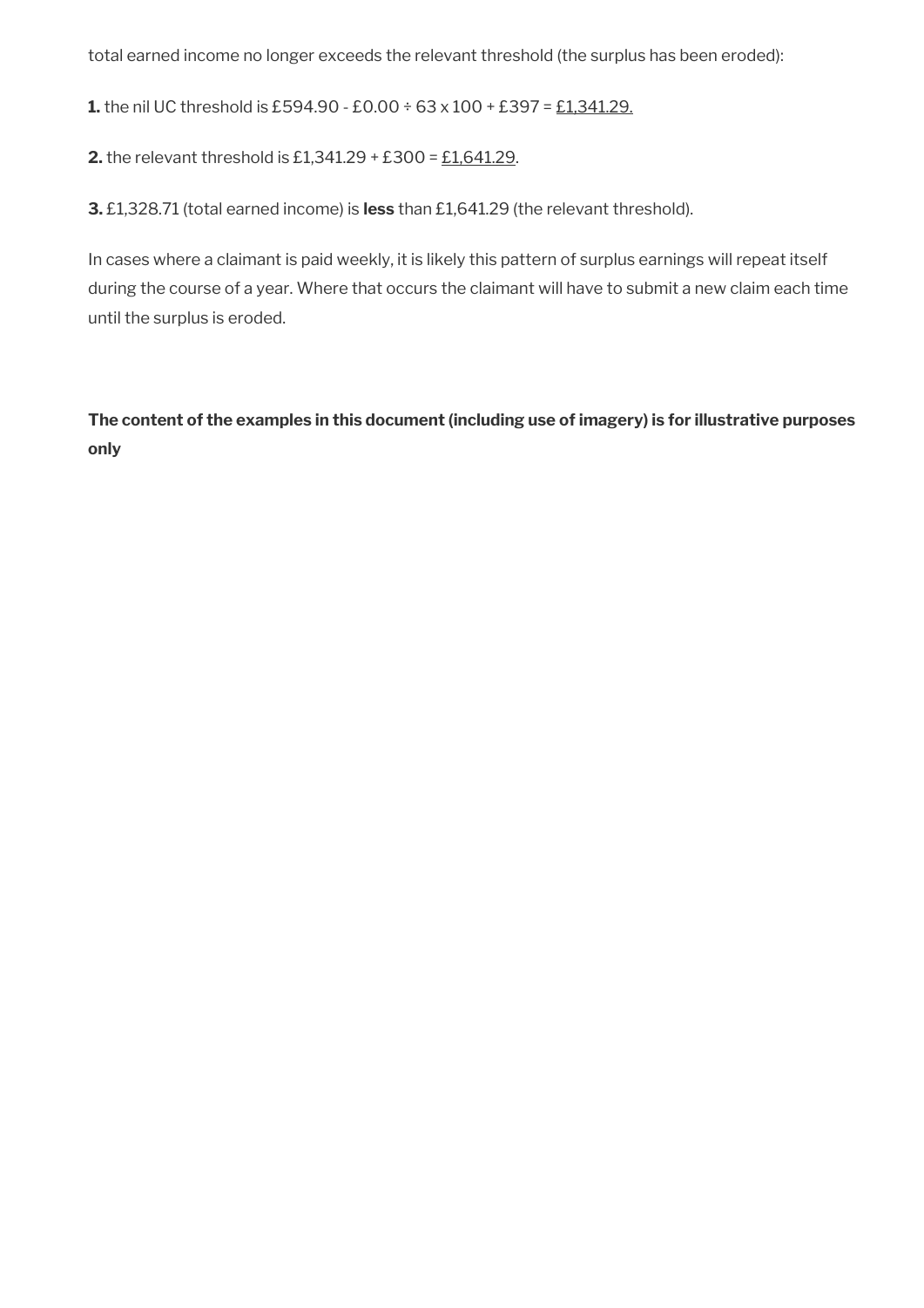total earned income no longer exceeds the relevant threshold (the surplus has been eroded):

**1.** the nil UC threshold is £594.90 - £0.00 ÷ 63 x 100 + £397 = £1,341.29.

**2.** the relevant threshold is £1,341.29 + £300 = £1,641.29.

**3.** £1,328.71 (total earned income) is **less** than £1,641.29 (the relevant threshold).

In cases where a claimant is paid weekly, it is likely this pattern of surplus earnings will repeat itself during the course of a year. Where that occurs the claimant will have to submit a new claim each time until the surplus is eroded.

**The content of the examples in this document (including use of imagery) is for illustrative purposes only**